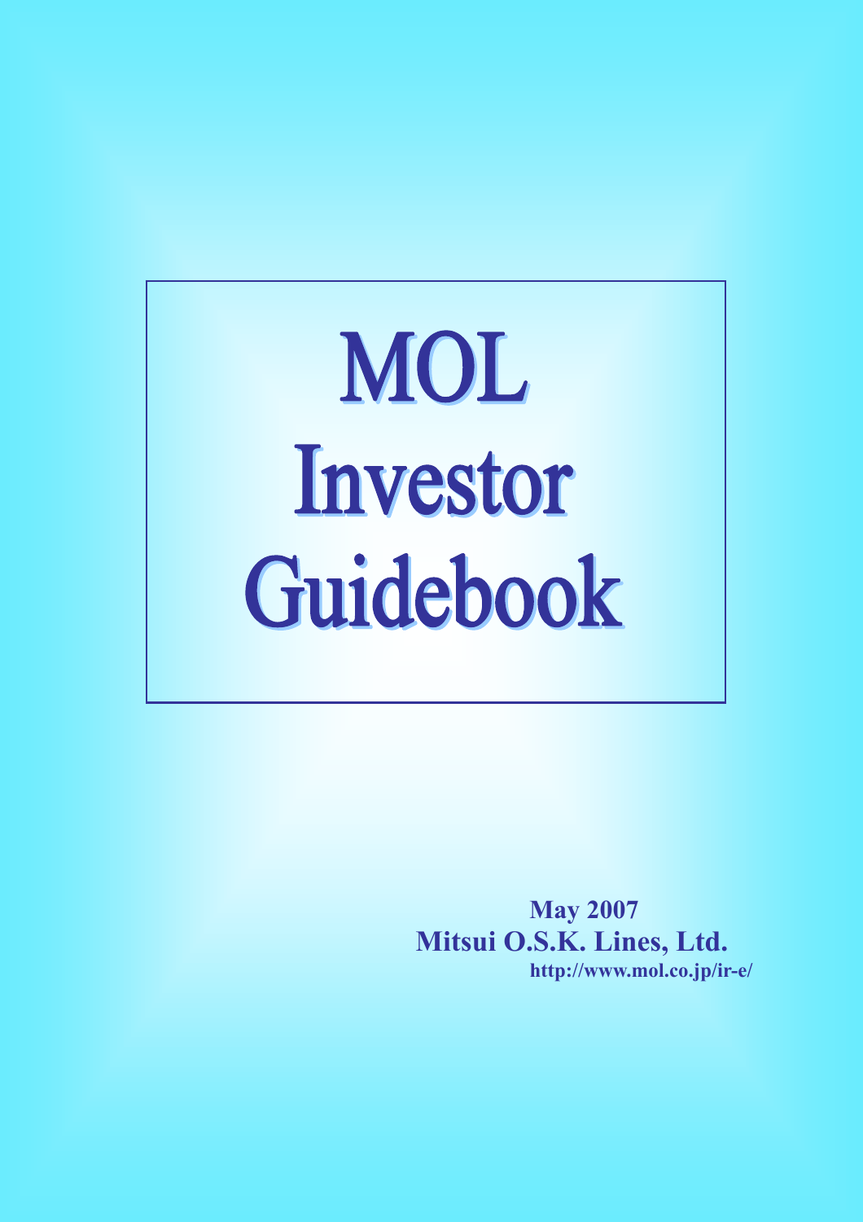# MOL Investor Guidebook

**May 2007**
**Mitsui O.S.K. Lines, Ltd.**
**http://www.mol.co.jp/ir-e/**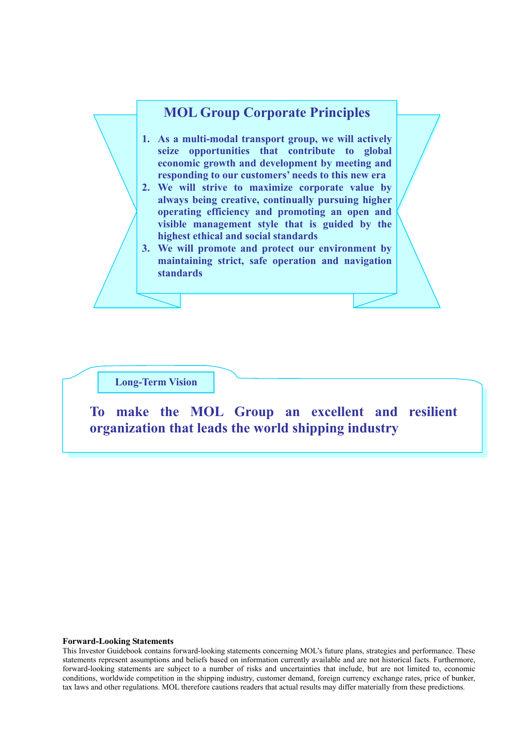## MOL Group Corporate Principles

1. **As a multi-modal transport group, we will actively seize opportunities that contribute to global economic growth and development by meeting and responding to our customers' needs to this new era**
2. **We will strive to maximize corporate value by always being creative, continually pursuing higher operating efficiency and promoting an open and visible management style that is guided by the highest ethical and social standards**
3. **We will promote and protect our environment by maintaining strict, safe operation and navigation standards**

### Long-Term Vision

**To make the MOL Group an excellent and resilient organization that leads the world shipping industry**

**Forward-Looking Statements**

This Investor Guidebook contains forward-looking statements concerning MOL's future plans, strategies and performance. These statements represent assumptions and beliefs based on information currently available and are not historical facts. Furthermore, forward-looking statements are subject to a number of risks and uncertainties that include, but are not limited to, economic conditions, worldwide competition in the shipping industry, customer demand, foreign currency exchange rates, price of bunker, tax laws and other regulations. MOL therefore cautions readers that actual results may differ materially from these predictions.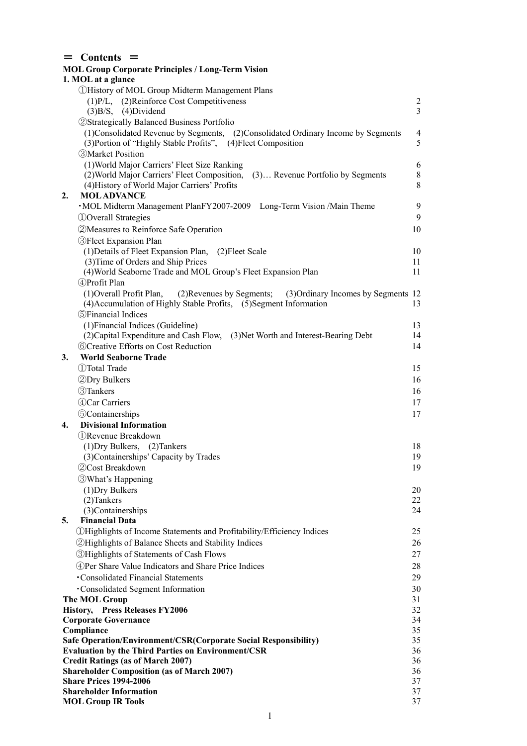# ＝ Contents ＝

| | |
|---|---|
| **MOL Group Corporate Principles / Long-Term Vision** | |
| **1. MOL at a glance** | |
| ①History of MOL Group Midterm Management Plans | |
| (1)P/L, (2)Reinforce Cost Competitiveness | 2 |
| (3)B/S, (4)Dividend | 3 |
| ②Strategically Balanced Business Portfolio | |
| (1)Consolidated Revenue by Segments, (2)Consolidated Ordinary Income by Segments | 4 |
| (3)Portion of "Highly Stable Profits", (4)Fleet Composition | 5 |
| ③Market Position | |
| (1)World Major Carriers' Fleet Size Ranking | 6 |
| (2)World Major Carriers' Fleet Composition, (3)… Revenue Portfolio by Segments | 8 |
| (4)History of World Major Carriers' Profits | 8 |
| **2. MOL ADVANCE** | |
| ・MOL Midterm Management PlanFY2007-2009 Long-Term Vision /Main Theme | 9 |
| ①Overall Strategies | 9 |
| ②Measures to Reinforce Safe Operation | 10 |
| ③Fleet Expansion Plan | |
| (1)Details of Fleet Expansion Plan, (2)Fleet Scale | 10 |
| (3)Time of Orders and Ship Prices | 11 |
| (4)World Seaborne Trade and MOL Group's Fleet Expansion Plan | 11 |
| ④Profit Plan | |
| (1)Overall Profit Plan, (2)Revenues by Segments; (3)Ordinary Incomes by Segments | 12 |
| (4)Accumulation of Highly Stable Profits, (5)Segment Information | 13 |
| ⑤Financial Indices | |
| (1)Financial Indices (Guideline) | 13 |
| (2)Capital Expenditure and Cash Flow, (3)Net Worth and Interest-Bearing Debt | 14 |
| ⑥Creative Efforts on Cost Reduction | 14 |
| **3. World Seaborne Trade** | |
| ①Total Trade | 15 |
| ②Dry Bulkers | 16 |
| ③Tankers | 16 |
| ④Car Carriers | 17 |
| ⑤Containerships | 17 |
| **4. Divisional Information** | |
| ①Revenue Breakdown | |
| (1)Dry Bulkers, (2)Tankers | 18 |
| (3)Containerships' Capacity by Trades | 19 |
| ②Cost Breakdown | 19 |
| ③What's Happening | |
| (1)Dry Bulkers | 20 |
| (2)Tankers | 22 |
| (3)Containerships | 24 |
| **5. Financial Data** | |
| ①Highlights of Income Statements and Profitability/Efficiency Indices | 25 |
| ②Highlights of Balance Sheets and Stability Indices | 26 |
| ③Highlights of Statements of Cash Flows | 27 |
| ④Per Share Value Indicators and Share Price Indices | 28 |
| ・Consolidated Financial Statements | 29 |
| ・Consolidated Segment Information | 30 |
| **The MOL Group** | 31 |
| **History, Press Releases FY2006** | 32 |
| **Corporate Governance** | 34 |
| **Compliance** | 35 |
| **Safe Operation/Environment/CSR(Corporate Social Responsibility)** | 35 |
| **Evaluation by the Third Parties on Environment/CSR** | 36 |
| **Credit Ratings (as of March 2007)** | 36 |
| **Shareholder Composition (as of March 2007)** | 36 |
| **Share Prices 1994-2006** | 37 |
| **Shareholder Information** | 37 |
| **MOL Group IR Tools** | 37 |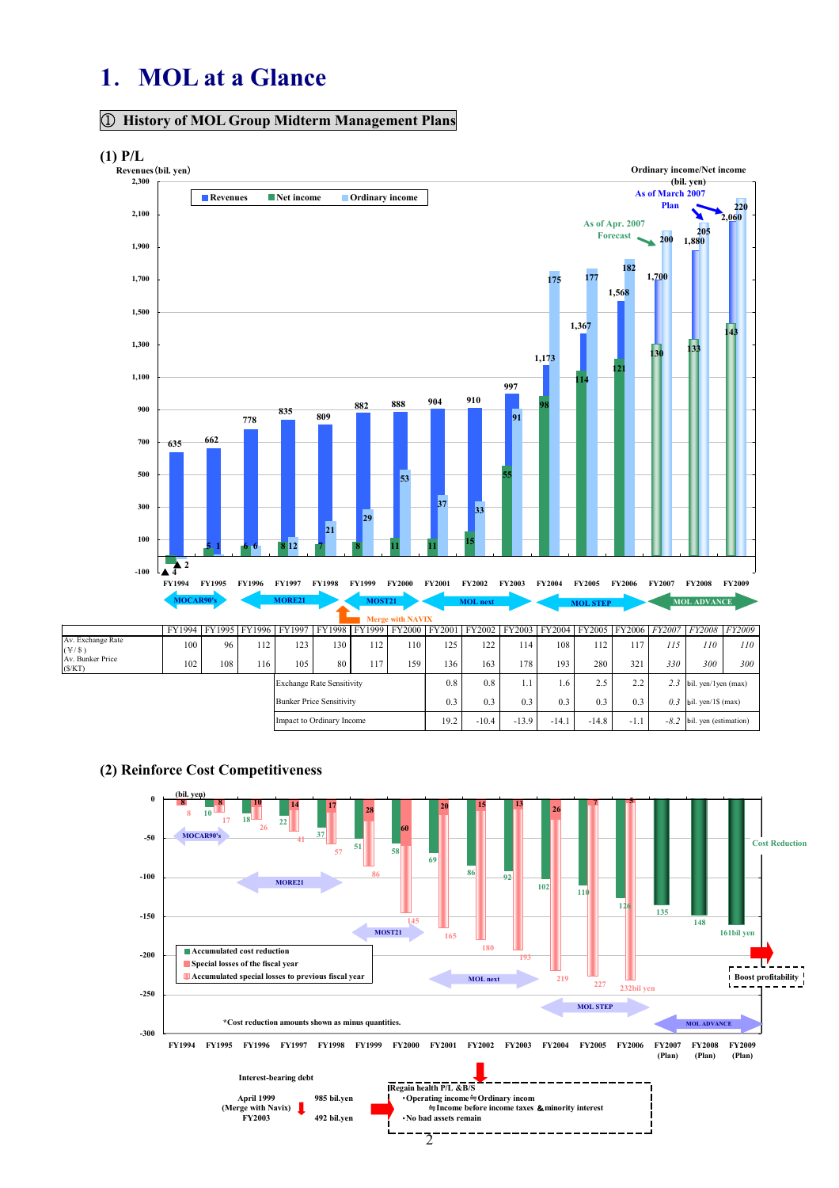# 1. MOL at a Glance

## ① History of MOL Group Midterm Management Plans

### (1) P/L

Revenues (bil. yen) / Ordinary income/Net income (bil. yen)

Legend: Revenues, Net income, Ordinary income

As of March 2007 Plan

As of Apr. 2007 Forecast

| | FY1994 | FY1995 | FY1996 | FY1997 | FY1998 | FY1999 | FY2000 | FY2001 | FY2002 | FY2003 | FY2004 | FY2005 | FY2006 | FY2007 | FY2008 | FY2009 |
|---|---|---|---|---|---|---|---|---|---|---|---|---|---|---|---|---|
| Revenues | 635 | 662 | 778 | 835 | 809 | 882 | 888 | 904 | 910 | 997 | 1,173 | 1,367 | 1,568 | 1,700 | 1,880 | 2,060 |
| Net income | ▲4 | 5 | 6 | 8 | 7 | 8 | 11 | 11 | 15 | 55 | 98 | 114 | 121 | 130 | 133 | 143 |
| Ordinary income | ▲2 | 1 | 6 | 12 | 21 | 29 | 53 | 37 | 33 | 91 | 175 | 177 | 182 | 200 | 205 | 220 |

Midterm plans: MOCAR90's / MORE21 / MOST21 / MOL next / MOL STEP / MOL ADVANCE

Merge with NAVIX

| | FY1994 | FY1995 | FY1996 | FY1997 | FY1998 | FY1999 | FY2000 | FY2001 | FY2002 | FY2003 | FY2004 | FY2005 | FY2006 | *FY2007* | *FY2008* | *FY2009* |
|---|---|---|---|---|---|---|---|---|---|---|---|---|---|---|---|---|
| Av. Exchange Rate (¥/ $ ) | 100 | 96 | 112 | 123 | 130 | 112 | 110 | 125 | 122 | 114 | 108 | 112 | 117 | *115* | *110* | *110* |
| Av. Bunker Price ($/KT) | 102 | 108 | 116 | 105 | 80 | 117 | 159 | 136 | 163 | 178 | 193 | 280 | 321 | *330* | *300* | *300* |

| | FY2001 | FY2002 | FY2003 | FY2004 | FY2005 | FY2006 | *FY2007* | |
|---|---|---|---|---|---|---|---|---|
| Exchange Rate Sensitivity | 0.8 | 0.8 | 1.1 | 1.6 | 2.5 | 2.2 | *2.3* | bil. yen/1yen (max) |
| Bunker Price Sensitivity | 0.3 | 0.3 | 0.3 | 0.3 | 0.3 | 0.3 | *0.3* | bil. yen/1$ (max) |
| Impact to Ordinary Income | 19.2 | -10.4 | -13.9 | -14.1 | -14.8 | -1.1 | *-8.2* | bil. yen (estimation) |

### (2) Reinforce Cost Competitiveness

(bil. yen)

| | FY1994 | FY1995 | FY1996 | FY1997 | FY1998 | FY1999 | FY2000 | FY2001 | FY2002 | FY2003 | FY2004 | FY2005 | FY2006 | FY2007 (Plan) | FY2008 (Plan) | FY2009 (Plan) |
|---|---|---|---|---|---|---|---|---|---|---|---|---|---|---|---|---|
| Accumulated cost reduction | | 10 | 18 | 22 | 37 | 51 | 58 | 69 | 86 | 92 | 102 | 110 | 126 | 135 | 148 | 161bil yen |
| Special losses of the fiscal year | 8 | 8 | 10 | 14 | 17 | 28 | 60 | 20 | 15 | 13 | 26 | 7 | 5 | | | |
| Accumulated special losses to previous fiscal year | 8 | 17 | 26 | 41 | 57 | 86 | 145 | 165 | 180 | 193 | 219 | 227 | 232bil yen | | | |

Midterm plans: MOCAR90's / MORE21 / MOST21 / MOL next / MOL STEP / MOL ADVANCE

Cost Reduction → Boost profitability

*Cost reduction amounts shown as minus quantities.

**Interest-bearing debt**

| | |
|---|---|
| April 1999 (Merge with Navix) | 985 bil.yen |
| FY2003 | 492 bil.yen |

**Regain health P/L &B/S**

- Operating income≒Ordinary incom ≒Income before income taxes &minority interest
- No bad assets remain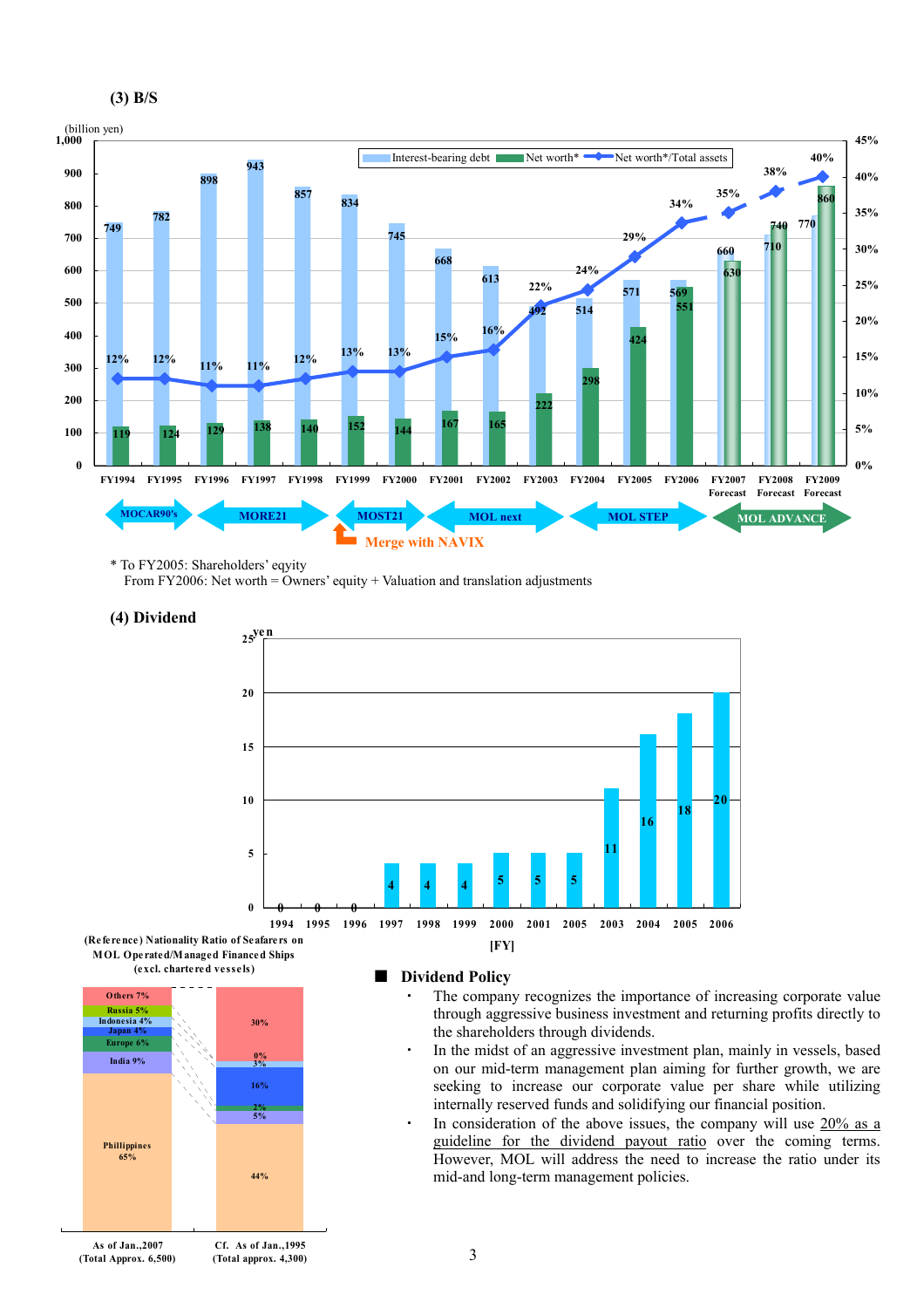### (3) B/S

(billion yen)

| | FY1994 | FY1995 | FY1996 | FY1997 | FY1998 | FY1999 | FY2000 | FY2001 | FY2002 | FY2003 | FY2004 | FY2005 | FY2006 | FY2007 Forecast | FY2008 Forecast | FY2009 Forecast |
|---|---|---|---|---|---|---|---|---|---|---|---|---|---|---|---|---|
| Interest-bearing debt | 749 | 782 | 898 | 943 | 857 | 834 | 745 | 668 | 613 | 492 | 514 | 571 | 569 | 660 | 710 | 770 |
| Net worth* | 119 | 124 | 129 | 138 | 140 | 152 | 144 | 167 | 165 | 222 | 298 | 424 | 551 | 630 | 740 | 860 |
| Net worth*/Total assets | 12% | 12% | 11% | 11% | 12% | 13% | 13% | 15% | 16% | 22% | 24% | 29% | 34% | 35% | 38% | 40% |

Mid-term management plans: MOCAR90's, MORE21, MOST21, MOL next, MOL STEP, MOL ADVANCE

Merge with NAVIX

\* To FY2005: Shareholders' eqyity
From FY2006: Net worth = Owners' equity + Valuation and translation adjustments

### (4) Dividend

yen

| [FY] | 1994 | 1995 | 1996 | 1997 | 1998 | 1999 | 2000 | 2001 | 2005 | 2003 | 2004 | 2005 | 2006 |
|---|---|---|---|---|---|---|---|---|---|---|---|---|---|
| Dividend | 0 | 0 | 0 | 4 | 4 | 4 | 5 | 5 | 5 | 11 | 16 | 18 | 20 |

(Reference) Nationality Ratio of Seafarers on MOL Operated/Managed Financed Ships (excl. chartered vessels)

| | As of Jan.,2007 (Total Approx. 6,500) | Cf. As of Jan.,1995 (Total approx. 4,300) |
|---|---|---|
| Others | 7% | 30% |
| Russia | 5% | 0% |
| Indonesia | 4% | 3% |
| Japan | 4% | 16% |
| Europe | 6% | 2% |
| India | 9% | 5% |
| Phillippines | 65% | 44% |

## Dividend Policy

- The company recognizes the importance of increasing corporate value through aggressive business investment and returning profits directly to the shareholders through dividends.
- In the midst of an aggressive investment plan, mainly in vessels, based on our mid-term management plan aiming for further growth, we are seeking to increase our corporate value per share while utilizing internally reserved funds and solidifying our financial position.
- In consideration of the above issues, the company will use 20% as a guideline for the dividend payout ratio over the coming terms. However, MOL will address the need to increase the ratio under its mid-and long-term management policies.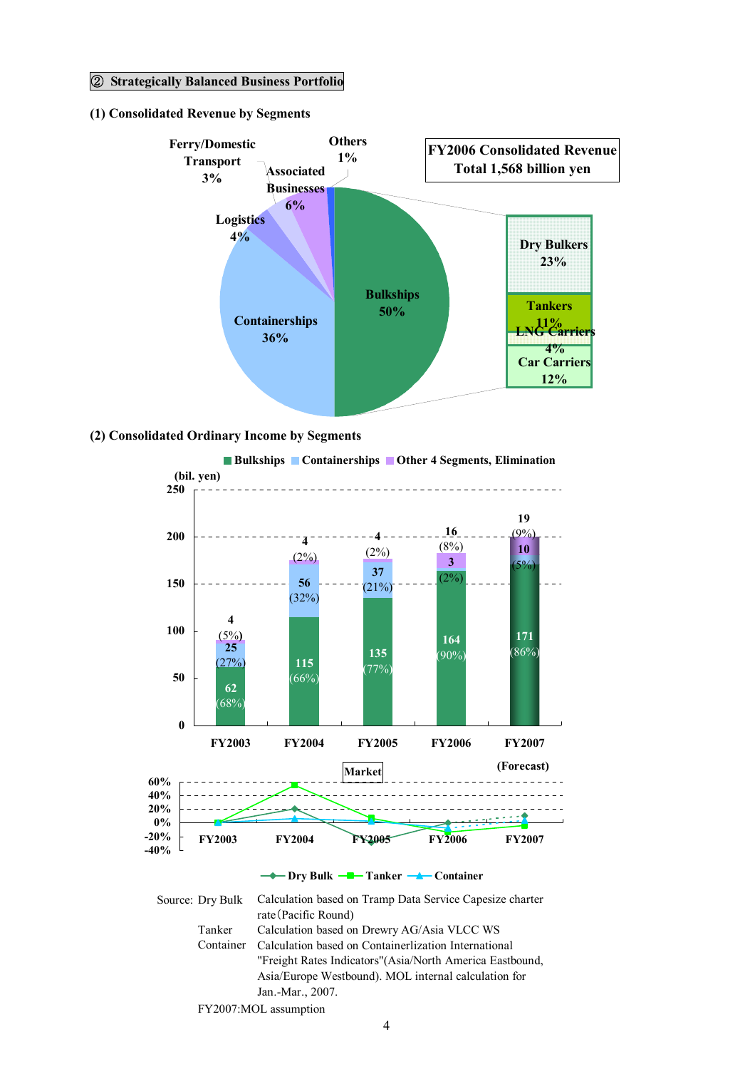## ② Strategically Balanced Business Portfolio

### (1) Consolidated Revenue by Segments

**FY2006 Consolidated Revenue Total 1,568 billion yen**

| Segment | Share |
|---|---|
| Bulkships | 50% |
| – Dry Bulkers | 23% |
| – Tankers | 11% |
| – LNG Carriers | 4% |
| – Car Carriers | 12% |
| Containerships | 36% |
| Logistics | 4% |
| Ferry/Domestic Transport | 3% |
| Associated Businesses | 6% |
| Others | 1% |

### (2) Consolidated Ordinary Income by Segments

(bil. yen)

| | FY2003 | FY2004 | FY2005 | FY2006 | FY2007 (Forecast) |
|---|---|---|---|---|---|
| Bulkships | 62 (68%) | 115 (66%) | 135 (77%) | 164 (90%) | 171 (86%) |
| Containerships | 25 (27%) | 56 (32%) | 37 (21%) | 3 (2%) | 10 (5%) |
| Other 4 Segments, Elimination | 4 (5%) | 4 (2%) | 4 (2%) | 16 (8%) | 19 (9%) |

**Market**

(Line chart: Dry Bulk, Tanker, Container market change, FY2003–FY2007)

Source: Dry Bulk Calculation based on Tramp Data Service Capesize charter rate (Pacific Round)

Tanker Calculation based on Drewry AG/Asia VLCC WS

Container Calculation based on Containerlization International "Freight Rates Indicators"(Asia/North America Eastbound, Asia/Europe Westbound). MOL internal calculation for Jan.-Mar., 2007.

FY2007:MOL assumption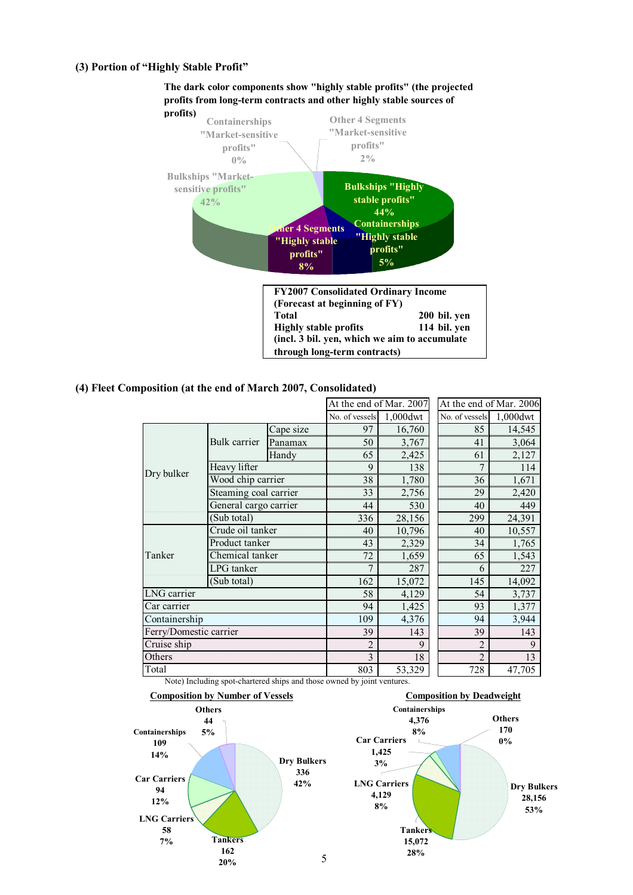### (3) Portion of "Highly Stable Profit"

**The dark color components show "highly stable profits" (the projected profits from long-term contracts and other highly stable sources of profits)**

Containerships "Market-sensitive profits" 0%

Other 4 Segments "Market-sensitive profits" 2%

Bulkships "Market-sensitive profits" 42%

Bulkships "Highly stable profits" 44%

Other 4 Segments "Highly stable profits" 8%

Containerships "Highly stable profits" 5%

| FY2007 Consolidated Ordinary Income (Forecast at beginning of FY) | |
|---|---|
| Total | 200 bil. yen |
| Highly stable profits | 114 bil. yen |
| (incl. 3 bil. yen, which we aim to accumulate through long-term contracts) | |

### (4) Fleet Composition (at the end of March 2007, Consolidated)

| | | | At the end of Mar. 2007 | | At the end of Mar. 2006 | |
|---|---|---|---|---|---|---|
| | | | No. of vessels | 1,000dwt | No. of vessels | 1,000dwt |
| Dry bulker | Bulk carrier | Cape size | 97 | 16,760 | 85 | 14,545 |
| | | Panamax | 50 | 3,767 | 41 | 3,064 |
| | | Handy | 65 | 2,425 | 61 | 2,127 |
| | Heavy lifter | | 9 | 138 | 7 | 114 |
| | Wood chip carrier | | 38 | 1,780 | 36 | 1,671 |
| | Steaming coal carrier | | 33 | 2,756 | 29 | 2,420 |
| | General cargo carrier | | 44 | 530 | 40 | 449 |
| | (Sub total) | | 336 | 28,156 | 299 | 24,391 |
| Tanker | Crude oil tanker | | 40 | 10,796 | 40 | 10,557 |
| | Product tanker | | 43 | 2,329 | 34 | 1,765 |
| | Chemical tanker | | 72 | 1,659 | 65 | 1,543 |
| | LPG tanker | | 7 | 287 | 6 | 227 |
| | (Sub total) | | 162 | 15,072 | 145 | 14,092 |
| LNG carrier | | | 58 | 4,129 | 54 | 3,737 |
| Car carrier | | | 94 | 1,425 | 93 | 1,377 |
| Containership | | | 109 | 4,376 | 94 | 3,944 |
| Ferry/Domestic carrier | | | 39 | 143 | 39 | 143 |
| Cruise ship | | | 2 | 9 | 2 | 9 |
| Others | | | 3 | 18 | 2 | 13 |
| Total | | | 803 | 53,329 | 728 | 47,705 |

Note) Including spot-chartered ships and those owned by joint ventures.

**Composition by Number of Vessels**

Dry Bulkers 336 42%; Tankers 162 20%; LNG Carriers 58 7%; Car Carriers 94 12%; Containerships 109 14%; Others 44 5%

**Composition by Deadweight**

Dry Bulkers 28,156 53%; Tankers 15,072 28%; LNG Carriers 4,129 8%; Car Carriers 1,425 3%; Containerships 4,376 8%; Others 170 0%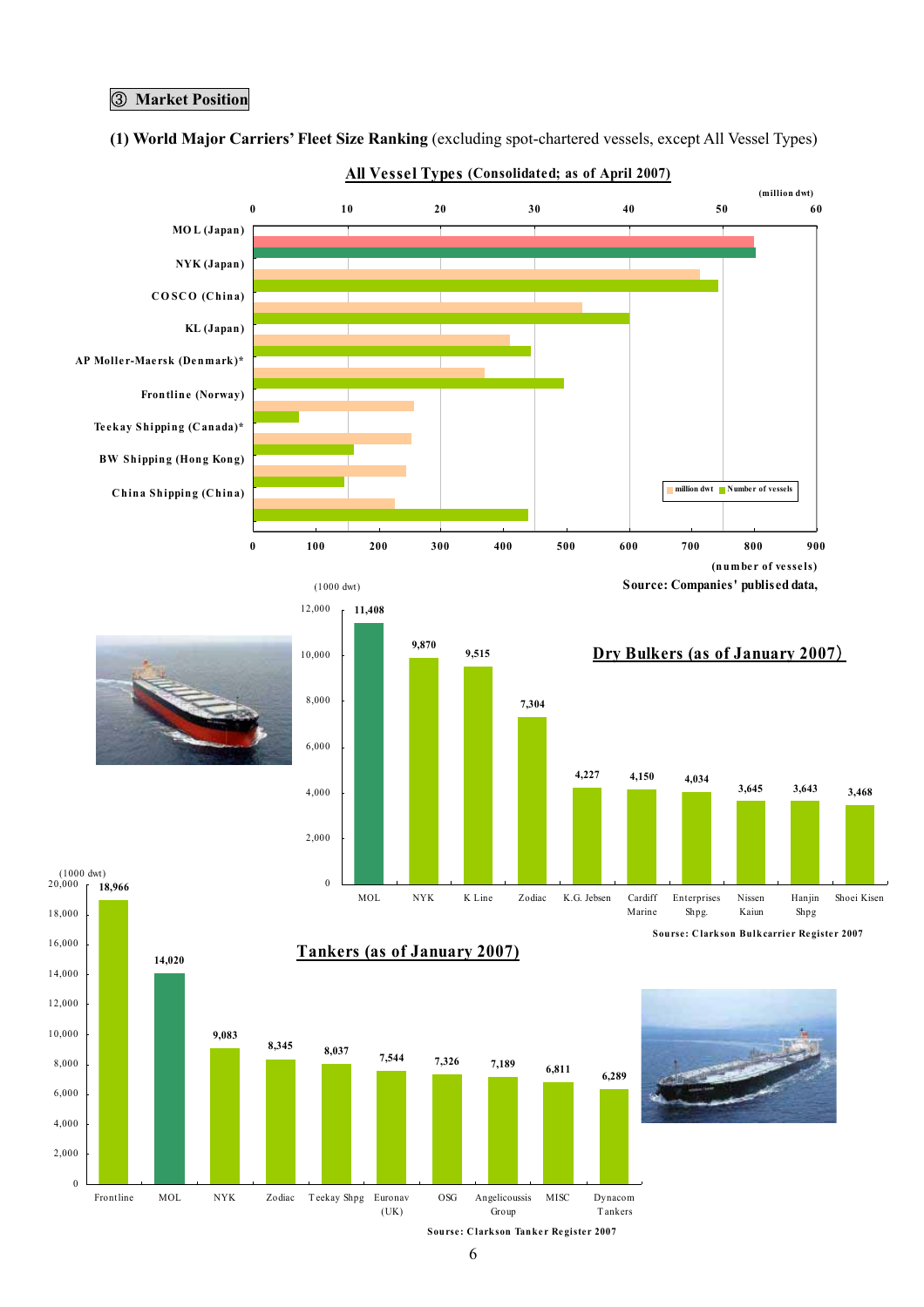### ③ Market Position

**(1) World Major Carriers' Fleet Size Ranking** (excluding spot-chartered vessels, except All Vessel Types)

**All Vessel Types (Consolidated; as of April 2007)**

(million dwt) / (number of vessels)

| Company | million dwt | Number of vessels |
|---|---|---|
| MOL (Japan) | | |
| NYK (Japan) | | |
| COSCO (China) | | |
| KL (Japan) | | |
| AP Moller-Maersk (Denmark)* | | |
| Frontline (Norway) | | |
| Teekay Shipping (Canada)* | | |
| BW Shipping (Hong Kong) | | |
| China Shipping (China) | | |

Source: Companies' publised data,

**Dry Bulkers (as of January 2007)**

(1000 dwt)

| Company | 1000 dwt |
|---|---|
| MOL | 11,408 |
| NYK | 9,870 |
| K Line | 9,515 |
| Zodiac | 7,304 |
| K.G. Jebsen | 4,227 |
| Cardiff Marine | 4,150 |
| Enterprises Shpg. | 4,034 |
| Nissen Kaiun | 3,645 |
| Hanjin Shpg | 3,643 |
| Shoei Kisen | 3,468 |

Sourse: Clarkson Bulkcarrier Register 2007

**Tankers (as of January 2007)**

(1000 dwt)

| Company | 1000 dwt |
|---|---|
| Frontline | 18,966 |
| MOL | 14,020 |
| NYK | 9,083 |
| Zodiac | 8,345 |
| Teekay Shpg | 8,037 |
| Euronav (UK) | 7,544 |
| OSG | 7,326 |
| Angelicoussis Group | 7,189 |
| MISC | 6,811 |
| Dynacom Tankers | 6,289 |

Sourse: Clarkson Tanker Register 2007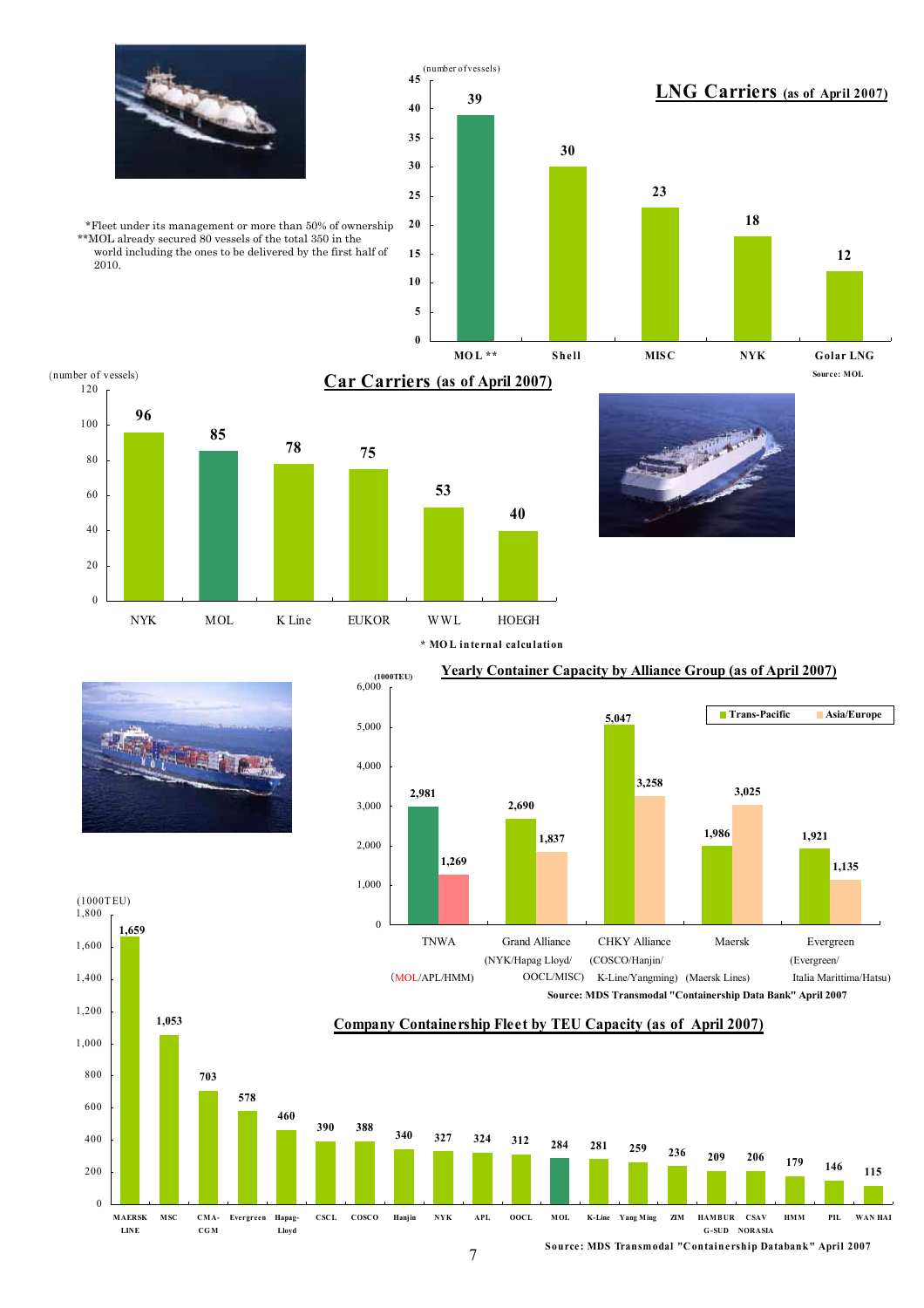## LNG Carriers (as of April 2007)

(number of vessels)

| Company | Vessels |
|---|---|
| MOL ** | 39 |
| Shell | 30 |
| MISC | 23 |
| NYK | 18 |
| Golar LNG | 12 |

Source: MOL

*Fleet under its management or more than 50% of ownership
**MOL already secured 80 vessels of the total 350 in the world including the ones to be delivered by the first half of 2010.

## Car Carriers (as of April 2007)

(number of vessels)

| Company | Vessels |
|---|---|
| NYK | 96 |
| MOL | 85 |
| K Line | 78 |
| EUKOR | 75 |
| WWL | 53 |
| HOEGH | 40 |

* MOL internal calculation

## Yearly Container Capacity by Alliance Group (as of April 2007)

(1000TEU)

| Alliance Group | Trans-Pacific | Asia/Europe |
|---|---|---|
| TNWA (MOL/APL/HMM) | 2,981 | 1,269 |
| Grand Alliance (NYK/Hapag Lloyd/OOCL/MISC) | 2,690 | 1,837 |
| CHKY Alliance (COSCO/Hanjin/K-Line/Yangming) | 5,047 | 3,258 |
| Maersk (Maersk Lines) | 1,986 | 3,025 |
| Evergreen (Evergreen/Italia Marittima/Hatsu) | 1,921 | 1,135 |

Source: MDS Transmodal "Containership Data Bank" April 2007

## Company Containership Fleet by TEU Capacity (as of April 2007)

(1000TEU)

| Company | Capacity |
|---|---|
| MAERSK LINE | 1,659 |
| MSC | 1,053 |
| CMA-CGM | 703 |
| Evergreen | 578 |
| Hapag-Lloyd | 460 |
| CSCL | 390 |
| COSCO | 388 |
| Hanjin | 340 |
| NYK | 327 |
| APL | 324 |
| OOCL | 312 |
| MOL | 284 |
| K-Line | 281 |
| Yang Ming | 259 |
| ZIM | 236 |
| HAMBUR G-SUD | 209 |
| CSAV NORASIA | 206 |
| HMM | 179 |
| PIL | 146 |
| WAN HAI | 115 |

Source: MDS Transmodal "Containership Databank" April 2007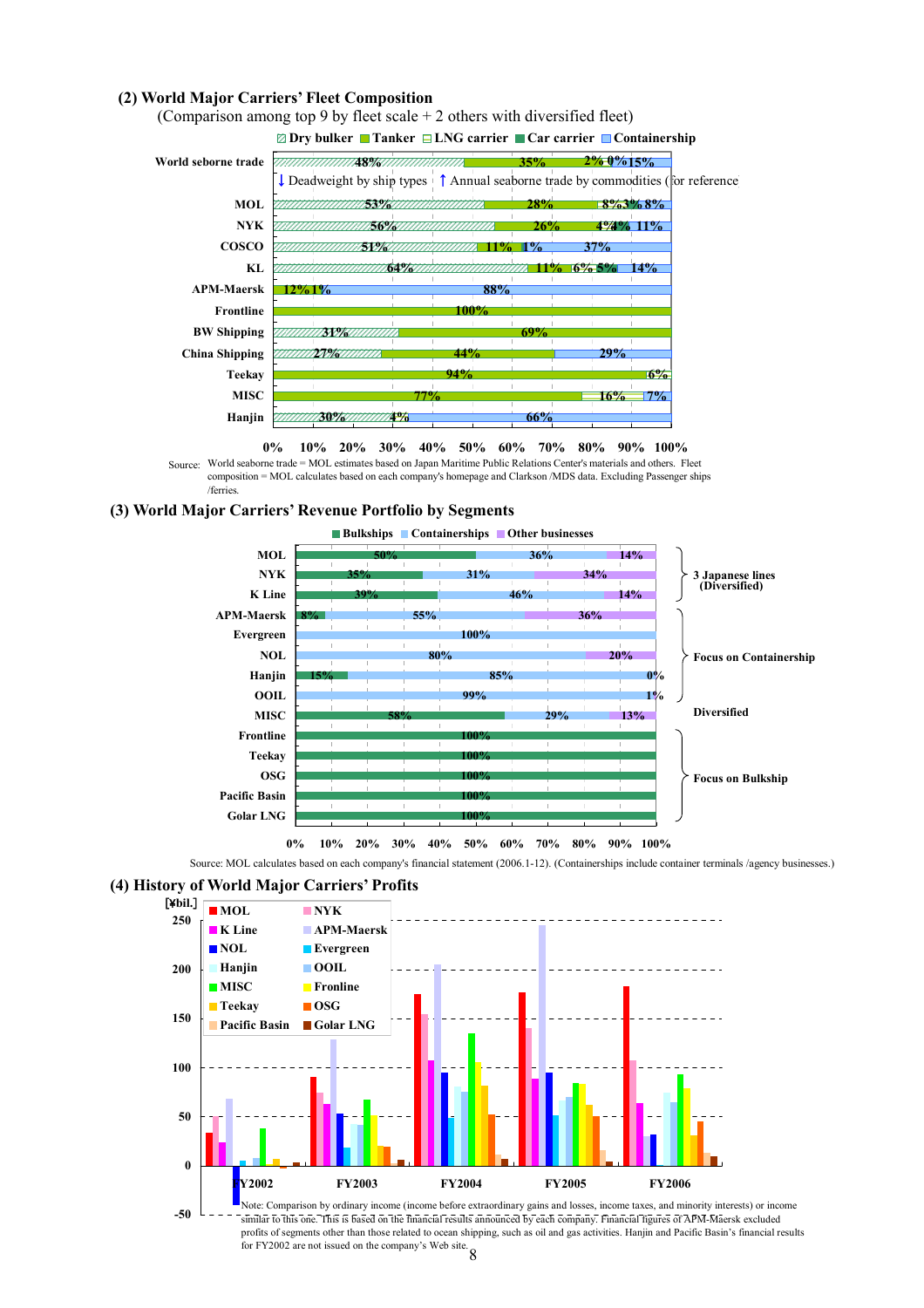### (2) World Major Carriers' Fleet Composition

(Comparison among top 9 by fleet scale + 2 others with diversified fleet)

| | Dry bulker | Tanker | LNG carrier | Car carrier | Containership |
|---|---|---|---|---|---|
| World seborne trade | 48% | 35% | 2% | 0% | 15% |
| MOL | 53% | 28% | 8% | 3% | 8% |
| NYK | 56% | 26% | 4% | 4% | 11% |
| COSCO | 51% | 11% | | 1% | 37% |
| KL | 64% | 11% | 6% | 5% | 14% |
| APM-Maersk | | 12% | 1% | | 88% |
| Frontline | | 100% | | | |
| BW Shipping | 31% | 69% | | | |
| China Shipping | 27% | 44% | | | 29% |
| Teekay | | 94% | 6% | | |
| MISC | | 77% | 16% | | 7% |
| Hanjin | 30% | 4% | | | 66% |

↓ Deadweight by ship types ↑ Annual seaborne trade by commodities (for reference)

Source: World seaborne trade = MOL estimates based on Japan Maritime Public Relations Center's materials and others. Fleet composition = MOL calculates based on each company's homepage and Clarkson /MDS data. Excluding Passenger ships /ferries.

### (3) World Major Carriers' Revenue Portfolio by Segments

| | Bulkships | Containerships | Other businesses | |
|---|---|---|---|---|
| MOL | 50% | 36% | 14% | 3 Japanese lines (Diversified) |
| NYK | 35% | 31% | 34% | |
| K Line | 39% | 46% | 14% | |
| APM-Maersk | 8% | 55% | 36% | Focus on Containership |
| Evergreen | | 100% | | |
| NOL | | 80% | 20% | |
| Hanjin | 15% | 85% | 0% | |
| OOIL | | 99% | 1% | |
| MISC | 58% | 29% | 13% | Diversified |
| Frontline | 100% | | | Focus on Bulkship |
| Teekay | 100% | | | |
| OSG | 100% | | | |
| Pacific Basin | 100% | | | |
| Golar LNG | 100% | | | |

Source: MOL calculates based on each company's financial statement (2006.1-12). (Containerships include container terminals /agency businesses.)

### (4) History of World Major Carriers' Profits

[¥bil.]

Legend: MOL, NYK, K Line, APM-Maersk, NOL, Evergreen, Hanjin, OOIL, MISC, Frontline, Teekay, OSG, Pacific Basin, Golar LNG

Years: FY2002, FY2003, FY2004, FY2005, FY2006

Note: Comparison by ordinary income (income before extraordinary gains and losses, income taxes, and minority interests) or income similar to this one. This is based on the financial results announced by each company. Financial figures of APM-Maersk excluded profits of segments other than those related to ocean shipping, such as oil and gas activities. Hanjin and Pacific Basin's financial results for FY2002 are not issued on the company's Web site.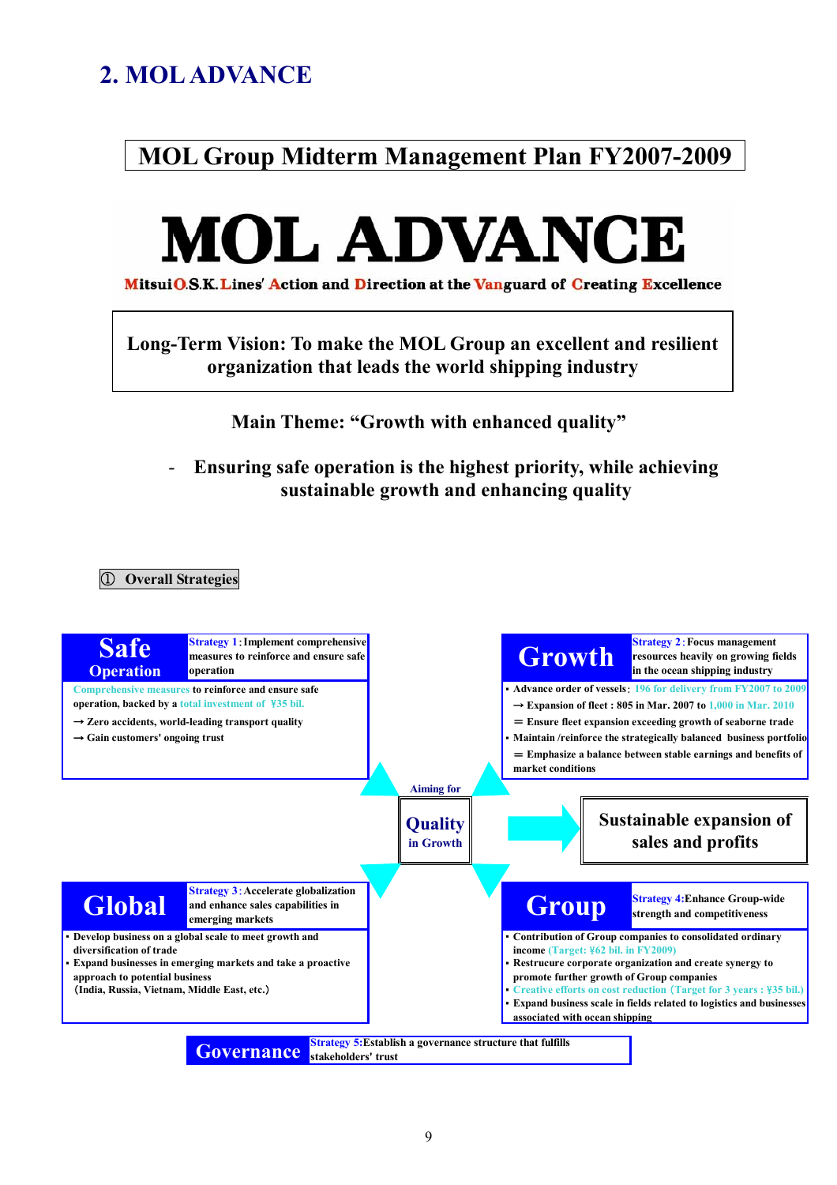## 2. MOL ADVANCE

**MOL Group Midterm Management Plan FY2007-2009**

# MOL ADVANCE

**MitsuiO.S.K.Lines' Action and Direction at the Vanguard of Creating Excellence**

**Long-Term Vision: To make the MOL Group an excellent and resilient organization that leads the world shipping industry**

**Main Theme: "Growth with enhanced quality"**

- **Ensuring safe operation is the highest priority, while achieving sustainable growth and enhancing quality**

### ① Overall Strategies

**Safe Operation**

Strategy 1: Implement comprehensive measures to reinforce and ensure safe operation

Comprehensive measures to reinforce and ensure safe operation, backed by a total investment of ¥35 bil.

→ Zero accidents, world-leading transport quality

→ Gain customers' ongoing trust

**Growth**

Strategy 2: Focus management resources heavily on growing fields in the ocean shipping industry

- Advance order of vessels: 196 for delivery from FY2007 to 2009
  - → Expansion of fleet : 805 in Mar. 2007 to 1,000 in Mar. 2010
  - ＝ Ensure fleet expansion exceeding growth of seaborne trade
- Maintain /reinforce the strategically balanced business portfolio
  - ＝ Emphasize a balance between stable earnings and benefits of market conditions

**Aiming for Quality in Growth** → **Sustainable expansion of sales and profits**

**Global**

Strategy 3: Accelerate globalization and enhance sales capabilities in emerging markets

- Develop business on a global scale to meet growth and diversification of trade
- Expand businesses in emerging markets and take a proactive approach to potential business (India, Russia, Vietnam, Middle East, etc.)

**Group**

Strategy 4: Enhance Group-wide strength and competitiveness

- Contribution of Group companies to consolidated ordinary income (Target: ¥62 bil. in FY2009)
- Restrucure corporate organization and create synergy to promote further growth of Group companies
- Creative efforts on cost reduction (Target for 3 years : ¥35 bil.)
- Expand business scale in fields related to logistics and businesses associated with ocean shipping

**Governance**

Strategy 5: Establish a governance structure that fulfills stakeholders' trust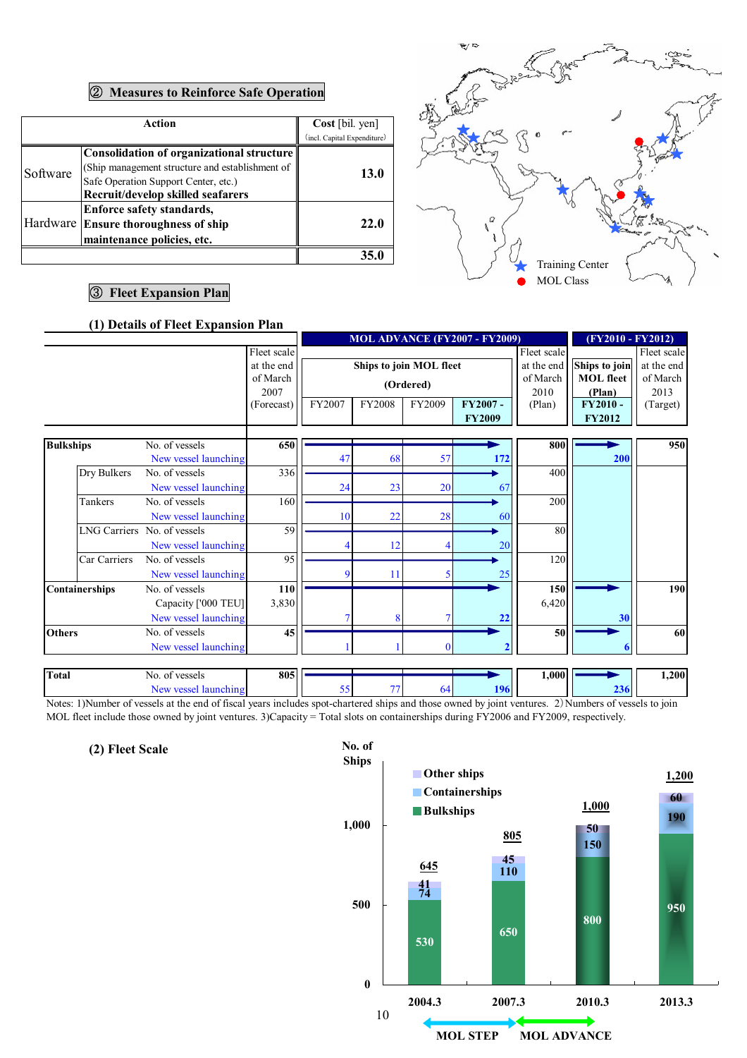## ② Measures to Reinforce Safe Operation

| | Action | Cost [bil. yen] (incl. Capital Expenditure) |
|---|---|---|
| Software | **Consolidation of organizational structure** (Ship management structure and establishment of Safe Operation Support Center, etc.) **Recruit/develop skilled seafarers** | **13.0** |
| Hardware | **Enforce safety standards, Ensure thoroughness of ship maintenance policies, etc.** | **22.0** |
| | | **35.0** |

Training Center
MOL Class

## ③ Fleet Expansion Plan

### (1) Details of Fleet Expansion Plan

| | | Fleet scale at the end of March 2007 (Forecast) | MOL ADVANCE (FY2007 - FY2009) Ships to join MOL fleet (Ordered) FY2007 | FY2008 | FY2009 | FY2007 - FY2009 | Fleet scale at the end of March 2010 (Plan) | (FY2010 - FY2012) Ships to join MOL fleet (Plan) FY2010 - FY2012 | Fleet scale at the end of March 2013 (Target) |
|---|---|---|---|---|---|---|---|---|---|
| **Bulkships** | No. of vessels | **650** | | | | | **800** | | **950** |
| | New vessel launching | | 47 | 68 | 57 | **172** | | **200** | |
| Dry Bulkers | No. of vessels | 336 | | | | | 400 | | |
| | New vessel launching | | 24 | 23 | 20 | 67 | | | |
| Tankers | No. of vessels | 160 | | | | | 200 | | |
| | New vessel launching | | 10 | 22 | 28 | 60 | | | |
| LNG Carriers | No. of vessels | 59 | | | | | 80 | | |
| | New vessel launching | | 4 | 12 | 4 | 20 | | | |
| Car Carriers | No. of vessels | 95 | | | | | 120 | | |
| | New vessel launching | | 9 | 11 | 5 | 25 | | | |
| **Containerships** | No. of vessels | **110** | | | | | **150** | | **190** |
| | Capacity ['000 TEU] | 3,830 | | | | | 6,420 | | |
| | New vessel launching | | 7 | 8 | 7 | **22** | | **30** | |
| **Others** | No. of vessels | **45** | | | | | **50** | | **60** |
| | New vessel launching | | 1 | 1 | 0 | **2** | | **6** | |
| **Total** | No. of vessels | **805** | | | | | **1,000** | | **1,200** |
| | New vessel launching | | 55 | 77 | 64 | **196** | | **236** | |

Notes: 1)Number of vessels at the end of fiscal years includes spot-chartered ships and those owned by joint ventures. 2)Numbers of vessels to join MOL fleet include those owned by joint ventures. 3)Capacity = Total slots on containerships during FY2006 and FY2009, respectively.

### (2) Fleet Scale

No. of Ships

| | 2004.3 | 2007.3 | 2010.3 | 2013.3 |
|---|---|---|---|---|
| Other ships | 41 | 45 | 50 | 60 |
| Containerships | 74 | 110 | 150 | 190 |
| Bulkships | 530 | 650 | 800 | 950 |
| Total | 645 | 805 | 1,000 | 1,200 |

MOL STEP / MOL ADVANCE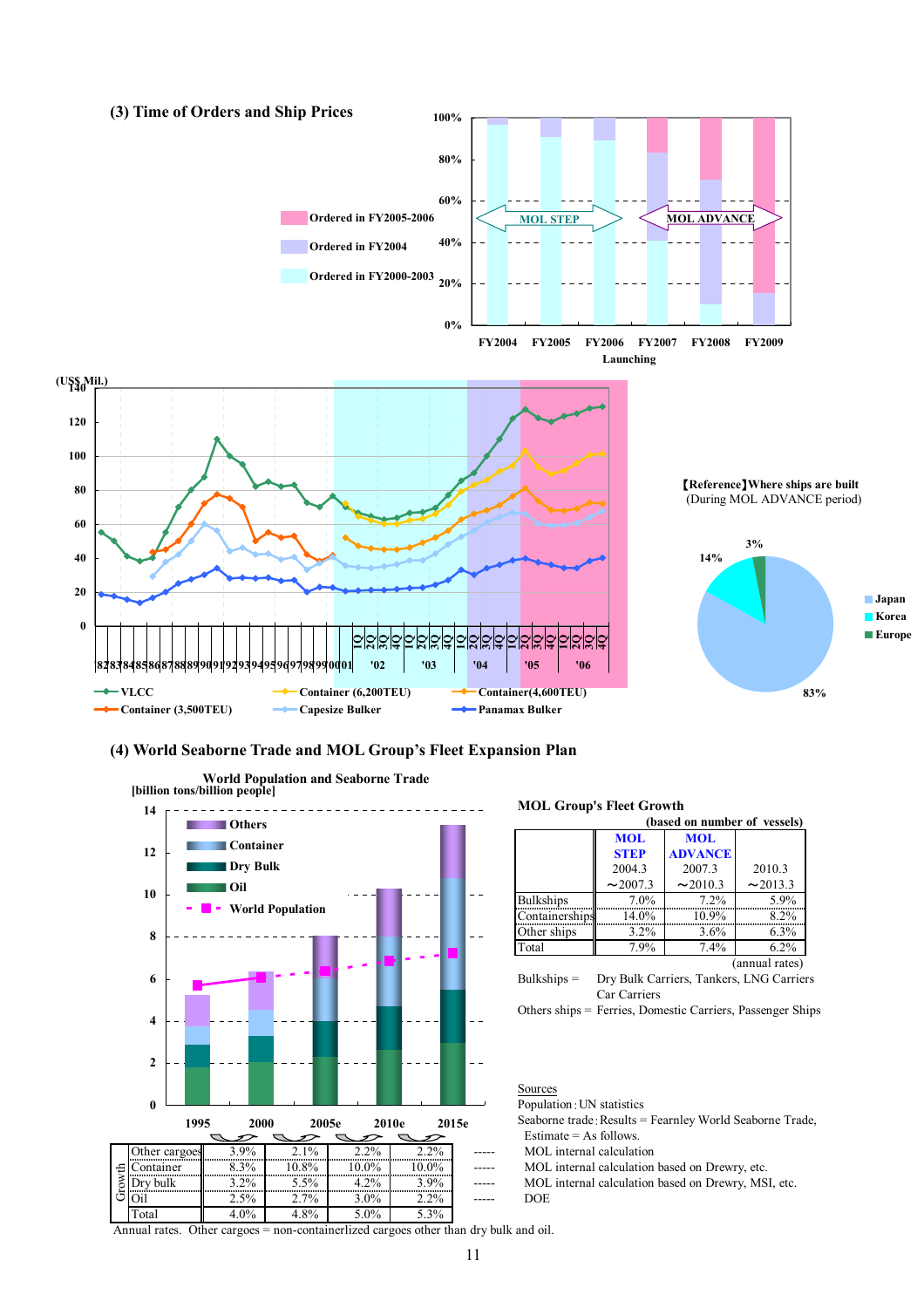### (3) Time of Orders and Ship Prices

Ordered in FY2005-2006

Ordered in FY2004

Ordered in FY2000-2003

MOL STEP

MOL ADVANCE

FY2004 FY2005 FY2006 FY2007 FY2008 FY2009

Launching

(US$ Mil.)

VLCC — Container (6,200TEU) — Container(4,600TEU) — Container (3,500TEU) — Capesize Bulker — Panamax Bulker

【Reference】Where ships are built (During MOL ADVANCE period)

Japan 83%, Korea 14%, Europe 3%

### (4) World Seaborne Trade and MOL Group's Fleet Expansion Plan

**World Population and Seaborne Trade**
[billion tons/billion people]

Others, Container, Dry Bulk, Oil, World Population

1995 2000 2005e 2010e 2015e

| Growth | | | | | |
|---|---|---|---|---|---|
| Other cargoes | 3.9% | 2.1% | 2.2% | 2.2% | ----- |
| Container | 8.3% | 10.8% | 10.0% | 10.0% | ----- |
| Dry bulk | 3.2% | 5.5% | 4.2% | 3.9% | ----- |
| Oil | 2.5% | 2.7% | 3.0% | 2.2% | ----- |
| Total | 4.0% | 4.8% | 5.0% | 5.3% | |

Annual rates. Other cargoes = non-containerlized cargoes other than dry bulk and oil.

**MOL Group's Fleet Growth**

(based on number of vessels)

| | MOL STEP 2004.3 ～2007.3 | MOL ADVANCE 2007.3 ～2010.3 | 2010.3 ～2013.3 |
|---|---|---|---|
| Bulkships | 7.0% | 7.2% | 5.9% |
| Containerships | 14.0% | 10.9% | 8.2% |
| Other ships | 3.2% | 3.6% | 6.3% |
| Total | 7.9% | 7.4% | 6.2% |

(annual rates)

Bulkships = Dry Bulk Carriers, Tankers, LNG Carriers, Car Carriers

Others ships = Ferries, Domestic Carriers, Passenger Ships

Sources

Population : UN statistics

Seaborne trade : Results = Fearnley World Seaborne Trade, Estimate = As follows.

- MOL internal calculation
- MOL internal calculation based on Drewry, etc.
- MOL internal calculation based on Drewry, MSI, etc.
- DOE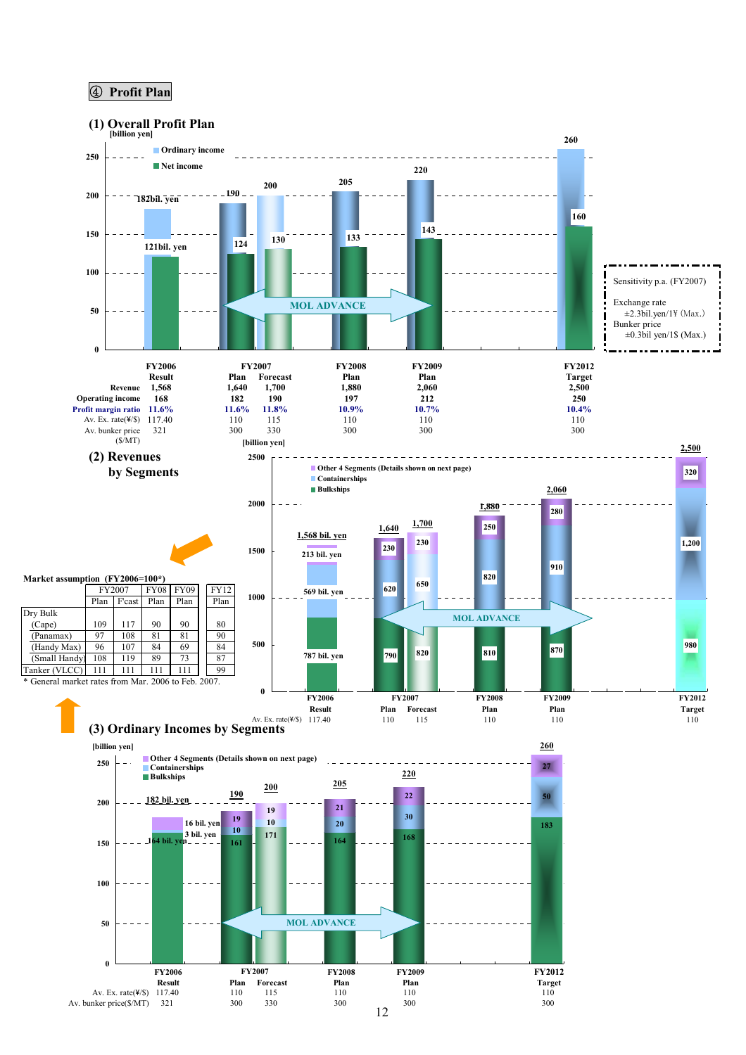## ④ Profit Plan

### (1) Overall Profit Plan

[billion yen]

- Ordinary income
- Net income

| | FY2006 Result | FY2007 Plan | FY2007 Forecast | FY2008 Plan | FY2009 Plan | FY2012 Target |
|---|---|---|---|---|---|---|
| Ordinary income | 182bil. yen | 190 | 200 | 205 | 220 | 260 |
| Net income | 121bil. yen | 124 | 130 | 133 | 143 | 160 |

MOL ADVANCE

| | FY2006 Result | FY2007 Plan | FY2007 Forecast | FY2008 Plan | FY2009 Plan | FY2012 Target |
|---|---|---|---|---|---|---|
| Revenue | 1,568 | 1,640 | 1,700 | 1,880 | 2,060 | 2,500 |
| Operating income | 168 | 182 | 190 | 197 | 212 | 250 |
| Profit margin ratio | 11.6% | 11.6% | 11.8% | 10.9% | 10.7% | 10.4% |
| Av. Ex. rate(¥/$) | 117.40 | 110 | 115 | 110 | 110 | 110 |
| Av. bunker price ($/MT) | 321 | 300 | 330 | 300 | 300 | 300 |

Sensitivity p.a. (FY2007)

Exchange rate ±2.3bil.yen/1¥ (Max.)

Bunker price ±0.3bil yen/1$ (Max.)

### (2) Revenues by Segments

[billion yen]

- Other 4 Segments (Details shown on next page)
- Containerships
- Bulkships

| | FY2006 Result | FY2007 Plan | FY2007 Forecast | FY2008 Plan | FY2009 Plan | FY2012 Target |
|---|---|---|---|---|---|---|
| Total | 1,568 bil. yen | 1,640 | 1,700 | 1,880 | 2,060 | 2,500 |
| Other 4 Segments | 213 bil. yen | 230 | 230 | 250 | 280 | 320 |
| Containerships | 569 bil. yen | 620 | 650 | 820 | 910 | 1,200 |
| Bulkships | 787 bil. yen | 790 | 820 | 810 | 870 | 980 |
| Av. Ex. rate(¥/$) | 117.40 | 110 | 115 | 110 | 110 | 110 |

MOL ADVANCE

Market assumption (FY2006=100*)

| | FY2007 Plan | FY2007 F'cast | FY08 Plan | FY09 Plan | FY12 Plan |
|---|---|---|---|---|---|
| Dry Bulk | | | | | |
| (Cape) | 109 | 117 | 90 | 90 | 80 |
| (Panamax) | 97 | 108 | 81 | 81 | 90 |
| (Handy Max) | 96 | 107 | 84 | 69 | 84 |
| (Small Handy) | 108 | 119 | 89 | 73 | 87 |
| Tanker (VLCC) | 111 | 111 | 111 | 111 | 99 |

\* General market rates from Mar. 2006 to Feb. 2007.

### (3) Ordinary Incomes by Segments

[billion yen]

- Other 4 Segments (Details shown on next page)
- Containerships
- Bulkships

| | FY2006 Result | FY2007 Plan | FY2007 Forecast | FY2008 Plan | FY2009 Plan | FY2012 Target |
|---|---|---|---|---|---|---|
| Total | 182 bil. yen | 190 | 200 | 205 | 220 | 260 |
| Other 4 Segments | 16 bil. yen | 19 | 19 | 21 | 22 | 27 |
| Containerships | 3 bil. yen | 10 | 10 | 20 | 30 | 50 |
| Bulkships | 164 bil. yen | 161 | 171 | 164 | 168 | 183 |
| Av. Ex. rate(¥/$) | 117.40 | 110 | 115 | 110 | 110 | 110 |
| Av. bunker price($/MT) | 321 | 300 | 330 | 300 | 300 | 300 |

MOL ADVANCE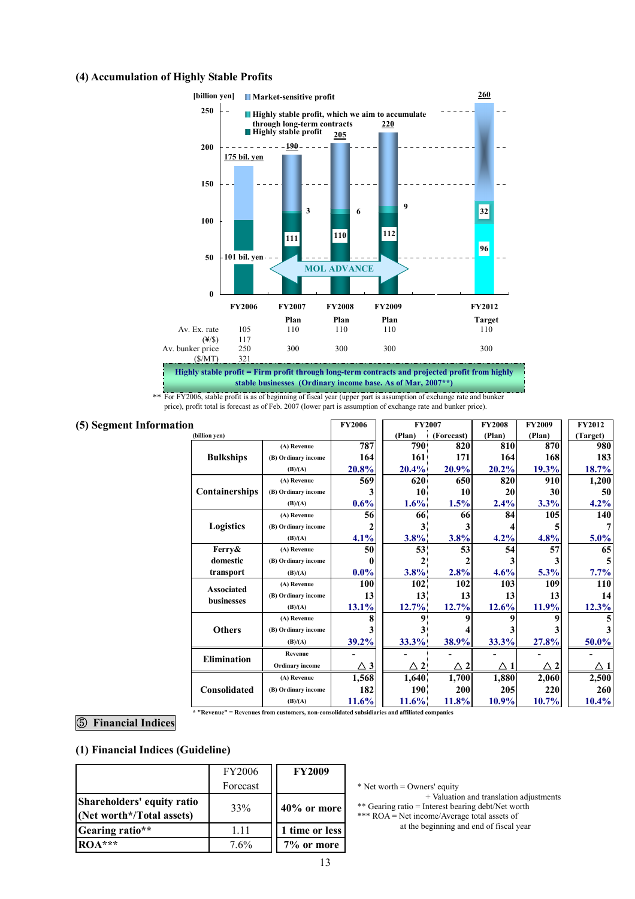### (4) Accumulation of Highly Stable Profits

[billion yen]

- Market-sensitive profit
- Highly stable profit, which we aim to accumulate through long-term contracts
- Highly stable profit

| | FY2006 | FY2007 Plan | FY2008 Plan | FY2009 Plan | FY2012 Target |
|---|---|---|---|---|---|
| Total | 175 bil. yen | 190 | 205 | 220 | 260 |
| Highly stable profit, which we aim to accumulate through long-term contracts | | 3 | 6 | 9 | 32 |
| Highly stable profit | 101 bil. yen | 111 | 110 | 112 | 96 |

MOL ADVANCE

| | FY2006 | FY2007 Plan | FY2008 Plan | FY2009 Plan | FY2012 Target |
|---|---|---|---|---|---|
| Av. Ex. rate (¥/$) | 105 / 117 | 110 | 110 | 110 | 110 |
| Av. bunker price ($/MT) | 250 / 321 | 300 | 300 | 300 | 300 |

**Highly stable profit = Firm profit through long-term contracts and projected profit from highly stable businesses (Ordinary income base. As of Mar, 2007\*\*)**

\*\* For FY2006, stable profit is as of beginning of fiscal year (upper part is assumption of exchange rate and bunker price), profit total is forecast as of Feb. 2007 (lower part is assumption of exchange rate and bunker price).

### (5) Segment Information

(billion yen)

| | | FY2006 | FY2007 (Plan) | FY2007 (Forecast) | FY2008 (Plan) | FY2009 (Plan) | FY2012 (Target) |
|---|---|---|---|---|---|---|---|
| Bulkships | (A) Revenue | 787 | 790 | 820 | 810 | 870 | 980 |
| | (B) Ordinary income | 164 | 161 | 171 | 164 | 168 | 183 |
| | (B)/(A) | 20.8% | 20.4% | 20.9% | 20.2% | 19.3% | 18.7% |
| Containerships | (A) Revenue | 569 | 620 | 650 | 820 | 910 | 1,200 |
| | (B) Ordinary income | 3 | 10 | 10 | 20 | 30 | 50 |
| | (B)/(A) | 0.6% | 1.6% | 1.5% | 2.4% | 3.3% | 4.2% |
| Logistics | (A) Revenue | 56 | 66 | 66 | 84 | 105 | 140 |
| | (B) Ordinary income | 2 | 3 | 3 | 4 | 5 | 7 |
| | (B)/(A) | 4.1% | 3.8% | 3.8% | 4.2% | 4.8% | 5.0% |
| Ferry& domestic transport | (A) Revenue | 50 | 53 | 53 | 54 | 57 | 65 |
| | (B) Ordinary income | 0 | 2 | 2 | 3 | 3 | 5 |
| | (B)/(A) | 0.0% | 3.8% | 2.8% | 4.6% | 5.3% | 7.7% |
| Associated businesses | (A) Revenue | 100 | 102 | 102 | 103 | 109 | 110 |
| | (B) Ordinary income | 13 | 13 | 13 | 13 | 13 | 14 |
| | (B)/(A) | 13.1% | 12.7% | 12.7% | 12.6% | 11.9% | 12.3% |
| Others | (A) Revenue | 8 | 9 | 9 | 9 | 9 | 5 |
| | (B) Ordinary income | 3 | 3 | 4 | 3 | 3 | 3 |
| | (B)/(A) | 39.2% | 33.3% | 38.9% | 33.3% | 27.8% | 50.0% |
| Elimination | Revenue | - | - | - | - | - | - |
| | Ordinary income | △ 3 | △ 2 | △ 2 | △ 1 | △ 2 | △ 1 |
| Consolidated | (A) Revenue | 1,568 | 1,640 | 1,700 | 1,880 | 2,060 | 2,500 |
| | (B) Ordinary income | 182 | 190 | 200 | 205 | 220 | 260 |
| | (B)/(A) | 11.6% | 11.6% | 11.8% | 10.9% | 10.7% | 10.4% |

\* "Revenue" = Revenues from customers, non-consolidated subsidiaries and affiliated companies

## ⑤ Financial Indices

### (1) Financial Indices (Guideline)

| | FY2006 Forecast | FY2009 |
|---|---|---|
| Shareholders' equity ratio (Net worth\*/Total assets) | 33% | 40% or more |
| Gearing ratio\*\* | 1.11 | 1 time or less |
| ROA\*\*\* | 7.6% | 7% or more |

\* Net worth = Owners' equity + Valuation and translation adjustments
\*\* Gearing ratio = Interest bearing debt/Net worth
\*\*\* ROA = Net income/Average total assets of at the beginning and end of fiscal year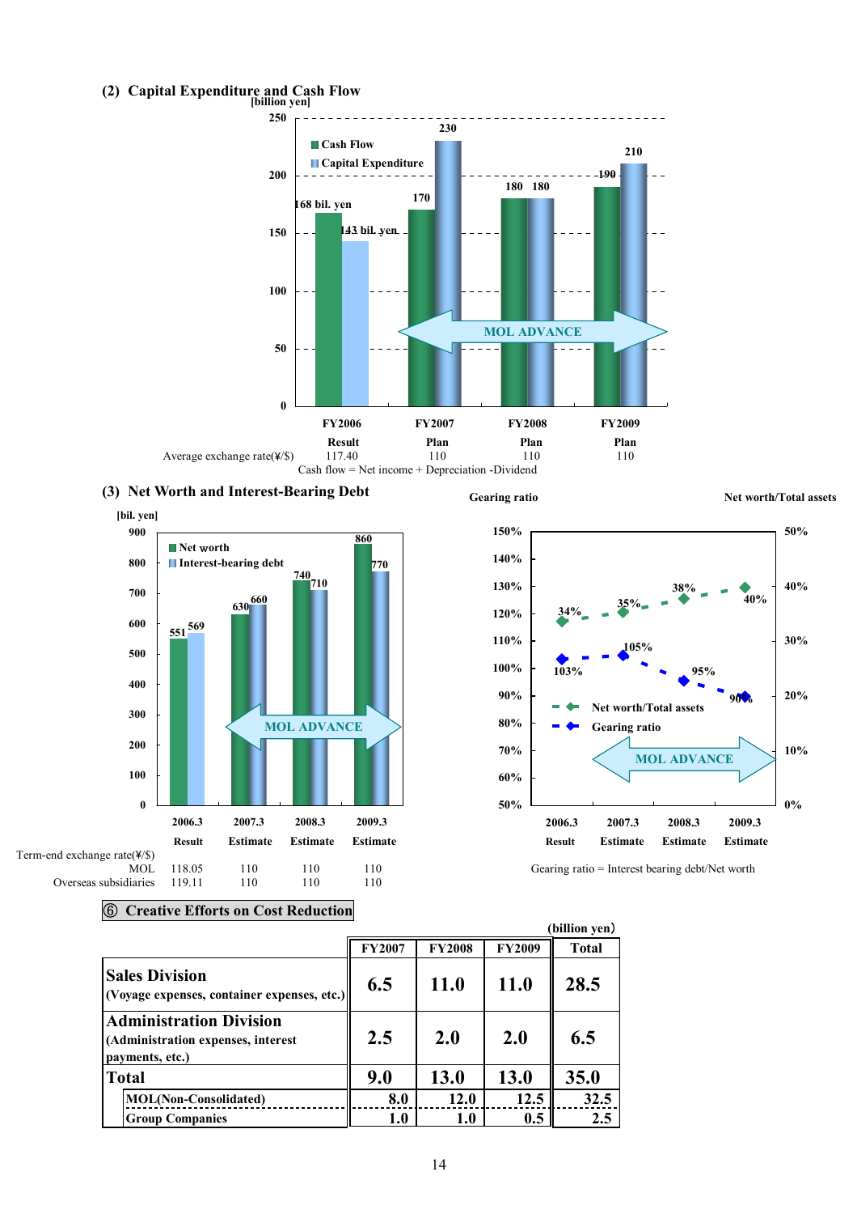### (2) Capital Expenditure and Cash Flow

[billion yen]

| | FY2006 Result | FY2007 Plan | FY2008 Plan | FY2009 Plan |
|---|---|---|---|---|
| Cash Flow | 168 bil. yen | 170 | 180 | 190 |
| Capital Expenditure | 143 bil. yen | 230 | 180 | 210 |
| Average exchange rate(¥/$) | 117.40 | 110 | 110 | 110 |

MOL ADVANCE

Cash flow = Net income + Depreciation -Dividend

### (3) Net Worth and Interest-Bearing Debt

[bil. yen]

| | 2006.3 Result | 2007.3 Estimate | 2008.3 Estimate | 2009.3 Estimate |
|---|---|---|---|---|
| Net worth | 551 | 630 | 740 | 860 |
| Interest-bearing debt | 569 | 660 | 710 | 770 |
| Term-end exchange rate(¥/$) MOL | 118.05 | 110 | 110 | 110 |
| Overseas subsidiaries | 119.11 | 110 | 110 | 110 |

MOL ADVANCE

| | 2006.3 Result | 2007.3 Estimate | 2008.3 Estimate | 2009.3 Estimate |
|---|---|---|---|---|
| Net worth/Total assets | 34% | 35% | 38% | 40% |
| Gearing ratio | 103% | 105% | 95% | 90% |

MOL ADVANCE

Gearing ratio = Interest bearing debt/Net worth

### ⑥ Creative Efforts on Cost Reduction

(billion yen)

| | FY2007 | FY2008 | FY2009 | Total |
|---|---|---|---|---|
| **Sales Division** (Voyage expenses, container expenses, etc.) | 6.5 | 11.0 | 11.0 | 28.5 |
| **Administration Division** (Administration expenses, interest payments, etc.) | 2.5 | 2.0 | 2.0 | 6.5 |
| **Total** | 9.0 | 13.0 | 13.0 | 35.0 |
| MOL(Non-Consolidated) | 8.0 | 12.0 | 12.5 | 32.5 |
| Group Companies | 1.0 | 1.0 | 0.5 | 2.5 |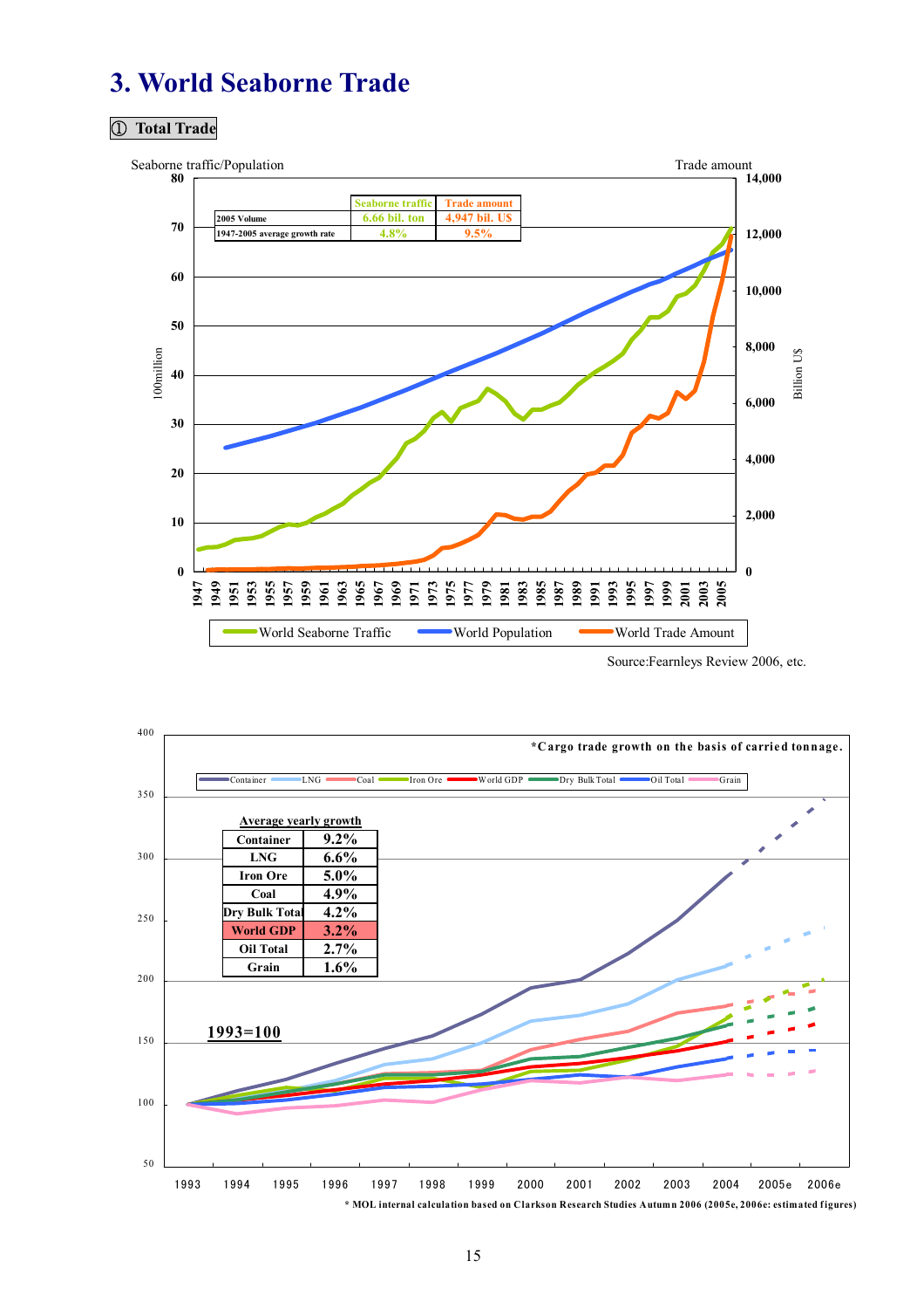# 3. World Seaborne Trade

## ① Total Trade

Seaborne traffic/Population — Trade amount

| | Seaborne traffic | Trade amount |
|---|---|---|
| 2005 Volume | 6.66 bil. ton | 4,947 bil. U$ |
| 1947-2005 average growth rate | 4.8% | 9.5% |

World Seaborne Traffic — World Population — World Trade Amount

Source:Fearnleys Review 2006, etc.

*Cargo trade growth on the basis of carried tonnage.

Container — LNG — Coal — Iron Ore — World GDP — Dry Bulk Total — Oil Total — Grain

| Average yearly growth | |
|---|---|
| Container | 9.2% |
| LNG | 6.6% |
| Iron Ore | 5.0% |
| Coal | 4.9% |
| Dry Bulk Total | 4.2% |
| World GDP | 3.2% |
| Oil Total | 2.7% |
| Grain | 1.6% |

1993=100

* MOL internal calculation based on Clarkson Research Studies Autumn 2006 (2005e, 2006e: estimated figures)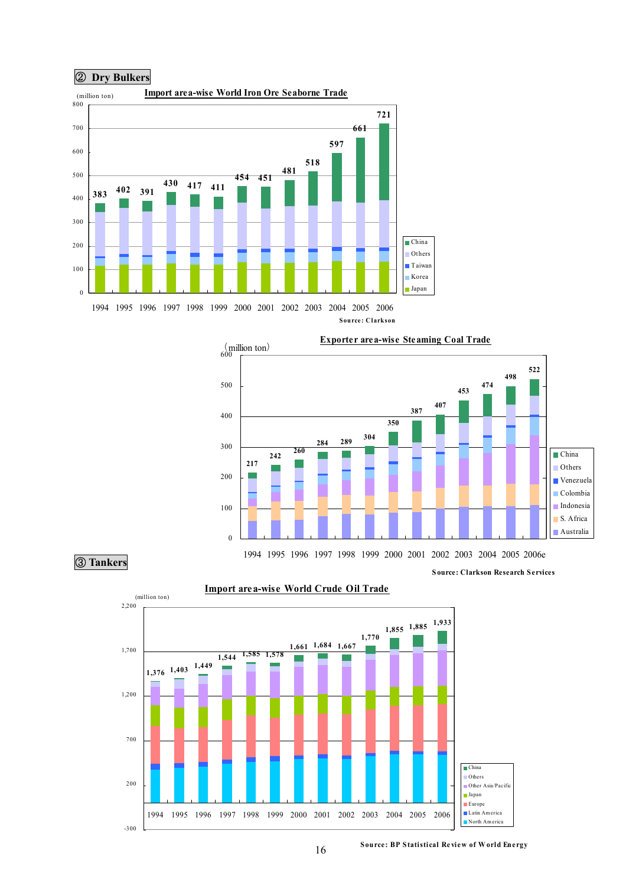## ② Dry Bulkers

**Import area-wise World Iron Ore Seaborne Trade**

(million ton)

| Year | 1994 | 1995 | 1996 | 1997 | 1998 | 1999 | 2000 | 2001 | 2002 | 2003 | 2004 | 2005 | 2006 |
|---|---|---|---|---|---|---|---|---|---|---|---|---|---|
| Total | 383 | 402 | 391 | 430 | 417 | 411 | 454 | 451 | 481 | 518 | 597 | 661 | 721 |

Legend: China, Others, Taiwan, Korea, Japan

**Source: Clarkson**

**Exporter area-wise Steaming Coal Trade**

(million ton)

| Year | 1994 | 1995 | 1996 | 1997 | 1998 | 1999 | 2000 | 2001 | 2002 | 2003 | 2004 | 2005 | 2006e |
|---|---|---|---|---|---|---|---|---|---|---|---|---|---|
| Total | 217 | 242 | 260 | 284 | 289 | 304 | 350 | 387 | 407 | 453 | 474 | 498 | 522 |

Legend: China, Others, Venezuela, Colombia, Indonesia, S. Africa, Australia

**Source: Clarkson Research Services**

## ③ Tankers

**Import area-wise World Crude Oil Trade**

(million ton)

| Year | 1994 | 1995 | 1996 | 1997 | 1998 | 1999 | 2000 | 2001 | 2002 | 2003 | 2004 | 2005 | 2006 |
|---|---|---|---|---|---|---|---|---|---|---|---|---|---|
| Total | 1,376 | 1,403 | 1,449 | 1,544 | 1,585 | 1,578 | 1,661 | 1,684 | 1,667 | 1,770 | 1,855 | 1,885 | 1,933 |

Legend: China, Others, Other Asia/Pacific, Japan, Europe, Latin America, North America

**Source: BP Statistical Review of World Energy**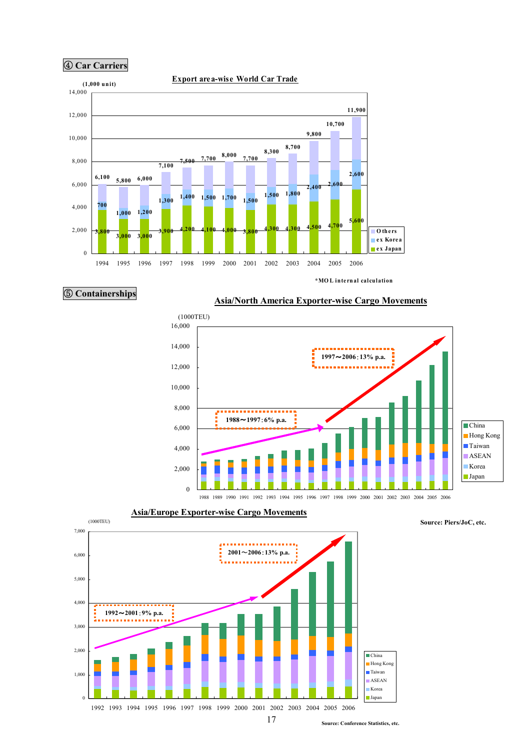## ④ Car Carriers

**Export area-wise World Car Trade**

(1,000 unit)

| Year | ex Japan | ex Korea | Total |
|---|---|---|---|
| 1994 | 3,800 | 700 | 6,100 |
| 1995 | 3,000 | 1,000 | 5,800 |
| 1996 | 3,000 | 1,200 | 6,000 |
| 1997 | 3,900 | 1,300 | 7,100 |
| 1998 | 4,200 | 1,400 | 7,500 |
| 1999 | 4,100 | 1,500 | 7,700 |
| 2000 | 4,000 | 1,700 | 8,000 |
| 2001 | 3,800 | 1,500 | 7,700 |
| 2002 | 4,300 | 1,500 | 8,300 |
| 2003 | 4,300 | 1,800 | 8,700 |
| 2004 | 4,500 | 2,400 | 9,800 |
| 2005 | 4,700 | 2,600 | 10,700 |
| 2006 | 5,600 | 2,600 | 11,900 |

Legend: Others, ex Korea, ex Japan

*MOL internal calculation

## ⑤ Containerships

**Asia/North America Exporter-wise Cargo Movements**

(1000TEU)

1988～1997：6% p.a.

1997～2006：13% p.a.

Legend: China, Hong Kong, Taiwan, ASEAN, Korea, Japan

Source: Piers/JoC, etc.

**Asia/Europe Exporter-wise Cargo Movements**

(1000TEU)

1992～2001：9% p.a.

2001～2006：13% p.a.

Legend: China, Hong Kong, Taiwan, ASEAN, Korea, Japan

Source: Conference Statistics, etc.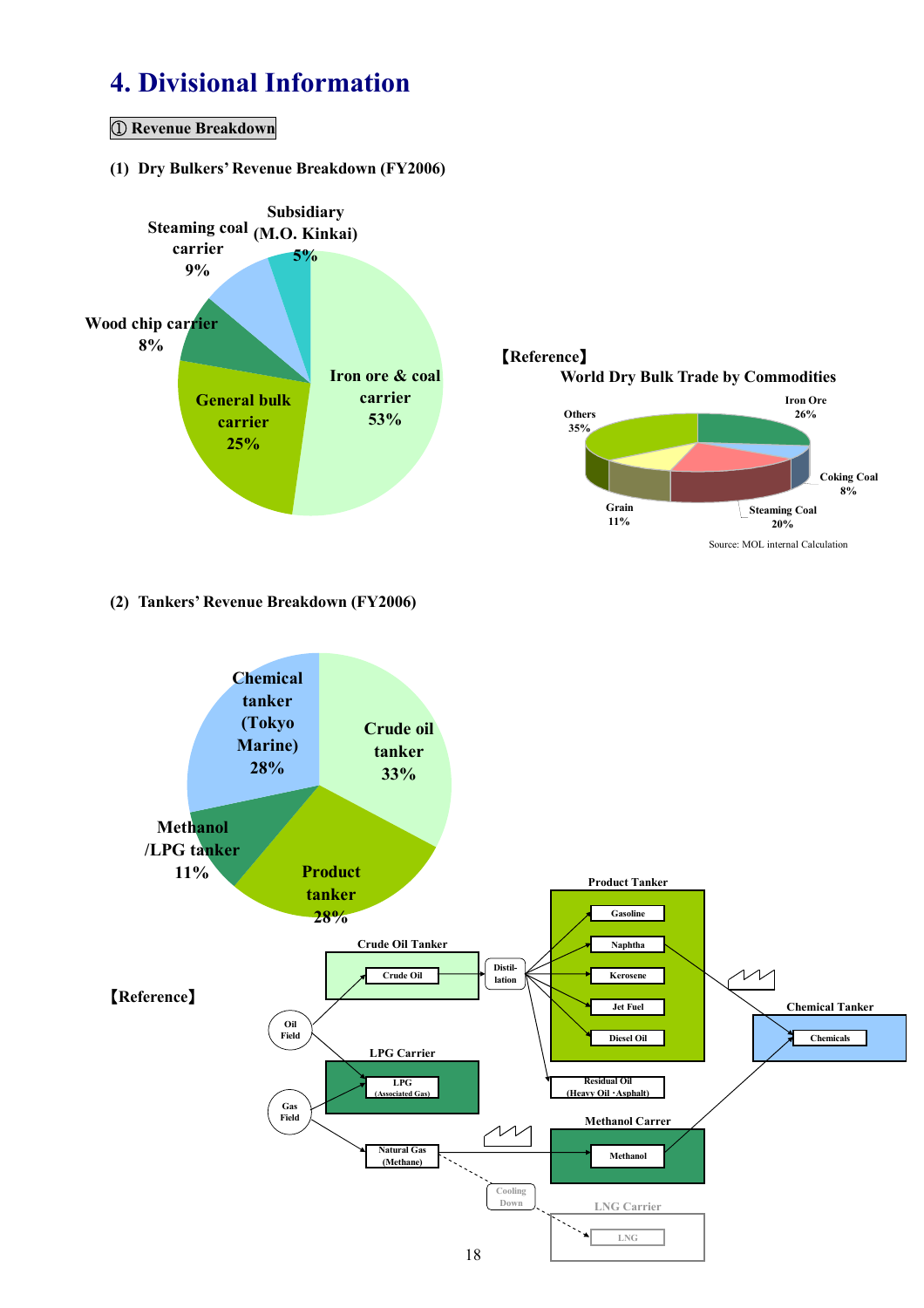# 4. Divisional Information

## ① Revenue Breakdown

### (1) Dry Bulkers' Revenue Breakdown (FY2006)

| Segment | Share |
|---|---|
| Iron ore & coal carrier | 53% |
| General bulk carrier | 25% |
| Wood chip carrier | 8% |
| Steaming coal carrier | 9% |
| Subsidiary (M.O. Kinkai) | 5% |

【Reference】

World Dry Bulk Trade by Commodities

| Commodity | Share |
|---|---|
| Iron Ore | 26% |
| Coking Coal | 8% |
| Steaming Coal | 20% |
| Grain | 11% |
| Others | 35% |

Source: MOL internal Calculation

### (2) Tankers' Revenue Breakdown (FY2006)

| Segment | Share |
|---|---|
| Crude oil tanker | 33% |
| Product tanker | 28% |
| Methanol /LPG tanker | 11% |
| Chemical tanker (Tokyo Marine) | 28% |

【Reference】

- Oil Field → Crude Oil (Crude Oil Tanker) → Distillation → Product Tanker: Gasoline, Naphtha, Kerosene, Jet Fuel, Diesel Oil; Residual Oil (Heavy Oil · Asphalt)
- Naphtha → Chemical Tanker: Chemicals
- Oil Field / Gas Field → LPG (Associated Gas) (LPG Carrier)
- Gas Field → Natural Gas (Methane) → Methanol (Methanol Carrer) → Chemicals (Chemical Tanker)
- Natural Gas (Methane) → Cooling Down → LNG (LNG Carrier)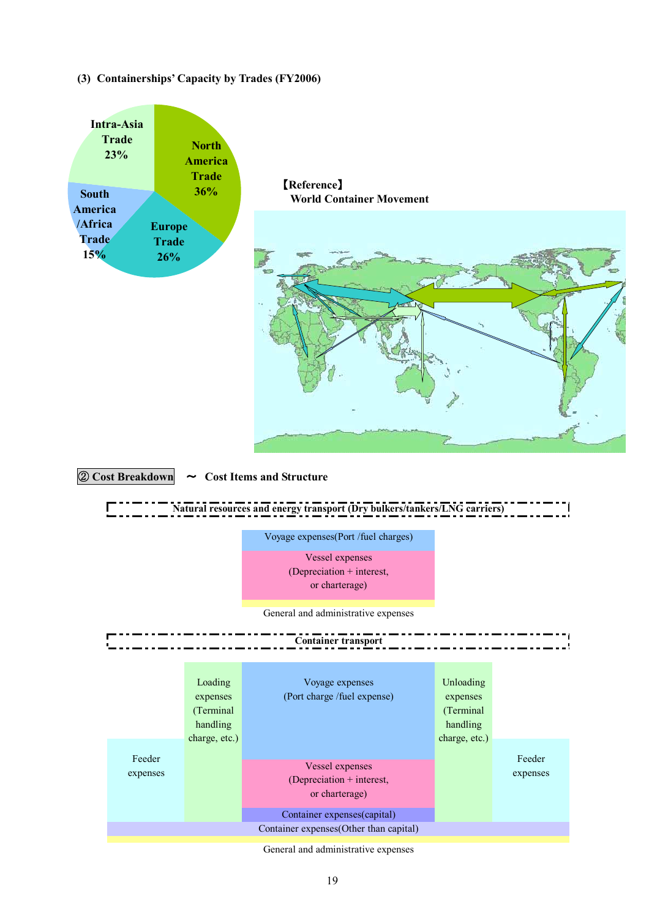### (3) Containerships' Capacity by Trades (FY2006)

| Trade | Share |
|---|---|
| North America Trade | 36% |
| Europe Trade | 26% |
| Intra-Asia Trade | 23% |
| South America /Africa Trade | 15% |

【Reference】
World Container Movement

### ② Cost Breakdown ～ Cost Items and Structure

**Natural resources and energy transport (Dry bulkers/tankers/LNG carriers)**

- Voyage expenses(Port /fuel charges)
- Vessel expenses (Depreciation + interest, or charterage)
- General and administrative expenses

**Container transport**

- Feeder expenses
- Loading expenses (Terminal handling charge, etc.)
- Voyage expenses (Port charge /fuel expense)
- Vessel expenses (Depreciation + interest, or charterage)
- Container expenses(capital)
- Unloading expenses (Terminal handling charge, etc.)
- Feeder expenses
- Container expenses(Other than capital)
- General and administrative expenses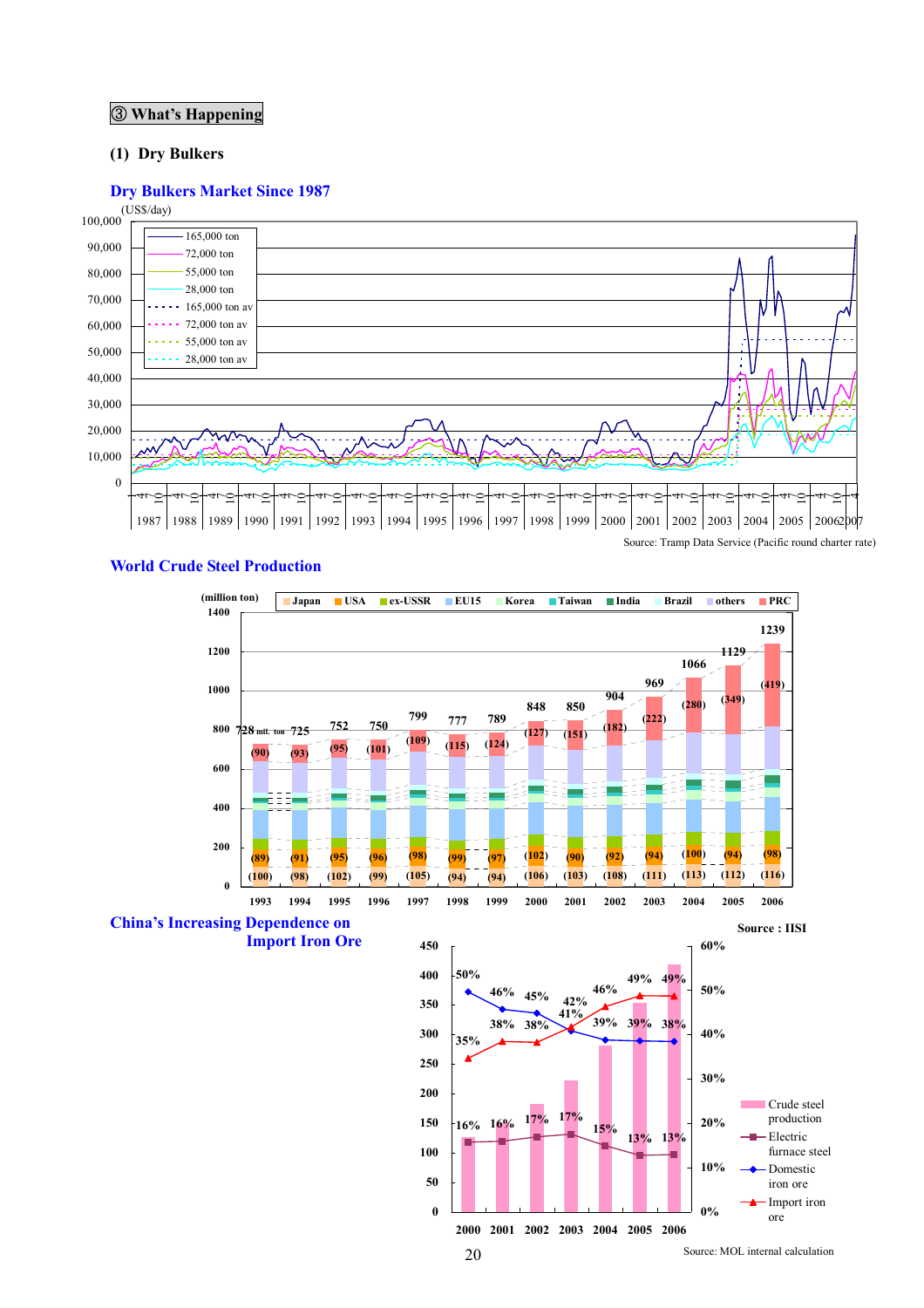## ③ What's Happening

### (1) Dry Bulkers

**Dry Bulkers Market Since 1987**

(US$/day)

Legend: 165,000 ton; 72,000 ton; 55,000 ton; 28,000 ton; 165,000 ton av; 72,000 ton av; 55,000 ton av; 28,000 ton av

Source: Tramp Data Service (Pacific round charter rate)

**World Crude Steel Production**

(million ton)

Legend: Japan, USA, ex-USSR, EU15, Korea, Taiwan, India, Brazil, others, PRC

| Year | Total | PRC | USA | Japan |
|---|---|---|---|---|
| 1993 | 728 mil. ton | (90) | (89) | (100) |
| 1994 | 725 | (93) | (91) | (98) |
| 1995 | 752 | (95) | (95) | (102) |
| 1996 | 750 | (101) | (96) | (99) |
| 1997 | 799 | (109) | (98) | (105) |
| 1998 | 777 | (115) | (99) | (94) |
| 1999 | 789 | (124) | (97) | (94) |
| 2000 | 848 | (127) | (102) | (106) |
| 2001 | 850 | (151) | (90) | (103) |
| 2002 | 904 | (182) | (92) | (108) |
| 2003 | 969 | (222) | (94) | (111) |
| 2004 | 1066 | (280) | (100) | (113) |
| 2005 | 1129 | (349) | (94) | (112) |
| 2006 | 1239 | (419) | (98) | (116) |

Source : IISI

**China's Increasing Dependence on Import Iron Ore**

| Year | Electric furnace steel | Domestic iron ore | Import iron ore |
|---|---|---|---|
| 2000 | 16% | 50% | 35% |
| 2001 | 16% | 46% | 38% |
| 2002 | 17% | 45% | 38% |
| 2003 | 17% | 42% | 41% |
| 2004 | 15% | 39% | 46% |
| 2005 | 13% | 39% | 49% |
| 2006 | 13% | 38% | 49% |

Legend: Crude steel production; Electric furnace steel; Domestic iron ore; Import iron ore

Source: MOL internal calculation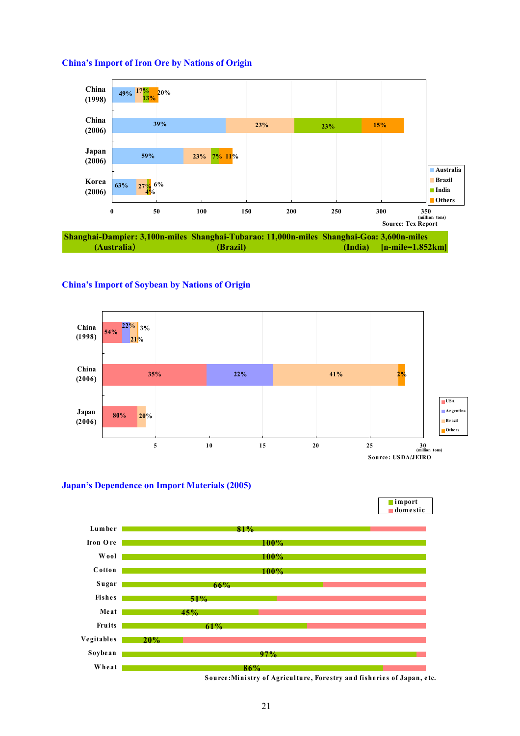## China's Import of Iron Ore by Nations of Origin

| | Australia | Brazil | India | Others |
|---|---|---|---|---|
| China (1998) | 49% | 17% | 13% | 20% |
| China (2006) | 39% | 23% | 23% | 15% |
| Japan (2006) | 59% | 23% | 7% | 11% |
| Korea (2006) | 63% | 27% | 4% | 6% |

(million tons)

Source: Tex Report

Shanghai-Dampier: 3,100n-miles (Australia) Shanghai-Tubarao: 11,000n-miles (Brazil) Shanghai-Goa: 3,600n-miles (India) [n-mile=1.852km]

## China's Import of Soybean by Nations of Origin

| | USA | Argentina | Brazil | Others |
|---|---|---|---|---|
| China (1998) | 54% | 22% | 21% | 3% |
| China (2006) | 35% | 22% | 41% | 2% |
| Japan (2006) | 80% | | 20% | |

(million tons)

Source: USDA/JETRO

## Japan's Dependence on Import Materials (2005)

| | import |
|---|---|
| Lumber | 81% |
| Iron Ore | 100% |
| Wool | 100% |
| Cotton | 100% |
| Sugar | 66% |
| Fishes | 51% |
| Meat | 45% |
| Fruits | 61% |
| Vigitables | 20% |
| Soybean | 97% |
| Wheat | 86% |

Source: Ministry of Agriculture, Forestry and fisheries of Japan, etc.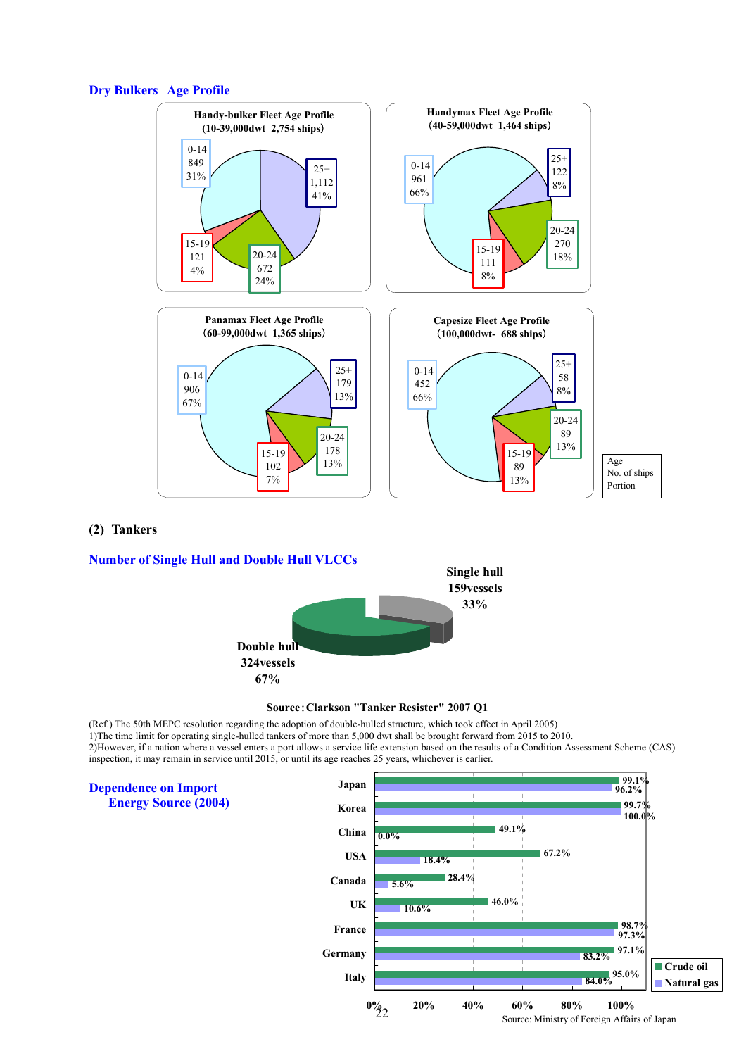### Dry Bulkers Age Profile

**Handy-bulker Fleet Age Profile (10-39,000dwt 2,754 ships)**

| Age | No. of ships | Portion |
|---|---|---|
| 0-14 | 849 | 31% |
| 15-19 | 121 | 4% |
| 20-24 | 672 | 24% |
| 25+ | 1,112 | 41% |

**Handymax Fleet Age Profile (40-59,000dwt 1,464 ships)**

| Age | No. of ships | Portion |
|---|---|---|
| 0-14 | 961 | 66% |
| 15-19 | 111 | 8% |
| 20-24 | 270 | 18% |
| 25+ | 122 | 8% |

**Panamax Fleet Age Profile (60-99,000dwt 1,365 ships)**

| Age | No. of ships | Portion |
|---|---|---|
| 0-14 | 906 | 67% |
| 15-19 | 102 | 7% |
| 20-24 | 178 | 13% |
| 25+ | 179 | 13% |

**Capesize Fleet Age Profile (100,000dwt- 688 ships)**

| Age | No. of ships | Portion |
|---|---|---|
| 0-14 | 452 | 66% |
| 15-19 | 89 | 13% |
| 20-24 | 89 | 13% |
| 25+ | 58 | 8% |

## (2) Tankers

### Number of Single Hull and Double Hull VLCCs

| | Vessels | Portion |
|---|---|---|
| Single hull | 159 | 33% |
| Double hull | 324 | 67% |

Source：Clarkson "Tanker Resister" 2007 Q1

(Ref.) The 50th MEPC resolution regarding the adoption of double-hulled structure, which took effect in April 2005)
1)The time limit for operating single-hulled tankers of more than 5,000 dwt shall be brought forward from 2015 to 2010.
2)However, if a nation where a vessel enters a port allows a service life extension based on the results of a Condition Assessment Scheme (CAS) inspection, it may remain in service until 2015, or until its age reaches 25 years, whichever is earlier.

### Dependence on Import Energy Source (2004)

| Country | Crude oil | Natural gas |
|---|---|---|
| Japan | 99.1% | 96.2% |
| Korea | 99.7% | 100.0% |
| China | 49.1% | 0.0% |
| USA | 67.2% | 18.4% |
| Canada | 28.4% | 5.6% |
| UK | 46.0% | 10.6% |
| France | 98.7% | 97.3% |
| Germany | 97.1% | 83.2% |
| Italy | 95.0% | 84.0% |

Source: Ministry of Foreign Affairs of Japan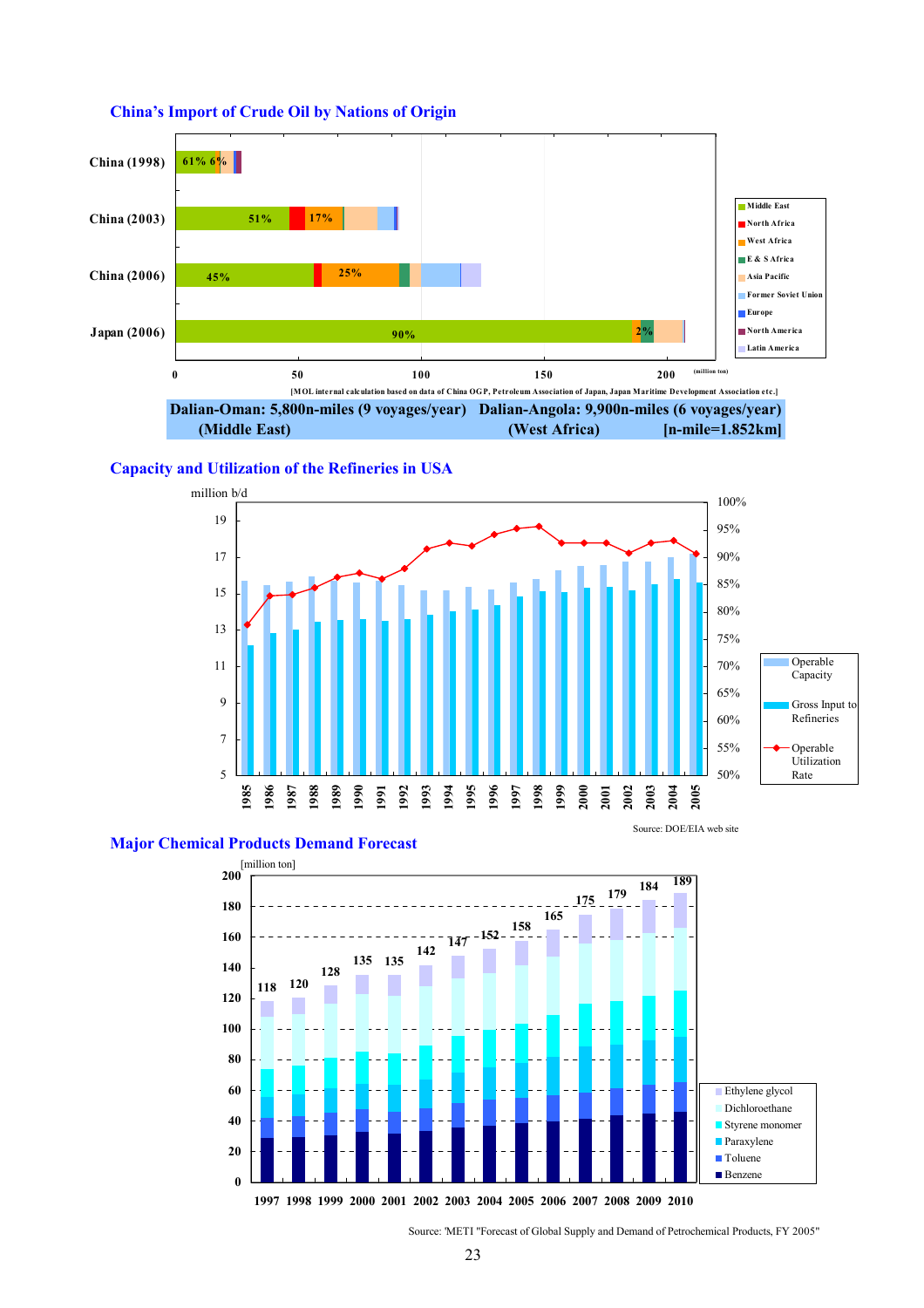## China's Import of Crude Oil by Nations of Origin

| | Labels |
|---|---|
| China (1998) | 61%, 6% |
| China (2003) | 51%, 17% |
| China (2006) | 45%, 25% |
| Japan (2006) | 90%, 2% |

Legend: Middle East, North Africa, West Africa, E & S Africa, Asia Pacific, Former Soviet Union, Europe, North America, Latin America

X-axis: 0, 50, 100, 150, 200 (million ton)

[MOL internal calculation based on data of China OGP, Petroleum Association of Japan, Japan Maritime Development Association etc.]

**Dalian-Oman: 5,800n-miles (9 voyages/year) (Middle East)   Dalian-Angola: 9,900n-miles (6 voyages/year) (West Africa)   [n-mile=1.852km]**

## Capacity and Utilization of the Refineries in USA

million b/d

Legend: Operable Capacity; Gross Input to Refineries; Operable Utilization Rate

Years: 1985–2005. Left axis: 5–19 million b/d; right axis: 50%–100%.

Source: DOE/EIA web site

## Major Chemical Products Demand Forecast

[million ton]

| Year | 1997 | 1998 | 1999 | 2000 | 2001 | 2002 | 2003 | 2004 | 2005 | 2006 | 2007 | 2008 | 2009 | 2010 |
|---|---|---|---|---|---|---|---|---|---|---|---|---|---|---|
| Total | 118 | 120 | 128 | 135 | 135 | 142 | 147 | 152 | 158 | 165 | 175 | 179 | 184 | 189 |

Legend: Ethylene glycol, Dichloroethane, Styrene monomer, Paraxylene, Toluene, Benzene

Source: 'METI "Forecast of Global Supply and Demand of Petrochemical Products, FY 2005"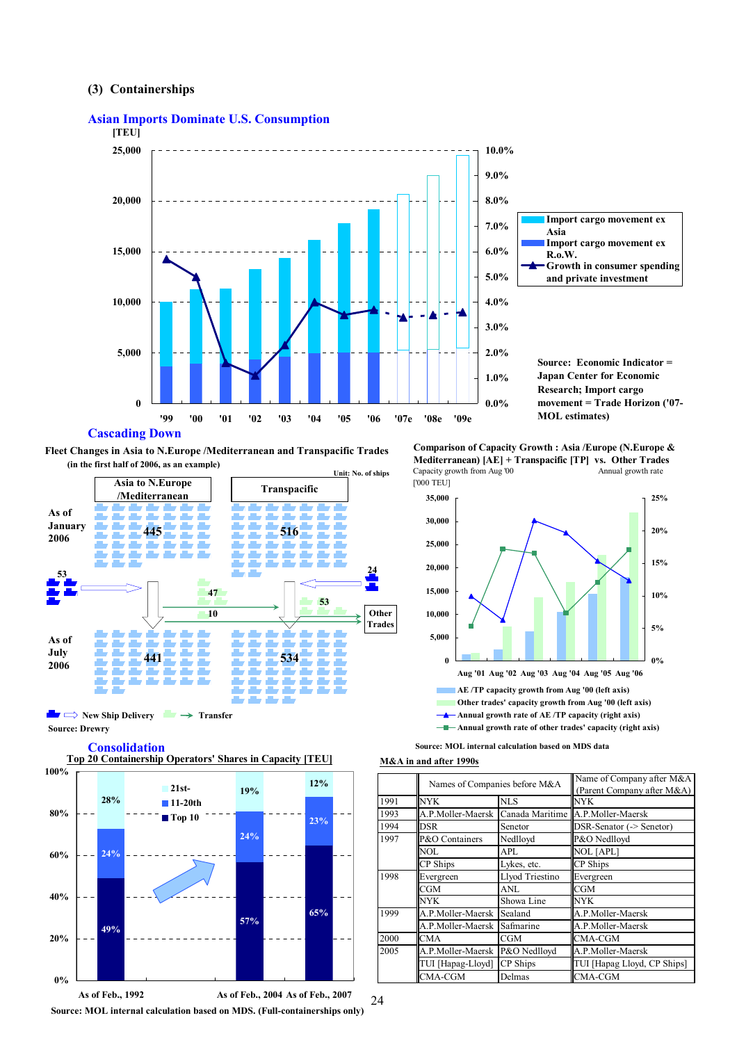### (3) Containerships

## Asian Imports Dominate U.S. Consumption

[TEU]

Legend: Import cargo movement ex Asia; Import cargo movement ex R.o.W.; Growth in consumer spending and private investment

'99 '00 '01 '02 '03 '04 '05 '06 '07e '08e '09e

Source: Economic Indicator = Japan Center for Economic Research; Import cargo movement = Trade Horizon ('07- MOL estimates)

## Cascading Down

**Fleet Changes in Asia to N.Europe /Mediterranean and Transpacific Trades**
(in the first half of 2006, as an example)

Unit: No. of ships

| | Asia to N.Europe /Mediterranean | Transpacific |
|---|---|---|
| As of January 2006 | 445 | 516 |
| As of July 2006 | 441 | 534 |

New Ship Delivery: 53 (Asia to N.Europe /Mediterranean), 24 (Transpacific)
Transfer: 47, 10, 53 (Other Trades)

New Ship Delivery → Transfer

Source: Drewry

**Comparison of Capacity Growth : Asia /Europe (N.Europe & Mediterranean) [AE] + Transpacific [TP] vs. Other Trades**

Capacity growth from Aug '00 ['000 TEU] / Annual growth rate

Aug '01 Aug '02 Aug '03 Aug '04 Aug '05 Aug '06

- AE /TP capacity growth from Aug '00 (left axis)
- Other trades' capacity growth from Aug '00 (left axis)
- Annual growth rate of AE /TP capacity (right axis)
- Annual growth rate of other trades' capacity (right axis)

Source: MOL internal calculation based on MDS data

## Consolidation

**Top 20 Containership Operators' Shares in Capacity [TEU]**

| | As of Feb., 1992 | As of Feb., 2004 | As of Feb., 2007 |
|---|---|---|---|
| 21st- | 28% | 19% | 12% |
| 11-20th | 24% | 24% | 23% |
| Top 10 | 49% | 57% | 65% |

Source: MOL internal calculation based on MDS. (Full-containerships only)

**M&A in and after 1990s**

| | Names of Companies before M&A | | Name of Company after M&A (Parent Company after M&A) |
|---|---|---|---|
| 1991 | NYK | NLS | NYK |
| 1993 | A.P.Moller-Maersk | Canada Maritime | A.P.Moller-Maersk |
| 1994 | DSR | Senetor | DSR-Senator (-> Senetor) |
| 1997 | P&O Containers | Nedlloyd | P&O Nedlloyd |
| | NOL | APL | NOL [APL] |
| | CP Ships | Lykes, etc. | CP Ships |
| 1998 | Evergreen | Llyod Triestino | Evergreen |
| | CGM | ANL | CGM |
| | NYK | Showa Line | NYK |
| 1999 | A.P.Moller-Maersk | Sealand | A.P.Moller-Maersk |
| | A.P.Moller-Maersk | Safmarine | A.P.Moller-Maersk |
| 2000 | CMA | CGM | CMA-CGM |
| 2005 | A.P.Moller-Maersk | P&O Nedlloyd | A.P.Moller-Maersk |
| | TUI [Hapag-Lloyd] | CP Ships | TUI [Hapag Lloyd, CP Ships] |
| | CMA-CGM | Delmas | CMA-CGM |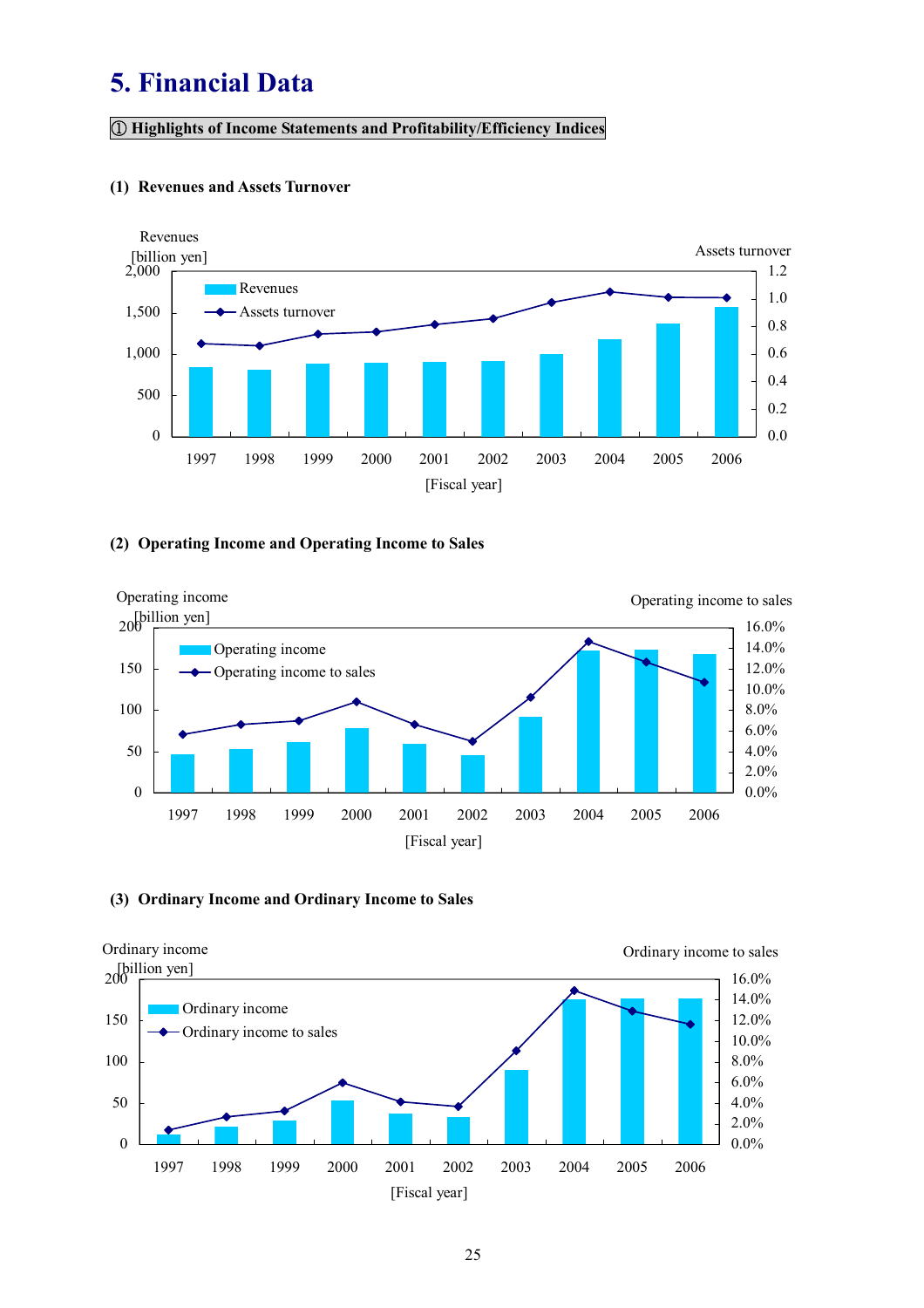# 5. Financial Data

## ① Highlights of Income Statements and Profitability/Efficiency Indices

### (1) Revenues and Assets Turnover

Revenues [billion yen]

Assets turnover

- Revenues
- Assets turnover

[Fiscal year] 1997 1998 1999 2000 2001 2002 2003 2004 2005 2006

### (2) Operating Income and Operating Income to Sales

Operating income [billion yen]

Operating income to sales

- Operating income
- Operating income to sales

[Fiscal year] 1997 1998 1999 2000 2001 2002 2003 2004 2005 2006

### (3) Ordinary Income and Ordinary Income to Sales

Ordinary income [billion yen]

Ordinary income to sales

- Ordinary income
- Ordinary income to sales

[Fiscal year] 1997 1998 1999 2000 2001 2002 2003 2004 2005 2006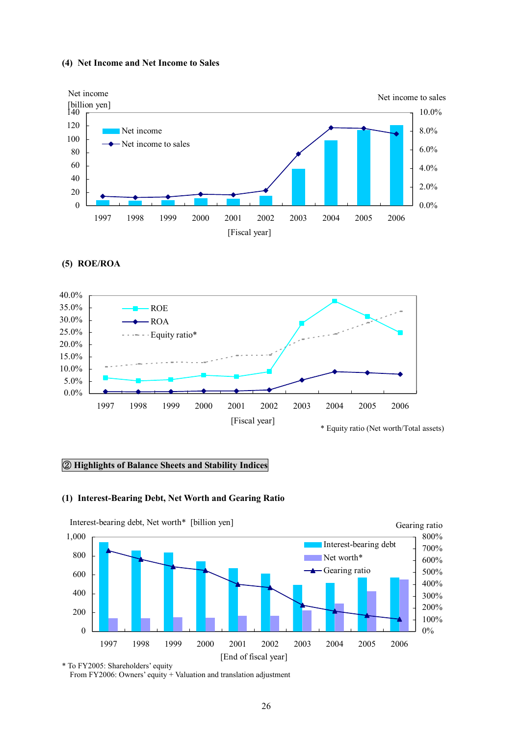### (4) Net Income and Net Income to Sales

Net income [billion yen]

Net income to sales

- Net income
- Net income to sales

1997 1998 1999 2000 2001 2002 2003 2004 2005 2006

[Fiscal year]

### (5) ROE/ROA

- ROE
- ROA
- Equity ratio*

1997 1998 1999 2000 2001 2002 2003 2004 2005 2006

[Fiscal year]

\* Equity ratio (Net worth/Total assets)

## ② Highlights of Balance Sheets and Stability Indices

### (1) Interest-Bearing Debt, Net Worth and Gearing Ratio

Interest-bearing debt, Net worth* [billion yen]

Gearing ratio

- Interest-bearing debt
- Net worth*
- Gearing ratio

1997 1998 1999 2000 2001 2002 2003 2004 2005 2006

[End of fiscal year]

\* To FY2005: Shareholders' equity
From FY2006: Owners' equity + Valuation and translation adjustment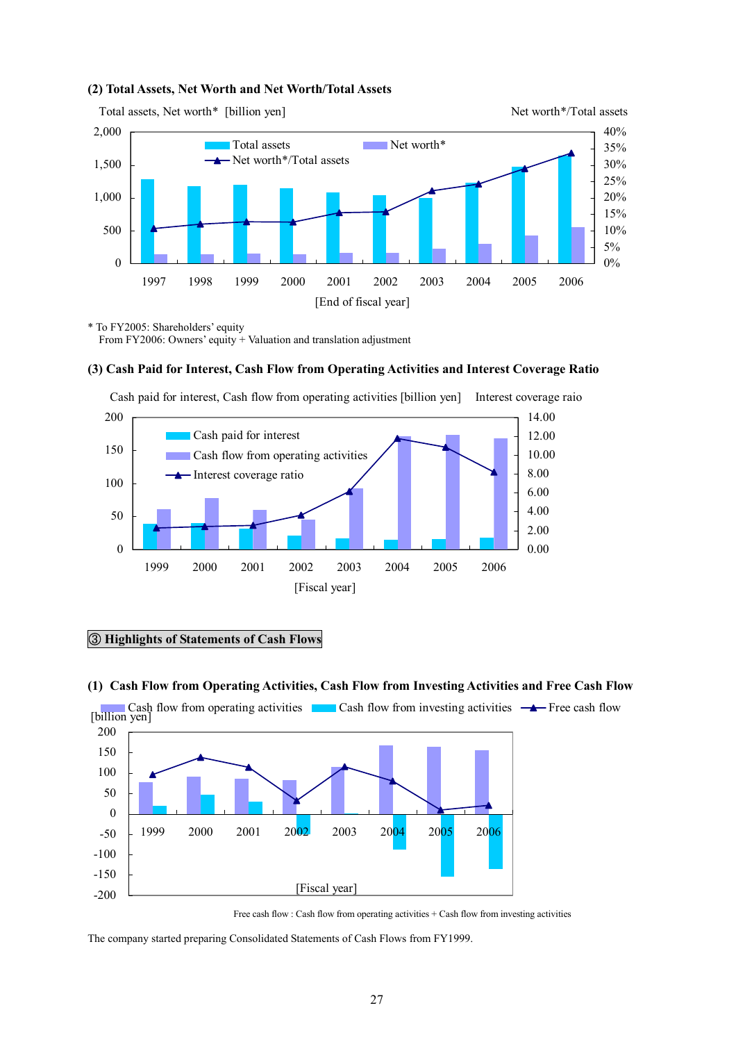### (2) Total Assets, Net Worth and Net Worth/Total Assets

Total assets, Net worth* [billion yen]

Net worth*/Total assets

* To FY2005: Shareholders' equity
  From FY2006: Owners' equity + Valuation and translation adjustment

### (3) Cash Paid for Interest, Cash Flow from Operating Activities and Interest Coverage Ratio

Cash paid for interest, Cash flow from operating activities [billion yen]

Interest coverage raio

## ③ Highlights of Statements of Cash Flows

### (1) Cash Flow from Operating Activities, Cash Flow from Investing Activities and Free Cash Flow

Free cash flow : Cash flow from operating activities + Cash flow from investing activities

The company started preparing Consolidated Statements of Cash Flows from FY1999.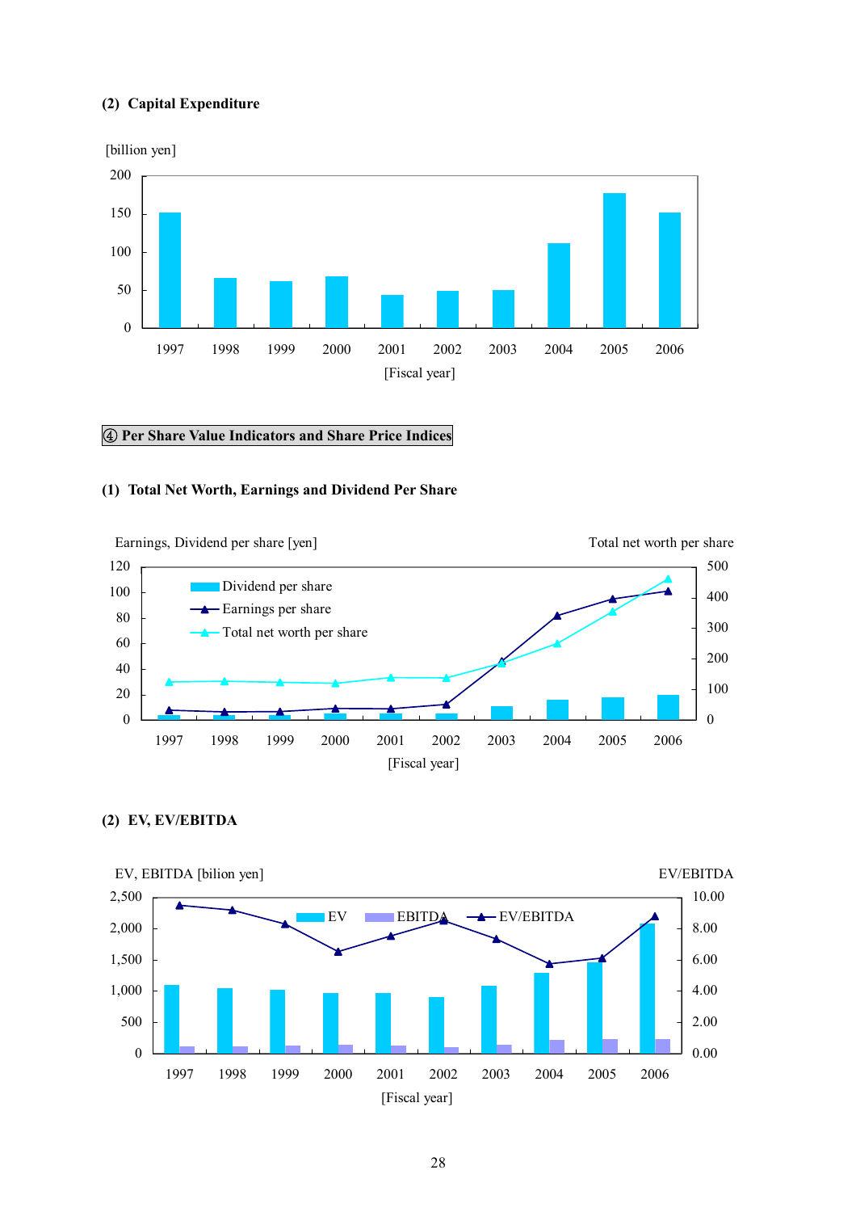### (2) Capital Expenditure

[billion yen]

200
150
100
50
0

1997 1998 1999 2000 2001 2002 2003 2004 2005 2006

[Fiscal year]

## ④ Per Share Value Indicators and Share Price Indices

### (1) Total Net Worth, Earnings and Dividend Per Share

Earnings, Dividend per share [yen] — Total net worth per share

Dividend per share
Earnings per share
Total net worth per share

120 / 500
100 / 400
80 / 300
60 / 200
40 / 100
20 / 0
0

1997 1998 1999 2000 2001 2002 2003 2004 2005 2006

[Fiscal year]

### (2) EV, EV/EBITDA

EV, EBITDA [bilion yen] — EV/EBITDA

EV
EBITDA
EV/EBITDA

2,500 / 10.00
2,000 / 8.00
1,500 / 6.00
1,000 / 4.00
500 / 2.00
0 / 0.00

1997 1998 1999 2000 2001 2002 2003 2004 2005 2006

[Fiscal year]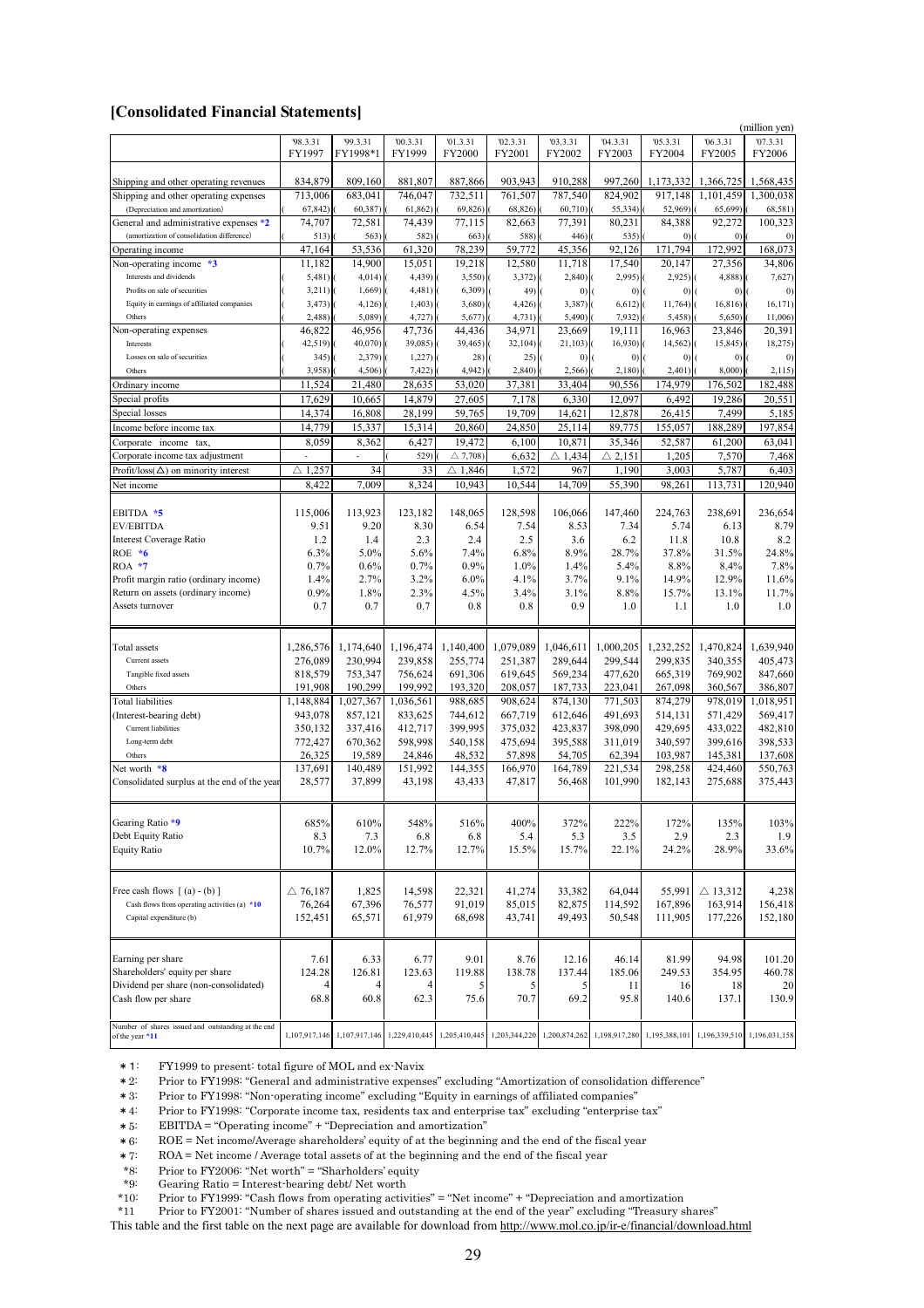## [Consolidated Financial Statements]

(million yen)

| | '98.3.31 FY1997 | '99.3.31 FY1998*1 | '00.3.31 FY1999 | '01.3.31 FY2000 | '02.3.31 FY2001 | '03.3.31 FY2002 | '04.3.31 FY2003 | '05.3.31 FY2004 | '06.3.31 FY2005 | '07.3.31 FY2006 |
|---|---|---|---|---|---|---|---|---|---|---|
| Shipping and other operating revenues | 834,879 | 809,160 | 881,807 | 887,866 | 903,943 | 910,288 | 997,260 | 1,173,332 | 1,366,725 | 1,568,435 |
| Shipping and other operating expenses | 713,006 | 683,041 | 746,047 | 732,511 | 761,507 | 787,540 | 824,902 | 917,148 | 1,101,459 | 1,300,038 |
| (Depreciation and amortization) | ( 67,842) | ( 60,387) | ( 61,862) | ( 69,826) | ( 68,826) | ( 60,710) | ( 55,334) | ( 52,969) | ( 65,699) | ( 68,581) |
| General and administrative expenses *2 | 74,707 | 72,581 | 74,439 | 77,115 | 82,663 | 77,391 | 80,231 | 84,388 | 92,272 | 100,323 |
| (amortization of consolidation difference) | ( 513) | ( 563) | ( 582) | ( 663) | ( 588) | ( 446) | ( 535) | ( 0) | ( 0) | ( 0) |
| Operating income | 47,164 | 53,536 | 61,320 | 78,239 | 59,772 | 45,356 | 92,126 | 171,794 | 172,992 | 168,073 |
| Non-operating income *3 | 11,182 | 14,900 | 15,051 | 19,218 | 12,580 | 11,718 | 17,540 | 20,147 | 27,356 | 34,806 |
| Interests and dividends | ( 5,481) | ( 4,014) | ( 4,439) | ( 3,550) | ( 3,372) | ( 2,840) | ( 2,995) | ( 2,925) | ( 4,888) | ( 7,627) |
| Profits on sale of securities | ( 3,211) | ( 1,669) | ( 4,481) | ( 6,309) | ( 49) | ( 0) | ( 0) | ( 0) | ( 0) | ( 0) |
| Equity in earnings of affiliated companies | ( 3,473) | ( 4,126) | ( 1,403) | ( 3,680) | ( 4,426) | ( 3,387) | ( 6,612) | ( 11,764) | ( 16,816) | ( 16,171) |
| Others | ( 2,488) | ( 5,089) | ( 4,727) | ( 5,677) | ( 4,731) | ( 5,490) | ( 7,932) | ( 5,458) | ( 5,650) | ( 11,006) |
| Non-operating expenses | 46,822 | 46,956 | 47,736 | 44,436 | 34,971 | 23,669 | 19,111 | 16,963 | 23,846 | 20,391 |
| Interests | ( 42,519) | ( 40,070) | ( 39,085) | ( 39,465) | ( 32,104) | ( 21,103) | ( 16,930) | ( 14,562) | ( 15,845) | ( 18,275) |
| Losses on sale of securities | ( 345) | ( 2,379) | ( 1,227) | ( 28) | ( 25) | ( 0) | ( 0) | ( 0) | ( 0) | ( 0) |
| Others | ( 3,958) | ( 4,506) | ( 7,422) | ( 4,942) | ( 2,840) | ( 2,566) | ( 2,180) | ( 2,401) | ( 8,000) | ( 2,115) |
| Ordinary income | 11,524 | 21,480 | 28,635 | 53,020 | 37,381 | 33,404 | 90,556 | 174,979 | 176,502 | 182,488 |
| Special profits | 17,629 | 10,665 | 14,879 | 27,605 | 7,178 | 6,330 | 12,097 | 6,492 | 19,286 | 20,551 |
| Special losses | 14,374 | 16,808 | 28,199 | 59,765 | 19,709 | 14,621 | 12,878 | 26,415 | 7,499 | 5,185 |
| Income before income tax | 14,779 | 15,337 | 15,314 | 20,860 | 24,850 | 25,114 | 89,775 | 155,057 | 188,289 | 197,854 |
| Corporate income tax, | 8,059 | 8,362 | 6,427 | 19,472 | 6,100 | 10,871 | 35,346 | 52,587 | 61,200 | 63,041 |
| Corporate income tax adjustment | - | - | 529 | △ 7,708 | 6,632 | △ 1,434 | △ 2,151 | 1,205 | 7,570 | 7,468 |
| Profit/loss(△) on minority interest | △ 1,257 | 34 | 33 | △ 1,846 | 1,572 | 967 | 1,190 | 3,003 | 5,787 | 6,403 |
| Net income | 8,422 | 7,009 | 8,324 | 10,943 | 10,544 | 14,709 | 55,390 | 98,261 | 113,731 | 120,940 |
| EBITDA *5 | 115,006 | 113,923 | 123,182 | 148,065 | 128,598 | 106,066 | 147,460 | 224,763 | 238,691 | 236,654 |
| EV/EBITDA | 9.51 | 9.20 | 8.30 | 6.54 | 7.54 | 8.53 | 7.34 | 5.74 | 6.13 | 8.79 |
| Interest Coverage Ratio | 1.2 | 1.4 | 2.3 | 2.4 | 2.5 | 3.6 | 6.2 | 11.8 | 10.8 | 8.2 |
| ROE *6 | 6.3% | 5.0% | 5.6% | 7.4% | 6.8% | 8.9% | 28.7% | 37.8% | 31.5% | 24.8% |
| ROA *7 | 0.7% | 0.6% | 0.7% | 0.9% | 1.0% | 1.4% | 5.4% | 8.8% | 8.4% | 7.8% |
| Profit margin ratio (ordinary income) | 1.4% | 2.7% | 3.2% | 6.0% | 4.1% | 3.7% | 9.1% | 14.9% | 12.9% | 11.6% |
| Return on assets (ordinary income) | 0.9% | 1.8% | 2.3% | 4.5% | 3.4% | 3.1% | 8.8% | 15.7% | 13.1% | 11.7% |
| Assets turnover | 0.7 | 0.7 | 0.7 | 0.8 | 0.8 | 0.9 | 1.0 | 1.1 | 1.0 | 1.0 |
| Total assets | 1,286,576 | 1,174,640 | 1,196,474 | 1,140,400 | 1,079,089 | 1,046,611 | 1,000,205 | 1,232,252 | 1,470,824 | 1,639,940 |
| Current assets | 276,089 | 230,994 | 239,858 | 255,774 | 251,387 | 289,644 | 299,544 | 299,835 | 340,355 | 405,473 |
| Tangible fixed assets | 818,579 | 753,347 | 756,624 | 691,306 | 619,645 | 569,234 | 477,620 | 665,319 | 769,902 | 847,660 |
| Others | 191,908 | 190,299 | 199,992 | 193,320 | 208,057 | 187,733 | 223,041 | 267,098 | 360,567 | 386,807 |
| Total liabilities | 1,148,884 | 1,027,367 | 1,036,561 | 988,685 | 908,624 | 874,130 | 771,503 | 874,279 | 978,019 | 1,018,951 |
| (Interest-bearing debt) | 943,078 | 857,121 | 833,625 | 744,612 | 667,719 | 612,646 | 491,693 | 514,131 | 571,429 | 569,417 |
| Current liabilities | 350,132 | 337,416 | 412,717 | 399,995 | 375,032 | 423,837 | 398,090 | 429,695 | 433,022 | 482,810 |
| Long-term debt | 772,427 | 670,362 | 598,998 | 540,158 | 475,694 | 395,588 | 311,019 | 340,597 | 399,616 | 398,533 |
| Others | 26,325 | 19,589 | 24,846 | 48,532 | 57,898 | 54,705 | 62,394 | 103,987 | 145,381 | 137,608 |
| Net worth *8 | 137,691 | 140,489 | 151,992 | 144,355 | 166,970 | 164,789 | 221,534 | 298,258 | 424,460 | 550,763 |
| Consolidated surplus at the end of the year | 28,577 | 37,899 | 43,198 | 43,433 | 47,817 | 56,468 | 101,990 | 182,143 | 275,688 | 375,443 |
| Gearing Ratio *9 | 685% | 610% | 548% | 516% | 400% | 372% | 222% | 172% | 135% | 103% |
| Debt Equity Ratio | 8.3 | 7.3 | 6.8 | 6.8 | 5.4 | 5.3 | 3.5 | 2.9 | 2.3 | 1.9 |
| Equity Ratio | 10.7% | 12.0% | 12.7% | 12.7% | 15.5% | 15.7% | 22.1% | 24.2% | 28.9% | 33.6% |
| Free cash flows [ (a) - (b) ] | △ 76,187 | 1,825 | 14,598 | 22,321 | 41,274 | 33,382 | 64,044 | 55,991 | △ 13,312 | 4,238 |
| Cash flows from operating activities (a) *10 | 76,264 | 67,396 | 76,577 | 91,019 | 85,015 | 82,875 | 114,592 | 167,896 | 163,914 | 156,418 |
| Capital expenditure (b) | 152,451 | 65,571 | 61,979 | 68,698 | 43,741 | 49,493 | 50,548 | 111,905 | 177,226 | 152,180 |
| Earning per share | 7.61 | 6.33 | 6.77 | 9.01 | 8.76 | 12.16 | 46.14 | 81.99 | 94.98 | 101.20 |
| Shareholders' equity per share | 124.28 | 126.81 | 123.63 | 119.88 | 138.78 | 137.44 | 185.06 | 249.53 | 354.95 | 460.78 |
| Dividend per share (non-consolidated) | 4 | 4 | 4 | 5 | 5 | 5 | 11 | 16 | 18 | 20 |
| Cash flow per share | 68.8 | 60.8 | 62.3 | 75.6 | 70.7 | 69.2 | 95.8 | 140.6 | 137.1 | 130.9 |
| Number of shares issued and outstanding at the end of the year *11 | 1,107,917,146 | 1,107,917,146 | 1,229,410,445 | 1,205,410,445 | 1,203,344,220 | 1,200,874,262 | 1,198,917,280 | 1,195,388,101 | 1,196,339,510 | 1,196,031,158 |

*1: FY1999 to present: total figure of MOL and ex-Navix

*2: Prior to FY1998: "General and administrative expenses" excluding "Amortization of consolidation difference"

*3: Prior to FY1998: "Non-operating income" excluding "Equity in earnings of affiliated companies"

*4: Prior to FY1998: "Corporate income tax, residents tax and enterprise tax" excluding "enterprise tax"

*5: EBITDA = "Operating income" + "Depreciation and amortization"

*6: ROE = Net income/Average shareholders' equity of at the beginning and the end of the fiscal year

*7: ROA = Net income / Average total assets of at the beginning and the end of the fiscal year

*8: Prior to FY2006: "Net worth" = "Sharholders' equity

*9: Gearing Ratio = Interest-bearing debt/ Net worth

*10: Prior to FY1999: "Cash flows from operating activities" = "Net income" + "Depreciation and amortization

*11 Prior to FY2001: "Number of shares issued and outstanding at the end of the year" excluding "Treasury shares"

This table and the first table on the next page are available for download from http://www.mol.co.jp/ir-e/financial/download.html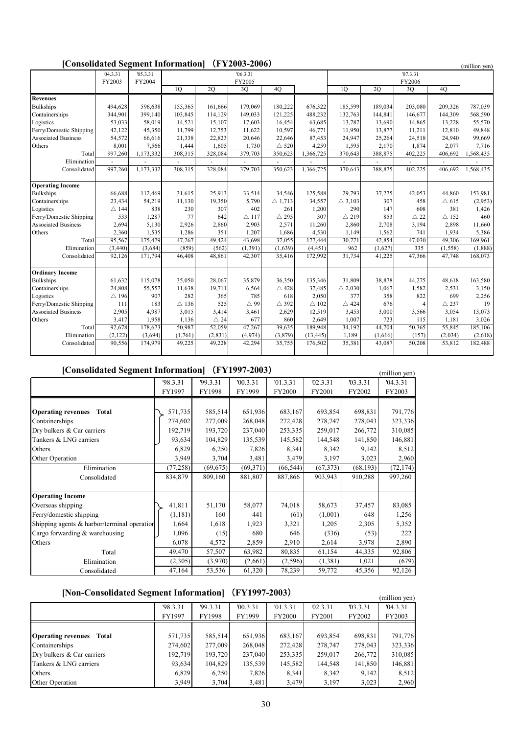## [Consolidated Segment Information] （FY2003-2006）

(million yen)

| | '04.3.31 FY2003 | '05.3.31 FY2004 | '06.3.31 FY2005 | | | | | '07.3.31 FY2006 | | | | |
|---|---|---|---|---|---|---|---|---|---|---|---|---|
| | | | 1Q | 2Q | 3Q | 4Q | | 1Q | 2Q | 3Q | 4Q | |
| **Revenues** | | | | | | | | | | | | |
| Bulkships | 494,628 | 596,638 | 155,365 | 161,666 | 179,069 | 180,222 | 676,322 | 185,599 | 189,034 | 203,080 | 209,326 | 787,039 |
| Containerships | 344,901 | 399,140 | 103,845 | 114,129 | 149,033 | 121,225 | 488,232 | 132,763 | 144,841 | 146,677 | 144,309 | 568,590 |
| Logistics | 53,033 | 58,019 | 14,521 | 15,107 | 17,603 | 16,454 | 63,685 | 13,787 | 13,690 | 14,865 | 13,228 | 55,570 |
| Ferry/Domestic Shipping | 42,122 | 45,350 | 11,799 | 12,753 | 11,622 | 10,597 | 46,771 | 11,950 | 13,877 | 11,211 | 12,810 | 49,848 |
| Associated Business | 54,572 | 66,616 | 21,338 | 22,823 | 20,646 | 22,646 | 87,453 | 24,947 | 25,264 | 24,518 | 24,940 | 99,669 |
| Others | 8,001 | 7,566 | 1,444 | 1,605 | 1,730 | △ 520 | 4,259 | 1,595 | 2,170 | 1,874 | 2,077 | 7,716 |
| Total | 997,260 | 1,173,332 | 308,315 | 328,084 | 379,703 | 350,623 | 1,366,725 | 370,643 | 388,875 | 402,225 | 406,692 | 1,568,435 |
| Elimination | - | - | - | - | - | - | - | - | - | - | - | - |
| Consolidated | 997,260 | 1,173,332 | 308,315 | 328,084 | 379,703 | 350,623 | 1,366,725 | 370,643 | 388,875 | 402,225 | 406,692 | 1,568,435 |
| **Operating Income** | | | | | | | | | | | | |
| Bulkships | 66,688 | 112,469 | 31,615 | 25,913 | 33,514 | 34,546 | 125,588 | 29,793 | 37,275 | 42,053 | 44,860 | 153,981 |
| Containerships | 23,434 | 54,219 | 11,130 | 19,350 | 5,790 | △ 1,713 | 34,557 | △ 3,103 | 307 | 458 | △ 615 | (2,953) |
| Logistics | △ 144 | 838 | 230 | 307 | 402 | 261 | 1,200 | 290 | 147 | 608 | 381 | 1,426 |
| Ferry/Domestic Shipping | 533 | 1,287 | 77 | 642 | △ 117 | △ 295 | 307 | △ 219 | 853 | △ 22 | △ 152 | 460 |
| Associated Business | 2,694 | 5,130 | 2,926 | 2,860 | 2,903 | 2,571 | 11,260 | 2,860 | 2,708 | 3,194 | 2,898 | 11,660 |
| Others | 2,360 | 1,535 | 1,286 | 351 | 1,207 | 1,686 | 4,530 | 1,149 | 1,562 | 741 | 1,934 | 5,386 |
| Total | 95,567 | 175,479 | 47,267 | 49,424 | 43,698 | 37,055 | 177,444 | 30,771 | 42,854 | 47,030 | 49,306 | 169,961 |
| Elimination | (3,440) | (3,684) | (859) | (562) | (1,391) | (1,639) | (4,451) | 962 | (1,627) | 335 | (1,558) | (1,888) |
| Consolidated | 92,126 | 171,794 | 46,408 | 48,861 | 42,307 | 35,416 | 172,992 | 31,734 | 41,225 | 47,366 | 47,748 | 168,073 |
| **Ordinary Income** | | | | | | | | | | | | |
| Bulkships | 61,632 | 115,078 | 35,050 | 28,067 | 35,879 | 36,350 | 135,346 | 31,809 | 38,878 | 44,275 | 48,618 | 163,580 |
| Containerships | 24,808 | 55,557 | 11,638 | 19,711 | 6,564 | △ 428 | 37,485 | △ 2,030 | 1,067 | 1,582 | 2,531 | 3,150 |
| Logistics | △ 196 | 907 | 282 | 365 | 785 | 618 | 2,050 | 377 | 358 | 822 | 699 | 2,256 |
| Ferry/Domestic Shipping | 111 | 183 | △ 136 | 525 | △ 99 | △ 392 | △ 102 | △ 424 | 676 | 4 | △ 237 | 19 |
| Associated Business | 2,905 | 4,987 | 3,015 | 3,414 | 3,461 | 2,629 | 12,519 | 3,453 | 3,000 | 3,566 | 3,054 | 13,073 |
| Others | 3,417 | 1,958 | 1,136 | △ 24 | 677 | 860 | 2,649 | 1,007 | 723 | 115 | 1,181 | 3,026 |
| Total | 92,678 | 178,673 | 50,987 | 52,059 | 47,267 | 39,635 | 189,948 | 34,192 | 44,704 | 50,365 | 55,845 | 185,106 |
| Elimination | (2,122) | (3,694) | (1,761) | (2,831) | (4,974) | (3,879) | (13,445) | 1,189 | (1,616) | (157) | (2,034) | (2,618) |
| Consolidated | 90,556 | 174,979 | 49,225 | 49,228 | 42,294 | 35,755 | 176,502 | 35,381 | 43,087 | 50,208 | 53,812 | 182,488 |

## [Consolidated Segment Information] （FY1997-2003）

(million yen)

| | '98.3.31 FY1997 | '99.3.31 FY1998 | '00.3.31 FY1999 | '01.3.31 FY2000 | '02.3.31 FY2001 | '03.3.31 FY2002 | '04.3.31 FY2003 |
|---|---|---|---|---|---|---|---|
| **Operating revenues Total** | 571,735 | 585,514 | 651,936 | 683,167 | 693,854 | 698,831 | 791,776 |
| Containerships | 274,602 | 277,009 | 268,048 | 272,428 | 278,747 | 278,043 | 323,336 |
| Dry bulkers & Car carriers | 192,719 | 193,720 | 237,040 | 253,335 | 259,017 | 266,772 | 310,085 |
| Tankers & LNG carriers | 93,634 | 104,829 | 135,539 | 145,582 | 144,548 | 141,850 | 146,881 |
| Others | 6,829 | 6,250 | 7,826 | 8,341 | 8,342 | 9,142 | 8,512 |
| Other Operation | 3,949 | 3,704 | 3,481 | 3,479 | 3,197 | 3,023 | 2,960 |
| Elimination | (77,258) | (69,675) | (69,371) | (66,544) | (67,373) | (68,193) | (72,174) |
| Consolidated | 834,879 | 809,160 | 881,807 | 887,866 | 903,943 | 910,288 | 997,260 |
| **Operating Income** | | | | | | | |
| Overseas shipping | 41,811 | 51,170 | 58,077 | 74,018 | 58,673 | 37,457 | 83,085 |
| Ferry/domestic shipping | (1,181) | 160 | 441 | (61) | (1,001) | 648 | 1,256 |
| Shipping agents & harbor/terminal operation | 1,664 | 1,618 | 1,923 | 3,321 | 1,205 | 2,305 | 5,352 |
| Cargo forwarding & warehousing | 1,096 | (15) | 680 | 646 | (336) | (53) | 222 |
| Others | 6,078 | 4,572 | 2,859 | 2,910 | 2,614 | 3,978 | 2,890 |
| Total | 49,470 | 57,507 | 63,982 | 80,835 | 61,154 | 44,335 | 92,806 |
| Elimination | (2,305) | (3,970) | (2,661) | (2,596) | (1,381) | 1,021 | (679) |
| Consolidated | 47,164 | 53,536 | 61,320 | 78,239 | 59,772 | 45,356 | 92,126 |

## [Non-Consolidated Segment Information] （FY1997-2003）

(million yen)

| | '98.3.31 FY1997 | '99.3.31 FY1998 | '00.3.31 FY1999 | '01.3.31 FY2000 | '02.3.31 FY2001 | '03.3.31 FY2002 | '04.3.31 FY2003 |
|---|---|---|---|---|---|---|---|
| **Operating revenues Total** | 571,735 | 585,514 | 651,936 | 683,167 | 693,854 | 698,831 | 791,776 |
| Containerships | 274,602 | 277,009 | 268,048 | 272,428 | 278,747 | 278,043 | 323,336 |
| Dry bulkers & Car carriers | 192,719 | 193,720 | 237,040 | 253,335 | 259,017 | 266,772 | 310,085 |
| Tankers & LNG carriers | 93,634 | 104,829 | 135,539 | 145,582 | 144,548 | 141,850 | 146,881 |
| Others | 6,829 | 6,250 | 7,826 | 8,341 | 8,342 | 9,142 | 8,512 |
| Other Operation | 3,949 | 3,704 | 3,481 | 3,479 | 3,197 | 3,023 | 2,960 |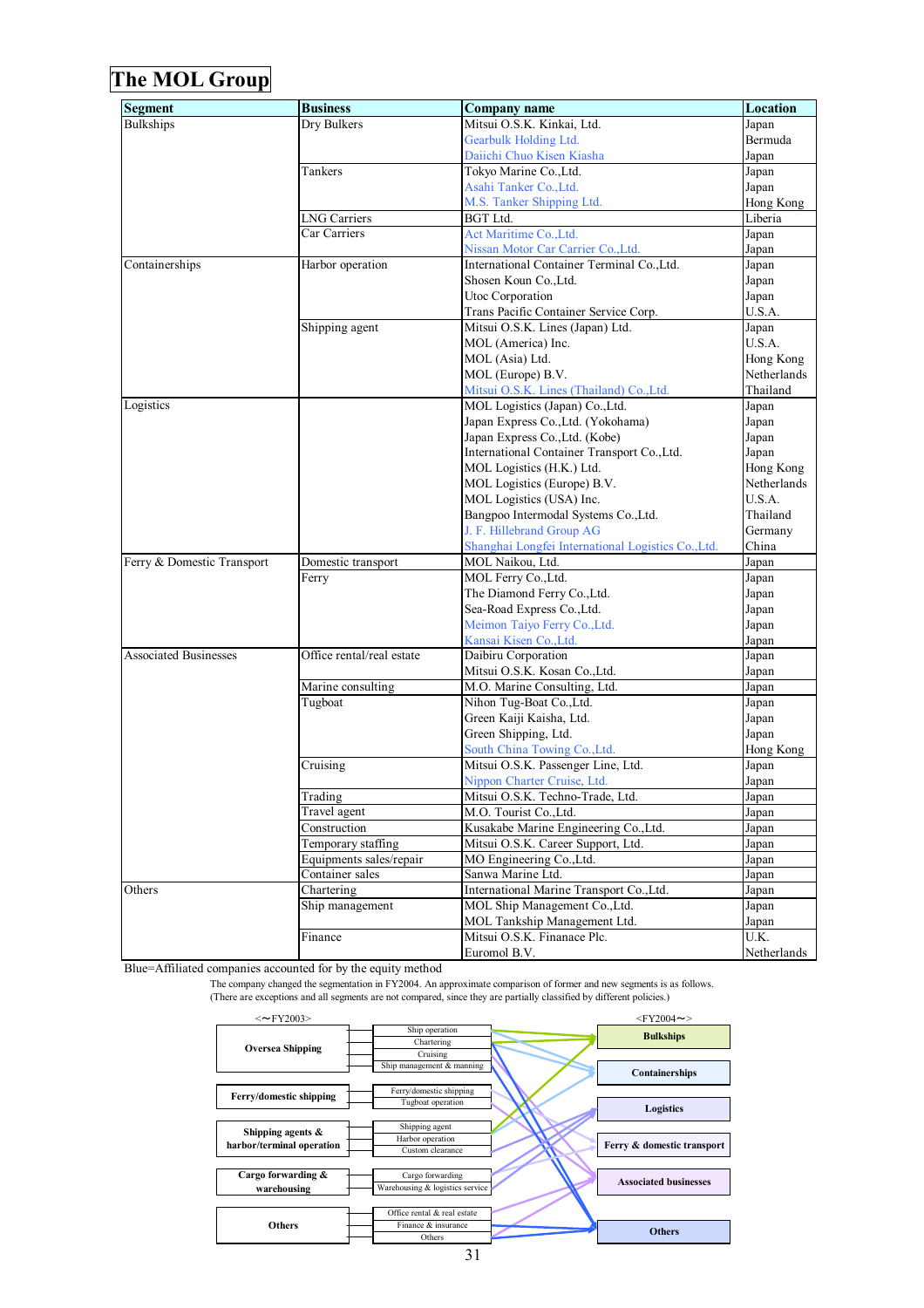# The MOL Group

| Segment | Business | Company name | Location |
|---|---|---|---|
| Bulkships | Dry Bulkers | Mitsui O.S.K. Kinkai, Ltd. | Japan |
| | | Gearbulk Holding Ltd. | Bermuda |
| | | Daiichi Chuo Kisen Kiasha | Japan |
| | Tankers | Tokyo Marine Co.,Ltd. | Japan |
| | | Asahi Tanker Co.,Ltd. | Japan |
| | | M.S. Tanker Shipping Ltd. | Hong Kong |
| | LNG Carriers | BGT Ltd. | Liberia |
| | Car Carriers | Act Maritime Co.,Ltd. | Japan |
| | | Nissan Motor Car Carrier Co.,Ltd. | Japan |
| Containerships | Harbor operation | International Container Terminal Co.,Ltd. | Japan |
| | | Shosen Koun Co.,Ltd. | Japan |
| | | Utoc Corporation | Japan |
| | | Trans Pacific Container Service Corp. | U.S.A. |
| | Shipping agent | Mitsui O.S.K. Lines (Japan) Ltd. | Japan |
| | | MOL (America) Inc. | U.S.A. |
| | | MOL (Asia) Ltd. | Hong Kong |
| | | MOL (Europe) B.V. | Netherlands |
| | | Mitsui O.S.K. Lines (Thailand) Co.,Ltd. | Thailand |
| Logistics | | MOL Logistics (Japan) Co.,Ltd. | Japan |
| | | Japan Express Co.,Ltd. (Yokohama) | Japan |
| | | Japan Express Co.,Ltd. (Kobe) | Japan |
| | | International Container Transport Co.,Ltd. | Japan |
| | | MOL Logistics (H.K.) Ltd. | Hong Kong |
| | | MOL Logistics (Europe) B.V. | Netherlands |
| | | MOL Logistics (USA) Inc. | U.S.A. |
| | | Bangpoo Intermodal Systems Co.,Ltd. | Thailand |
| | | J. F. Hillebrand Group AG | Germany |
| | | Shanghai Longfei International Logistics Co.,Ltd. | China |
| Ferry & Domestic Transport | Domestic transport | MOL Naikou, Ltd. | Japan |
| | Ferry | MOL Ferry Co.,Ltd. | Japan |
| | | The Diamond Ferry Co.,Ltd. | Japan |
| | | Sea-Road Express Co.,Ltd. | Japan |
| | | Meimon Taiyo Ferry Co.,Ltd. | Japan |
| | | Kansai Kisen Co.,Ltd. | Japan |
| Associated Businesses | Office rental/real estate | Daibiru Corporation | Japan |
| | | Mitsui O.S.K. Kosan Co.,Ltd. | Japan |
| | Marine consulting | M.O. Marine Consulting, Ltd. | Japan |
| | Tugboat | Nihon Tug-Boat Co.,Ltd. | Japan |
| | | Green Kaiji Kaisha, Ltd. | Japan |
| | | Green Shipping, Ltd. | Japan |
| | | South China Towing Co.,Ltd. | Hong Kong |
| | Cruising | Mitsui O.S.K. Passenger Line, Ltd. | Japan |
| | | Nippon Charter Cruise, Ltd. | Japan |
| | Trading | Mitsui O.S.K. Techno-Trade, Ltd. | Japan |
| | Travel agent | M.O. Tourist Co.,Ltd. | Japan |
| | Construction | Kusakabe Marine Engineering Co.,Ltd. | Japan |
| | Temporary staffing | Mitsui O.S.K. Career Support, Ltd. | Japan |
| | Equipments sales/repair | MO Engineering Co.,Ltd. | Japan |
| | Container sales | Sanwa Marine Ltd. | Japan |
| Others | Chartering | International Marine Transport Co.,Ltd. | Japan |
| | Ship management | MOL Ship Management Co.,Ltd. | Japan |
| | | MOL Tankship Management Ltd. | Japan |
| | Finance | Mitsui O.S.K. Finanace Plc. | U.K. |
| | | Euromol B.V. | Netherlands |

Blue=Affiliated companies accounted for by the equity method

The company changed the segmentation in FY2004. An approximate comparison of former and new segments is as follows.
(There are exceptions and all segments are not compared, since they are partially classified by different policies.)

<~FY2003>

- Oversea Shipping: Ship operation, Chartering, Cruising, Ship management & manning
- Ferry/domestic shipping: Ferry/domestic shipping, Tugboat operation
- Shipping agents & harbor/terminal operation: Shipping agent, Harbor operation, Custom clearance
- Cargo forwarding & warehousing: Cargo forwarding, Warehousing & logistics service
- Others: Office rental & real estate, Finance & insurance, Others

<FY2004~>

- Bulkships
- Containerships
- Logistics
- Ferry & domestic transport
- Associated businesses
- Others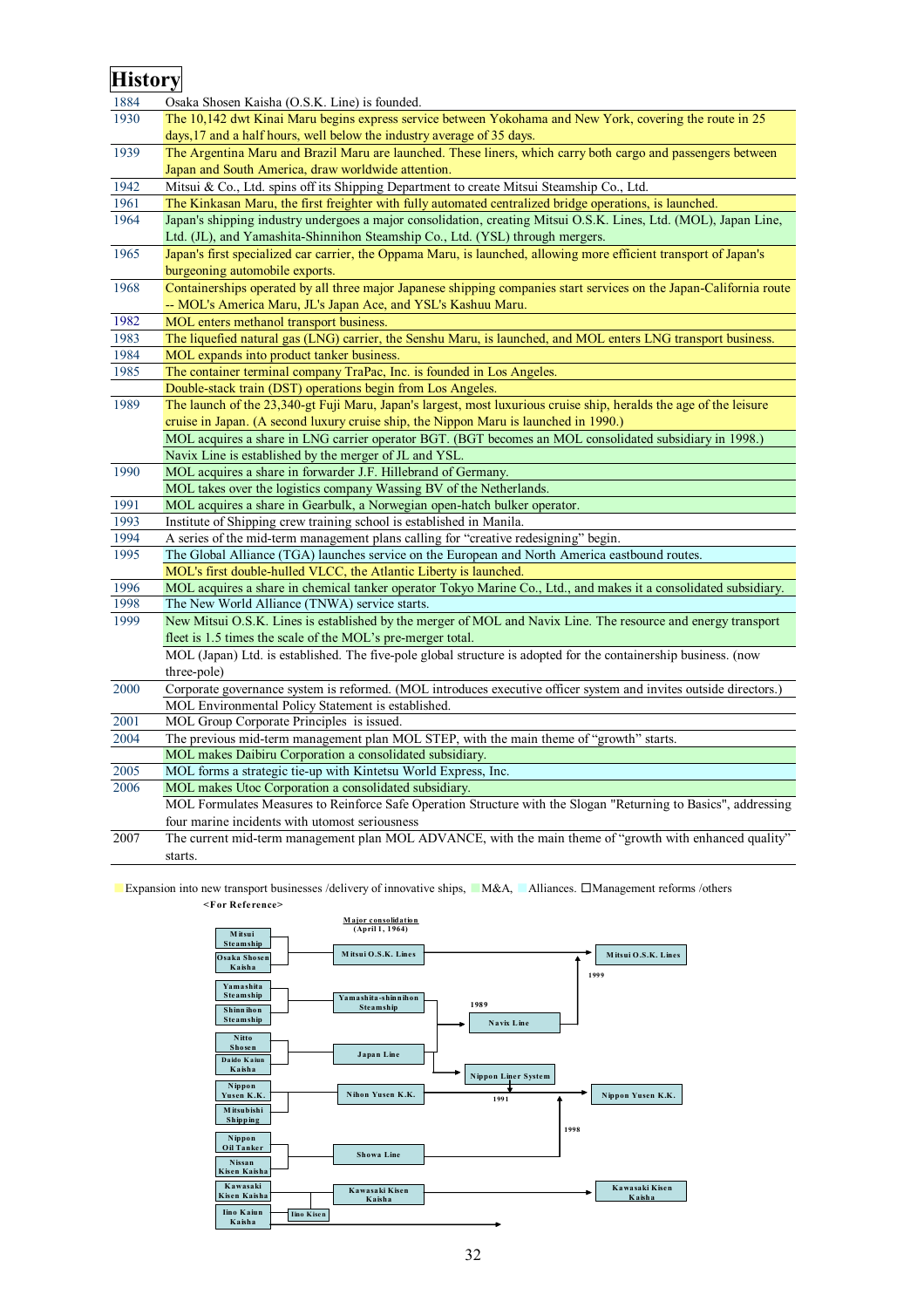# History

| Year | Event |
|---|---|
| 1884 | Osaka Shosen Kaisha (O.S.K. Line) is founded. |
| 1930 | The 10,142 dwt Kinai Maru begins express service between Yokohama and New York, covering the route in 25 days,17 and a half hours, well below the industry average of 35 days. |
| 1939 | The Argentina Maru and Brazil Maru are launched. These liners, which carry both cargo and passengers between Japan and South America, draw worldwide attention. |
| 1942 | Mitsui & Co., Ltd. spins off its Shipping Department to create Mitsui Steamship Co., Ltd. |
| 1961 | The Kinkasan Maru, the first freighter with fully automated centralized bridge operations, is launched. |
| 1964 | Japan's shipping industry undergoes a major consolidation, creating Mitsui O.S.K. Lines, Ltd. (MOL), Japan Line, Ltd. (JL), and Yamashita-Shinnihon Steamship Co., Ltd. (YSL) through mergers. |
| 1965 | Japan's first specialized car carrier, the Oppama Maru, is launched, allowing more efficient transport of Japan's burgeoning automobile exports. |
| 1968 | Containerships operated by all three major Japanese shipping companies start services on the Japan-California route -- MOL's America Maru, JL's Japan Ace, and YSL's Kashuu Maru. |
| 1982 | MOL enters methanol transport business. |
| 1983 | The liquefied natural gas (LNG) carrier, the Senshu Maru, is launched, and MOL enters LNG transport business. |
| 1984 | MOL expands into product tanker business. |
| 1985 | The container terminal company TraPac, Inc. is founded in Los Angeles. |
| | Double-stack train (DST) operations begin from Los Angeles. |
| 1989 | The launch of the 23,340-gt Fuji Maru, Japan's largest, most luxurious cruise ship, heralds the age of the leisure cruise in Japan. (A second luxury cruise ship, the Nippon Maru is launched in 1990.) |
| | MOL acquires a share in LNG carrier operator BGT. (BGT becomes an MOL consolidated subsidiary in 1998.) |
| | Navix Line is established by the merger of JL and YSL. |
| 1990 | MOL acquires a share in forwarder J.F. Hillebrand of Germany. |
| | MOL takes over the logistics company Wassing BV of the Netherlands. |
| 1991 | MOL acquires a share in Gearbulk, a Norwegian open-hatch bulker operator. |
| 1993 | Institute of Shipping crew training school is established in Manila. |
| 1994 | A series of the mid-term management plans calling for "creative redesigning" begin. |
| 1995 | The Global Alliance (TGA) launches service on the European and North America eastbound routes. |
| | MOL's first double-hulled VLCC, the Atlantic Liberty is launched. |
| 1996 | MOL acquires a share in chemical tanker operator Tokyo Marine Co., Ltd., and makes it a consolidated subsidiary. |
| 1998 | The New World Alliance (TNWA) service starts. |
| 1999 | New Mitsui O.S.K. Lines is established by the merger of MOL and Navix Line. The resource and energy transport fleet is 1.5 times the scale of the MOL's pre-merger total. |
| | MOL (Japan) Ltd. is established. The five-pole global structure is adopted for the containership business. (now three-pole) |
| 2000 | Corporate governance system is reformed. (MOL introduces executive officer system and invites outside directors.) |
| | MOL Environmental Policy Statement is established. |
| 2001 | MOL Group Corporate Principles is issued. |
| 2004 | The previous mid-term management plan MOL STEP, with the main theme of "growth" starts. |
| | MOL makes Daibiru Corporation a consolidated subsidiary. |
| 2005 | MOL forms a strategic tie-up with Kintetsu World Express, Inc. |
| 2006 | MOL makes Utoc Corporation a consolidated subsidiary. |
| | MOL Formulates Measures to Reinforce Safe Operation Structure with the Slogan "Returning to Basics", addressing four marine incidents with utomost seriousness |
| 2007 | The current mid-term management plan MOL ADVANCE, with the main theme of "growth with enhanced quality" starts. |

Expansion into new transport businesses /delivery of innovative ships, M&A, Alliances. □Management reforms /others

**<For Reference>**

**Major consolidation** (April 1, 1964)

- Mitsui Steamship + Osaka Shosen Kaisha → Mitsui O.S.K. Lines → (1999) Mitsui O.S.K. Lines
- Yamashita Steamship + Shinnihon Steamship → Yamashita-shinnihon Steamship → (1989) Navix Line → (1999) Mitsui O.S.K. Lines
- Nitto Shosen + Daido Kaiun Kaisha → Japan Line → (1989) Navix Line; Japan Line → Nippon Liner System
- Nippon Yusen K.K. + Mitsubishi Shipping → Nihon Yusen K.K. → Nippon Yusen K.K.; Nippon Liner System → (1991) Nippon Yusen K.K.
- Nippon Oil Tanker + Nissan Kisen Kaisha → Showa Line → (1998) Nippon Yusen K.K.
- Kawasaki Kisen Kaisha + Iino Kaiun Kaisha (Iino Kisen) → Kawasaki Kisen Kaisha → Kawasaki Kisen Kaisha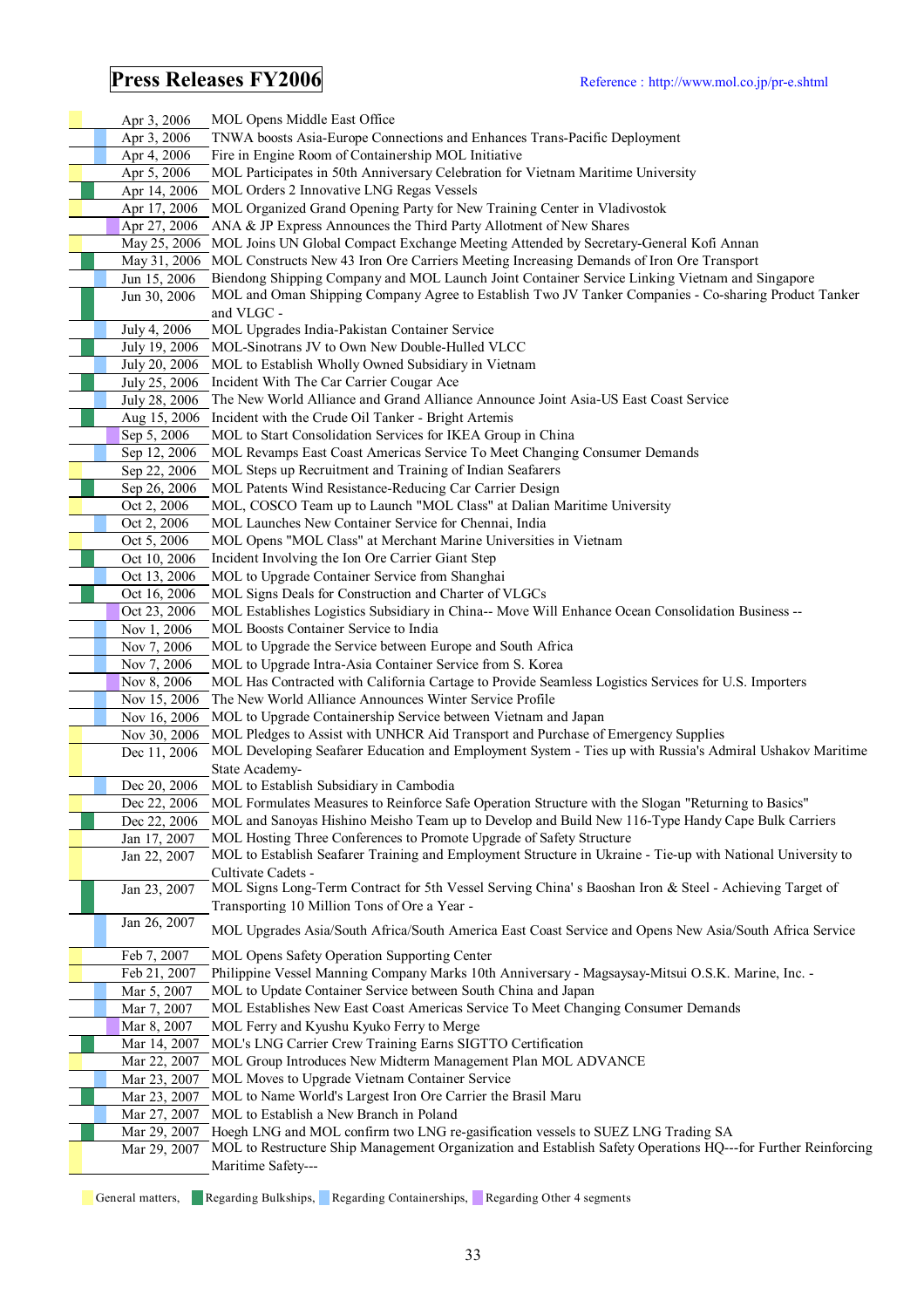# Press Releases FY2006

Reference : http://www.mol.co.jp/pr-e.shtml

| Category | Date | Title |
|---|---|---|
| General matters | Apr 3, 2006 | MOL Opens Middle East Office |
| Regarding Containerships | Apr 3, 2006 | TNWA boosts Asia-Europe Connections and Enhances Trans-Pacific Deployment |
| Regarding Containerships | Apr 4, 2006 | Fire in Engine Room of Containership MOL Initiative |
| General matters | Apr 5, 2006 | MOL Participates in 50th Anniversary Celebration for Vietnam Maritime University |
| Regarding Bulkships | Apr 14, 2006 | MOL Orders 2 Innovative LNG Regas Vessels |
| General matters | Apr 17, 2006 | MOL Organized Grand Opening Party for New Training Center in Vladivostok |
| Regarding Other 4 segments | Apr 27, 2006 | ANA & JP Express Announces the Third Party Allotment of New Shares |
| General matters | May 25, 2006 | MOL Joins UN Global Compact Exchange Meeting Attended by Secretary-General Kofi Annan |
| Regarding Bulkships | May 31, 2006 | MOL Constructs New 43 Iron Ore Carriers Meeting Increasing Demands of Iron Ore Transport |
| Regarding Containerships | Jun 15, 2006 | Biendong Shipping Company and MOL Launch Joint Container Service Linking Vietnam and Singapore |
| Regarding Bulkships | Jun 30, 2006 | MOL and Oman Shipping Company Agree to Establish Two JV Tanker Companies - Co-sharing Product Tanker and VLGC - |
| Regarding Containerships | July 4, 2006 | MOL Upgrades India-Pakistan Container Service |
| Regarding Bulkships | July 19, 2006 | MOL-Sinotrans JV to Own New Double-Hulled VLCC |
| General matters | July 20, 2006 | MOL to Establish Wholly Owned Subsidiary in Vietnam |
| Regarding Bulkships | July 25, 2006 | Incident With The Car Carrier Cougar Ace |
| Regarding Containerships | July 28, 2006 | The New World Alliance and Grand Alliance Announce Joint Asia-US East Coast Service |
| Regarding Bulkships | Aug 15, 2006 | Incident with the Crude Oil Tanker - Bright Artemis |
| Regarding Other 4 segments | Sep 5, 2006 | MOL to Start Consolidation Services for IKEA Group in China |
| Regarding Containerships | Sep 12, 2006 | MOL Revamps East Coast Americas Service To Meet Changing Consumer Demands |
| General matters | Sep 22, 2006 | MOL Steps up Recruitment and Training of Indian Seafarers |
| Regarding Bulkships | Sep 26, 2006 | MOL Patents Wind Resistance-Reducing Car Carrier Design |
| General matters | Oct 2, 2006 | MOL, COSCO Team up to Launch "MOL Class" at Dalian Maritime University |
| Regarding Containerships | Oct 2, 2006 | MOL Launches New Container Service for Chennai, India |
| General matters | Oct 5, 2006 | MOL Opens "MOL Class" at Merchant Marine Universities in Vietnam |
| Regarding Bulkships | Oct 10, 2006 | Incident Involving the Ion Ore Carrier Giant Step |
| Regarding Containerships | Oct 13, 2006 | MOL to Upgrade Container Service from Shanghai |
| Regarding Bulkships | Oct 16, 2006 | MOL Signs Deals for Construction and Charter of VLGCs |
| Regarding Other 4 segments | Oct 23, 2006 | MOL Establishes Logistics Subsidiary in China-- Move Will Enhance Ocean Consolidation Business -- |
| Regarding Containerships | Nov 1, 2006 | MOL Boosts Container Service to India |
| Regarding Containerships | Nov 7, 2006 | MOL to Upgrade the Service between Europe and South Africa |
| Regarding Containerships | Nov 7, 2006 | MOL to Upgrade Intra-Asia Container Service from S. Korea |
| Regarding Other 4 segments | Nov 8, 2006 | MOL Has Contracted with California Cartage to Provide Seamless Logistics Services for U.S. Importers |
| Regarding Containerships | Nov 15, 2006 | The New World Alliance Announces Winter Service Profile |
| Regarding Containerships | Nov 16, 2006 | MOL to Upgrade Containership Service between Vietnam and Japan |
| General matters | Nov 30, 2006 | MOL Pledges to Assist with UNHCR Aid Transport and Purchase of Emergency Supplies |
| General matters | Dec 11, 2006 | MOL Developing Seafarer Education and Employment System - Ties up with Russia's Admiral Ushakov Maritime State Academy- |
| General matters | Dec 20, 2006 | MOL to Establish Subsidiary in Cambodia |
| General matters | Dec 22, 2006 | MOL Formulates Measures to Reinforce Safe Operation Structure with the Slogan "Returning to Basics" |
| Regarding Bulkships | Dec 22, 2006 | MOL and Sanoyas Hishino Meisho Team up to Develop and Build New 116-Type Handy Cape Bulk Carriers |
| General matters | Jan 17, 2007 | MOL Hosting Three Conferences to Promote Upgrade of Safety Structure |
| General matters | Jan 22, 2007 | MOL to Establish Seafarer Training and Employment Structure in Ukraine - Tie-up with National University to Cultivate Cadets - |
| Regarding Bulkships | Jan 23, 2007 | MOL Signs Long-Term Contract for 5th Vessel Serving China' s Baoshan Iron & Steel - Achieving Target of Transporting 10 Million Tons of Ore a Year - |
| Regarding Containerships | Jan 26, 2007 | MOL Upgrades Asia/South Africa/South America East Coast Service and Opens New Asia/South Africa Service |
| General matters | Feb 7, 2007 | MOL Opens Safety Operation Supporting Center |
| General matters | Feb 21, 2007 | Philippine Vessel Manning Company Marks 10th Anniversary - Magsaysay-Mitsui O.S.K. Marine, Inc. - |
| Regarding Containerships | Mar 5, 2007 | MOL to Update Container Service between South China and Japan |
| Regarding Containerships | Mar 7, 2007 | MOL Establishes New East Coast Americas Service To Meet Changing Consumer Demands |
| Regarding Other 4 segments | Mar 8, 2007 | MOL Ferry and Kyushu Kyuko Ferry to Merge |
| Regarding Bulkships | Mar 14, 2007 | MOL's LNG Carrier Crew Training Earns SIGTTO Certification |
| General matters | Mar 22, 2007 | MOL Group Introduces New Midterm Management Plan MOL ADVANCE |
| Regarding Containerships | Mar 23, 2007 | MOL Moves to Upgrade Vietnam Container Service |
| Regarding Bulkships | Mar 23, 2007 | MOL to Name World's Largest Iron Ore Carrier the Brasil Maru |
| Regarding Containerships | Mar 27, 2007 | MOL to Establish a New Branch in Poland |
| Regarding Bulkships | Mar 29, 2007 | Hoegh LNG and MOL confirm two LNG re-gasification vessels to SUEZ LNG Trading SA |
| General matters | Mar 29, 2007 | MOL to Restructure Ship Management Organization and Establish Safety Operations HQ---for Further Reinforcing Maritime Safety--- |

General matters, Regarding Bulkships, Regarding Containerships, Regarding Other 4 segments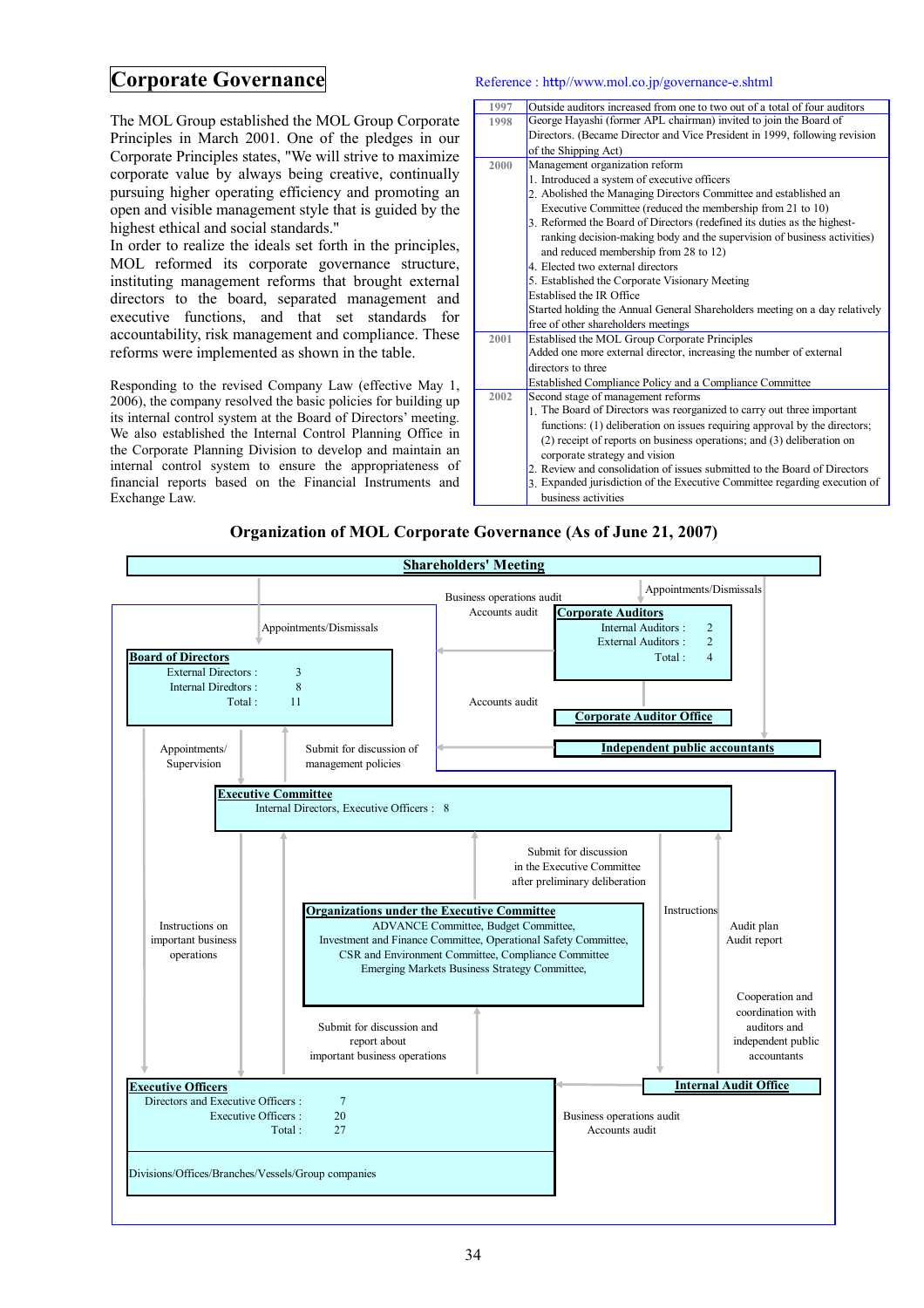# Corporate Governance

The MOL Group established the MOL Group Corporate Principles in March 2001. One of the pledges in our Corporate Principles states, "We will strive to maximize corporate value by always being creative, continually pursuing higher operating efficiency and promoting an open and visible management style that is guided by the highest ethical and social standards."

In order to realize the ideals set forth in the principles, MOL reformed its corporate governance structure, instituting management reforms that brought external directors to the board, separated management and executive functions, and that set standards for accountability, risk management and compliance. These reforms were implemented as shown in the table.

Responding to the revised Company Law (effective May 1, 2006), the company resolved the basic policies for building up its internal control system at the Board of Directors' meeting. We also established the Internal Control Planning Office in the Corporate Planning Division to develop and maintain an internal control system to ensure the appropriateness of financial reports based on the Financial Instruments and Exchange Law.

Reference : http//www.mol.co.jp/governance-e.shtml

| Year | Reform |
|---|---|
| 1997 | Outside auditors increased from one to two out of a total of four auditors |
| 1998 | George Hayashi (former APL chairman) invited to join the Board of Directors. (Became Director and Vice President in 1999, following revision of the Shipping Act) |
| 2000 | Management organization reform<br>1. Introduced a system of executive officers<br>2. Abolished the Managing Directors Committee and established an Executive Committee (reduced the membership from 21 to 10)<br>3. Reformed the Board of Directors (redefined its duties as the highest-ranking decision-making body and the supervision of business activities) and reduced membership from 28 to 12)<br>4. Elected two external directors<br>5. Established the Corporate Visionary Meeting<br>Establised the IR Office<br>Started holding the Annual General Shareholders meeting on a day relatively free of other shareholders meetings |
| 2001 | Estabilsed the MOL Group Corporate Principles<br>Added one more external director, increasing the number of external directors to three<br>Established Compliance Policy and a Compliance Committee |
| 2002 | Second stage of management reforms<br>1. The Board of Directors was reorganized to carry out three important functions: (1) deliberation on issues requiring approval by the directors; (2) receipt of reports on business operations; and (3) deliberation on corporate strategy and vision<br>2. Review and consolidation of issues submitted to the Board of Directors<br>3. Expanded jurisdiction of the Executive Committee regarding execution of business activities |

## Organization of MOL Corporate Governance (As of June 21, 2007)

**Shareholders' Meeting**

- Shareholders' Meeting → Board of Directors: Appointments/Dismissals
- Shareholders' Meeting → Corporate Auditors: Appointments/Dismissals

**Board of Directors**
- External Directors : 3
- Internal Diredtors : 8
- Total : 11

**Corporate Auditors**
- Internal Auditors : 2
- External Auditors : 2
- Total : 4

Corporate Auditors → Board of Directors: Business operations audit / Accounts audit

**Corporate Auditor Office**

**Independent public accountants**

Independent public accountants → Board of Directors: Accounts audit

Board of Directors → Executive Committee: Appointments/ Supervision

Executive Committee → Board of Directors: Submit for discussion of management policies

**Executive Committee**
- Internal Directors, Executive Officers : 8

**Organizations under the Executive Committee**
ADVANCE Committee, Budget Committee, Investment and Finance Committee, Operational Safety Committee, CSR and Environment Committee, Compliance Committee, Emerging Markets Business Strategy Committee,

Organizations under the Executive Committee → Executive Committee: Submit for discussion in the Executive Committee after preliminary deliberation

Executive Committee → Executive Officers: Instructions on important business operations

Executive Officers → Organizations under the Executive Committee: Submit for discussion and report about important business operations

Executive Committee → Internal Audit Office: Instructions

Internal Audit Office → Executive Committee: Audit plan / Audit report

Internal Audit Office: Cooperation and coordination with auditors and independent public accountants

**Internal Audit Office**

Internal Audit Office → Executive Officers: Business operations audit / Accounts audit

**Executive Officers**
- Directors and Executive Officers : 7
- Executive Officers : 20
- Total : 27

Divisions/Offices/Branches/Vessels/Group companies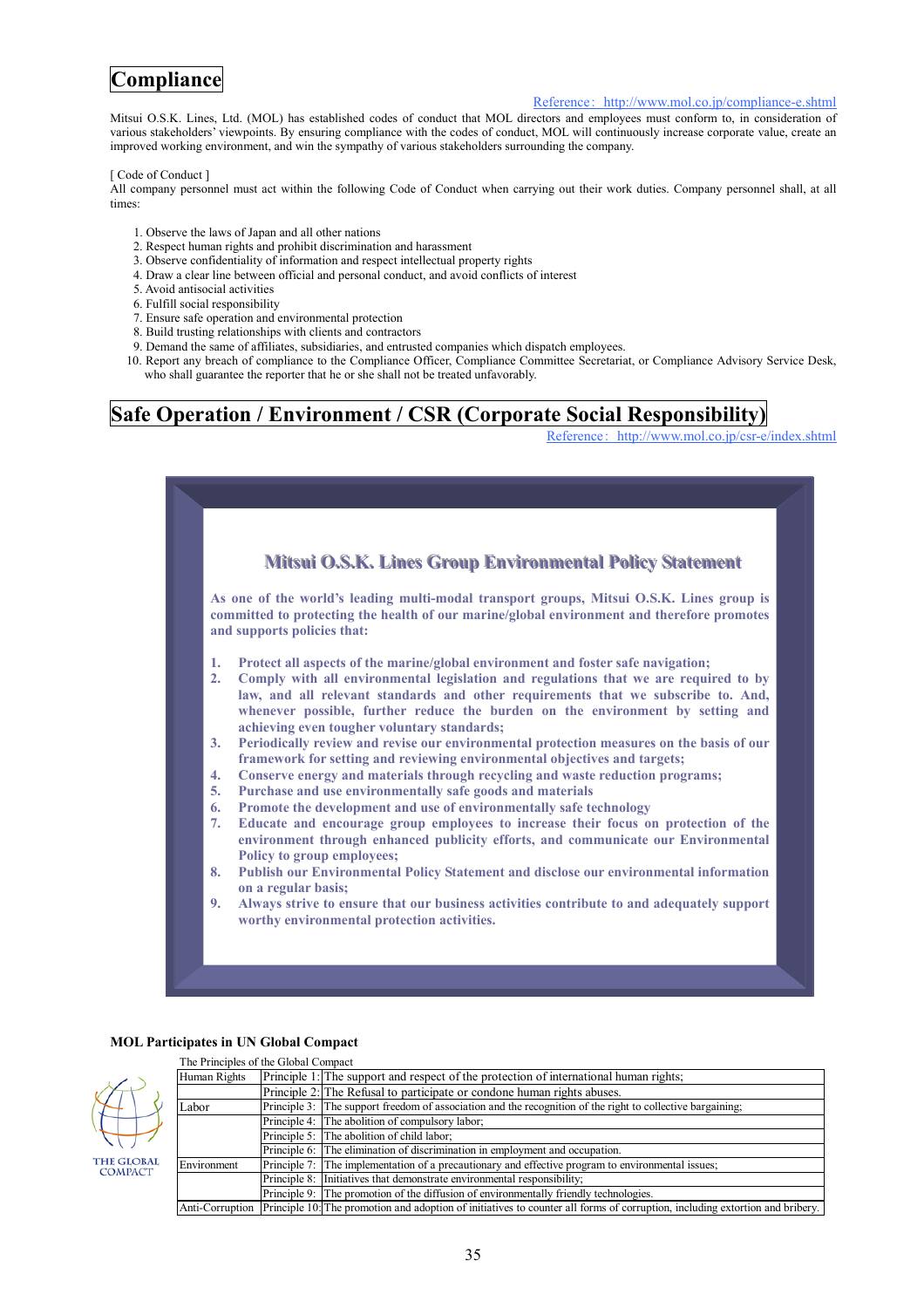# Compliance

Reference：http://www.mol.co.jp/compliance-e.shtml

Mitsui O.S.K. Lines, Ltd. (MOL) has established codes of conduct that MOL directors and employees must conform to, in consideration of various stakeholders' viewpoints. By ensuring compliance with the codes of conduct, MOL will continuously increase corporate value, create an improved working environment, and win the sympathy of various stakeholders surrounding the company.

[ Code of Conduct ]

All company personnel must act within the following Code of Conduct when carrying out their work duties. Company personnel shall, at all times:

1. Observe the laws of Japan and all other nations
2. Respect human rights and prohibit discrimination and harassment
3. Observe confidentiality of information and respect intellectual property rights
4. Draw a clear line between official and personal conduct, and avoid conflicts of interest
5. Avoid antisocial activities
6. Fulfill social responsibility
7. Ensure safe operation and environmental protection
8. Build trusting relationships with clients and contractors
9. Demand the same of affiliates, subsidiaries, and entrusted companies which dispatch employees.
10. Report any breach of compliance to the Compliance Officer, Compliance Committee Secretariat, or Compliance Advisory Service Desk, who shall guarantee the reporter that he or she shall not be treated unfavorably.

# Safe Operation / Environment / CSR (Corporate Social Responsibility)

Reference：http://www.mol.co.jp/csr-e/index.shtml

## Mitsui O.S.K. Lines Group Environmental Policy Statement

**As one of the world's leading multi-modal transport groups, Mitsui O.S.K. Lines group is committed to protecting the health of our marine/global environment and therefore promotes and supports policies that:**

1. **Protect all aspects of the marine/global environment and foster safe navigation;**
2. **Comply with all environmental legislation and regulations that we are required to by law, and all relevant standards and other requirements that we subscribe to. And, whenever possible, further reduce the burden on the environment by setting and achieving even tougher voluntary standards;**
3. **Periodically review and revise our environmental protection measures on the basis of our framework for setting and reviewing environmental objectives and targets;**
4. **Conserve energy and materials through recycling and waste reduction programs;**
5. **Purchase and use environmentally safe goods and materials**
6. **Promote the development and use of environmentally safe technology**
7. **Educate and encourage group employees to increase their focus on protection of the environment through enhanced publicity efforts, and communicate our Environmental Policy to group employees;**
8. **Publish our Environmental Policy Statement and disclose our environmental information on a regular basis;**
9. **Always strive to ensure that our business activities contribute to and adequately support worthy environmental protection activities.**

**MOL Participates in UN Global Compact**

THE GLOBAL COMPACT

The Principles of the Global Compact

| | | |
|---|---|---|
| Human Rights | Principle 1: | The support and respect of the protection of international human rights; |
| | Principle 2: | The Refusal to participate or condone human rights abuses. |
| Labor | Principle 3: | The support freedom of association and the recognition of the right to collective bargaining; |
| | Principle 4: | The abolition of compulsory labor; |
| | Principle 5: | The abolition of child labor; |
| | Principle 6: | The elimination of discrimination in employment and occupation. |
| Environment | Principle 7: | The implementation of a precautionary and effective program to environmental issues; |
| | Principle 8: | Initiatives that demonstrate environmental responsibility; |
| | Principle 9: | The promotion of the diffusion of environmentally friendly technologies. |
| Anti-Corruption | Principle 10: | The promotion and adoption of initiatives to counter all forms of corruption, including extortion and bribery. |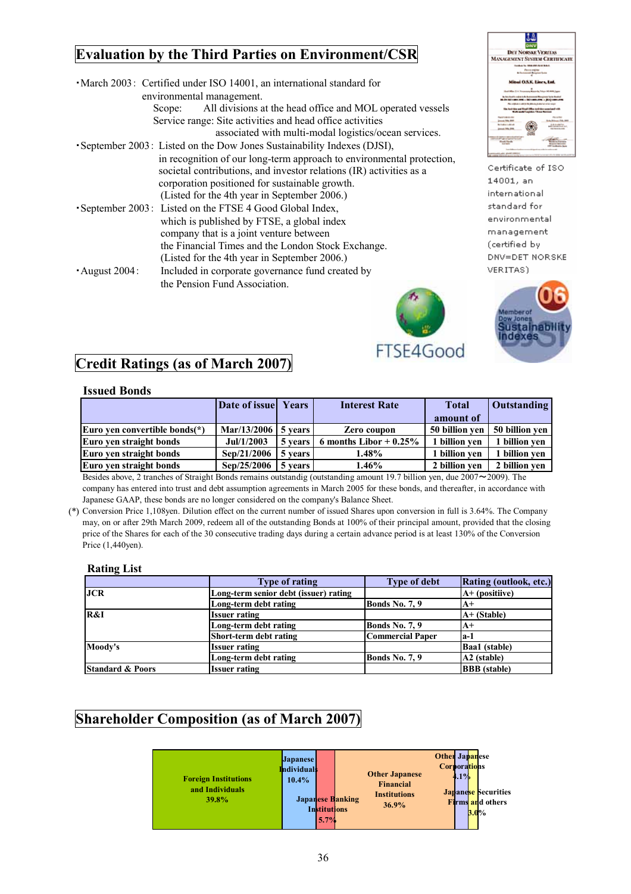## Evaluation by the Third Parties on Environment/CSR

- March 2003: Certified under ISO 14001, an international standard for environmental management.
  Scope: All divisions at the head office and MOL operated vessels
  Service range: Site activities and head office activities associated with multi-modal logistics/ocean services.
- September 2003: Listed on the Dow Jones Sustainability Indexes (DJSI), in recognition of our long-term approach to environmental protection, societal contributions, and investor relations (IR) activities as a corporation positioned for sustainable growth.
  (Listed for the 4th year in September 2006.)
- September 2003: Listed on the FTSE 4 Good Global Index, which is published by FTSE, a global index company that is a joint venture between the Financial Times and the London Stock Exchange.
  (Listed for the 4th year in September 2006.)
- August 2004: Included in corporate governance fund created by the Pension Fund Association.

Certificate of ISO 14001, an international standard for environmental management (certified by DNV=DET NORSKE VERITAS)

FTSE4Good

Member of Dow Jones Sustainability Indexes 06

## Credit Ratings (as of March 2007)

### Issued Bonds

| | Date of issue | Years | Interest Rate | Total amount of | Outstanding |
|---|---|---|---|---|---|
| Euro yen convertible bonds(*) | Mar/13/2006 | 5 years | Zero coupon | 50 billion yen | 50 billion yen |
| Euro yen straight bonds | Jul/1/2003 | 5 years | 6 months Libor + 0.25% | 1 billion yen | 1 billion yen |
| Euro yen straight bonds | Sep/21/2006 | 5 years | 1.48% | 1 billion yen | 1 billion yen |
| Euro yen straight bonds | Sep/25/2006 | 5 years | 1.46% | 2 billion yen | 2 billion yen |

Besides above, 2 tranches of Straight Bonds remains outstandig (outstanding amount 19.7 billion yen, due 2007〜2009). The company has entered into trust and debt assumption agreements in March 2005 for these bonds, and thereafter, in accordance with Japanese GAAP, these bonds are no longer considered on the company's Balance Sheet.

(*) Conversion Price 1,108yen. Dilution effect on the current number of issued Shares upon conversion in full is 3.64%. The Company may, on or after 29th March 2009, redeem all of the outstanding Bonds at 100% of their principal amount, provided that the closing price of the Shares for each of the 30 consecutive trading days during a certain advance period is at least 130% of the Conversion Price (1,440yen).

### Rating List

| | Type of rating | Type of debt | Rating (outlook, etc.) |
|---|---|---|---|
| JCR | Long-term senior debt (issuer) rating | | A+ (positiive) |
| | Long-term debt rating | Bonds No. 7, 9 | A+ |
| R&I | Issuer rating | | A+ (Stable) |
| | Long-term debt rating | Bonds No. 7, 9 | A+ |
| | Short-term debt rating | Commercial Paper | a-1 |
| Moody's | Issuer rating | | Baa1 (stable) |
| | Long-term debt rating | Bonds No. 7, 9 | A2 (stable) |
| Standard & Poors | Issuer rating | | BBB (stable) |

## Shareholder Composition (as of March 2007)

| Shareholder | Share |
|---|---|
| Foreign Institutions and Individuals | 39.8% |
| Japanese Individuals | 10.4% |
| Japanese Banking Institutions | 5.7% |
| Other Japanese Financial Institutions | 36.9% |
| Other Japanese Corporations | 4.1% |
| Japanese Securities Firms and others | 3.0% |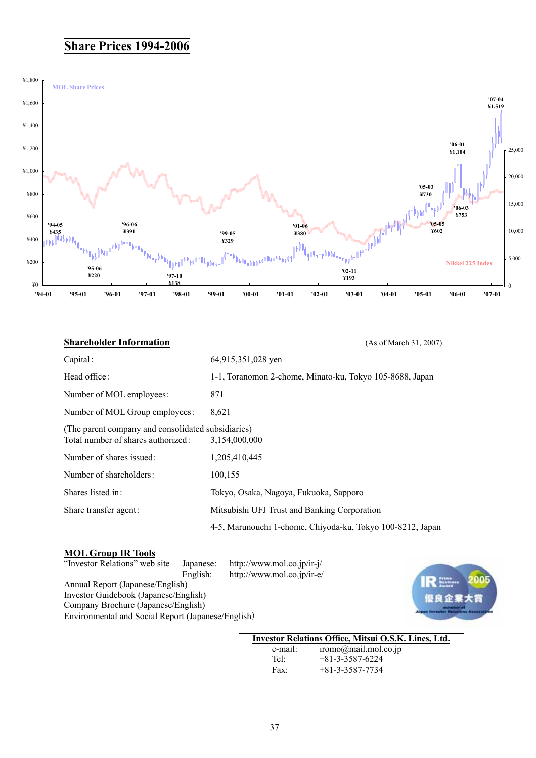# Share Prices 1994-2006

MOL Share Prices

¥1,800
¥1,600
¥1,400
¥1,200
¥1,000
¥800
¥600
¥400
¥200
¥0

'94-05 ¥435
'95-06 ¥220
'96-06 ¥391
'97-10 ¥138
'99-05 ¥329
'01-06 ¥380
'02-11 ¥193
'05-03 ¥730
'05-05 ¥602
'06-01 ¥1,104
'06-03 ¥753
'07-04 ¥1,519

Nikkei 225 Index

25,000
20,000
15,000
10,000
5,000
0

'94-01 '95-01 '96-01 '97-01 '98-01 '99-01 '00-01 '01-01 '02-01 '03-01 '04-01 '05-01 '06-01 '07-01

## Shareholder Information

(As of March 31, 2007)

| | |
|---|---|
| Capital: | 64,915,351,028 yen |
| Head office: | 1-1, Toranomon 2-chome, Minato-ku, Tokyo 105-8688, Japan |
| Number of MOL employees: | 871 |
| Number of MOL Group employees: (The parent company and consolidated subsidiaries) | 8,621 |
| Total number of shares authorized: | 3,154,000,000 |
| Number of shares issued: | 1,205,410,445 |
| Number of shareholders: | 100,155 |
| Shares listed in: | Tokyo, Osaka, Nagoya, Fukuoka, Sapporo |
| Share transfer agent: | Mitsubishi UFJ Trust and Banking Corporation<br>4-5, Marunouchi 1-chome, Chiyoda-ku, Tokyo 100-8212, Japan |

## MOL Group IR Tools

"Investor Relations" web site Japanese: http://www.mol.co.jp/ir-j/
English: http://www.mol.co.jp/ir-e/

Annual Report (Japanese/English)
Investor Guidebook (Japanese/English)
Company Brochure (Japanese/English)
Environmental and Social Report (Japanese/English)

IR Prime Business Award 2005
優良企業大賞
member of Japan Investor Relations Association

**Investor Relations Office, Mitsui O.S.K. Lines, Ltd.**
e-mail: iromo@mail.mol.co.jp
Tel: +81-3-3587-6224
Fax: +81-3-3587-7734